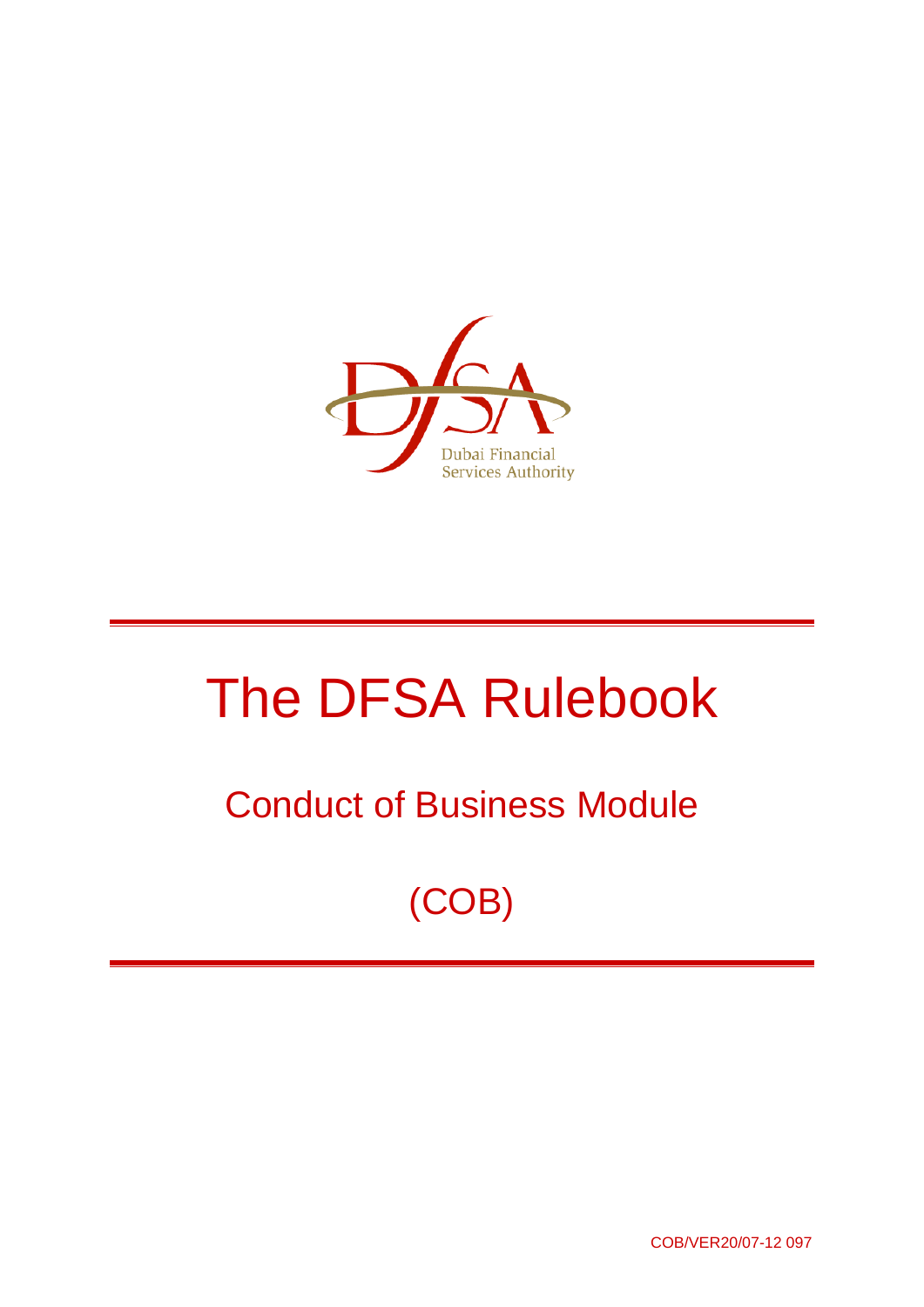Dubai Financial Services Authority

# The DFSA Rulebook

## Conduct of Business Module

## (COB)

COB/VER20/07-12 097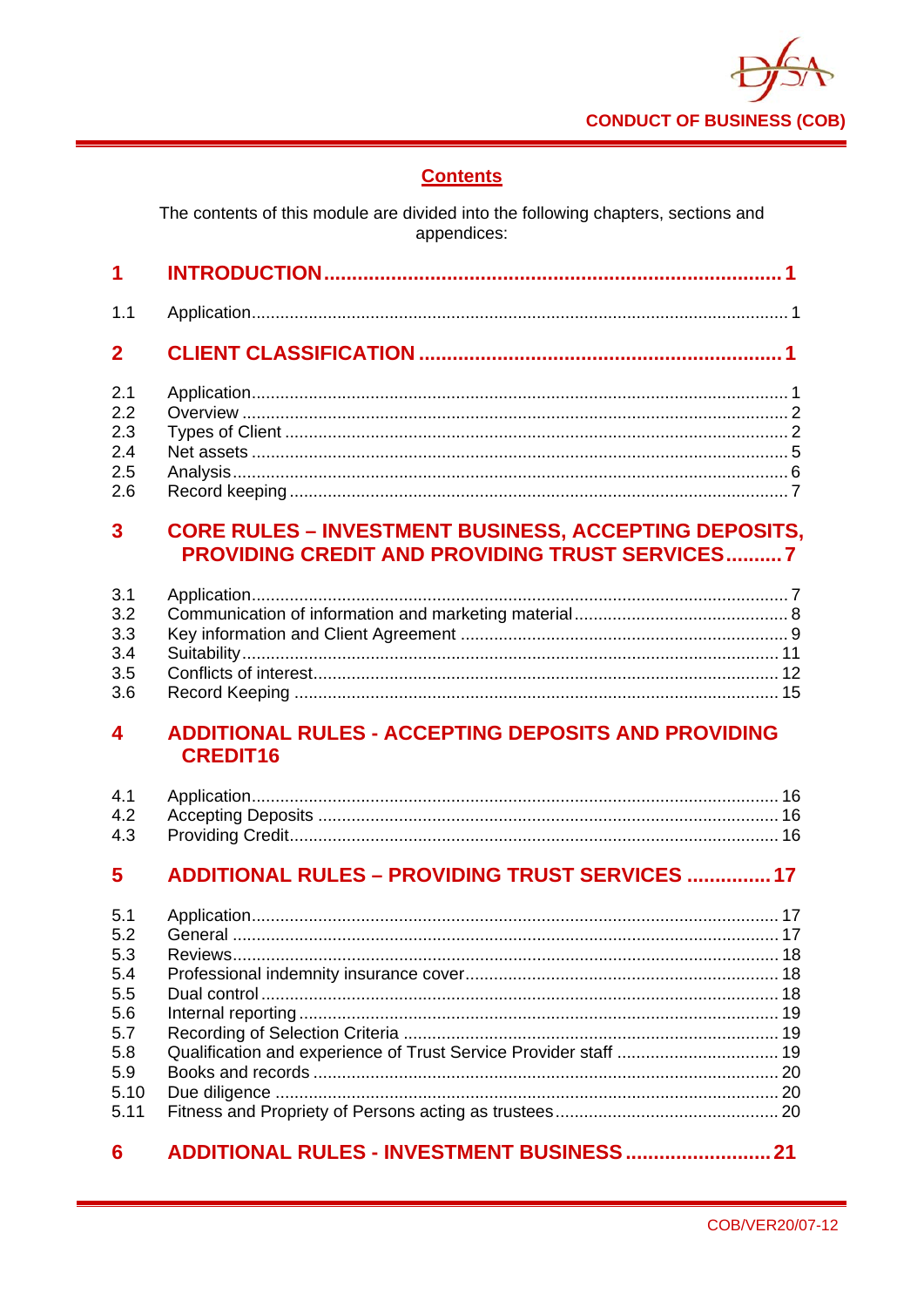## Contents

The contents of this module are divided into the following chapters, sections and appendices:

**1 INTRODUCTION ..... 1**

1.1 Application ..... 1

**2 CLIENT CLASSIFICATION ..... 1**

2.1 Application ..... 1
2.2 Overview ..... 2
2.3 Types of Client ..... 2
2.4 Net assets ..... 5
2.5 Analysis ..... 6
2.6 Record keeping ..... 7

**3 CORE RULES – INVESTMENT BUSINESS, ACCEPTING DEPOSITS, PROVIDING CREDIT AND PROVIDING TRUST SERVICES ..... 7**

3.1 Application ..... 7
3.2 Communication of information and marketing material ..... 8
3.3 Key information and Client Agreement ..... 9
3.4 Suitability ..... 11
3.5 Conflicts of interest ..... 12
3.6 Record Keeping ..... 15

**4 ADDITIONAL RULES - ACCEPTING DEPOSITS AND PROVIDING CREDIT16**

4.1 Application ..... 16
4.2 Accepting Deposits ..... 16
4.3 Providing Credit ..... 16

**5 ADDITIONAL RULES – PROVIDING TRUST SERVICES ..... 17**

5.1 Application ..... 17
5.2 General ..... 17
5.3 Reviews ..... 18
5.4 Professional indemnity insurance cover ..... 18
5.5 Dual control ..... 18
5.6 Internal reporting ..... 19
5.7 Recording of Selection Criteria ..... 19
5.8 Qualification and experience of Trust Service Provider staff ..... 19
5.9 Books and records ..... 20
5.10 Due diligence ..... 20
5.11 Fitness and Propriety of Persons acting as trustees ..... 20

**6 ADDITIONAL RULES - INVESTMENT BUSINESS ..... 21**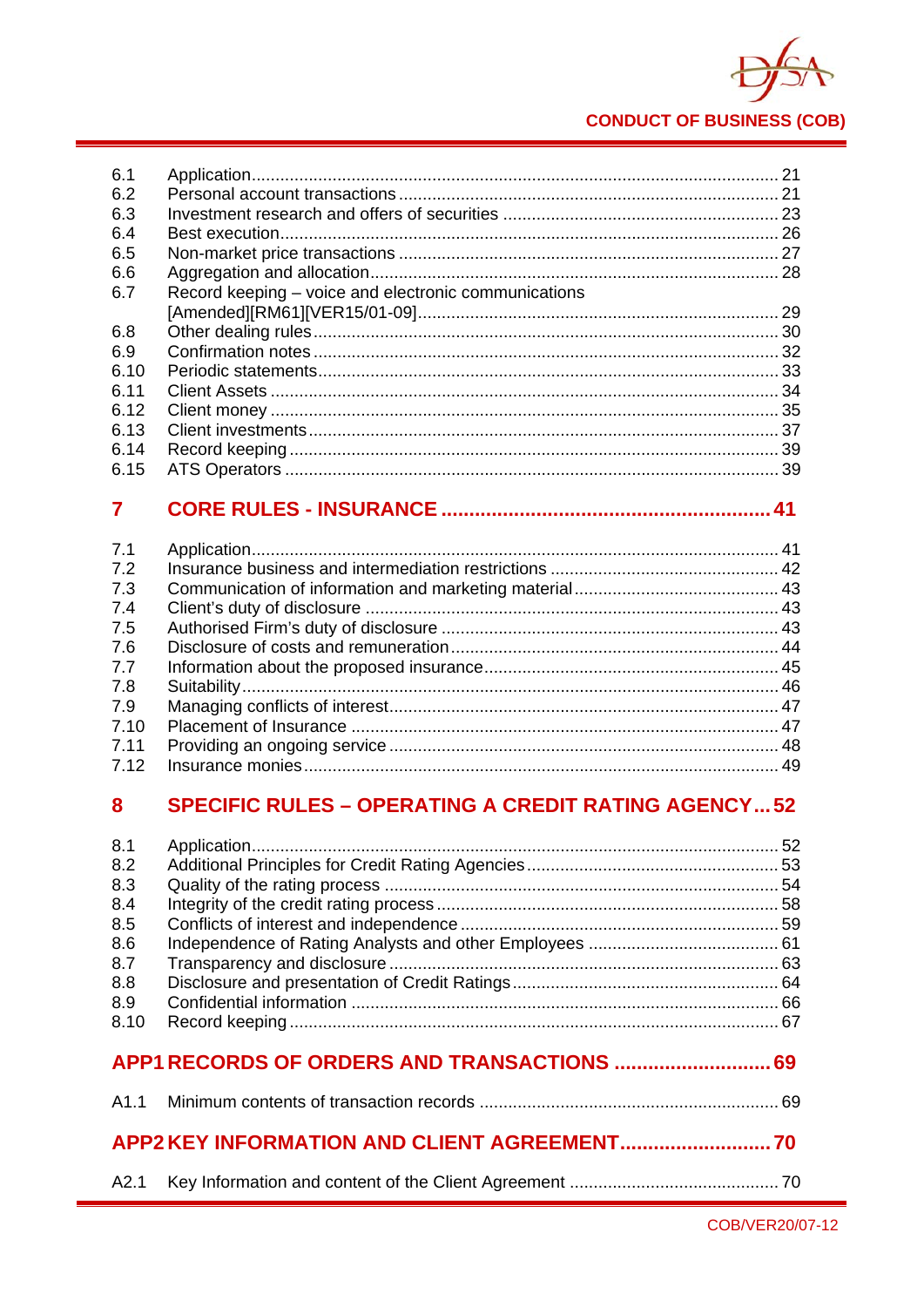| | | |
|---|---|---|
| 6.1 | Application | 21 |
| 6.2 | Personal account transactions | 21 |
| 6.3 | Investment research and offers of securities | 23 |
| 6.4 | Best execution | 26 |
| 6.5 | Non-market price transactions | 27 |
| 6.6 | Aggregation and allocation | 28 |
| 6.7 | Record keeping – voice and electronic communications [Amended][RM61][VER15/01-09] | 29 |
| 6.8 | Other dealing rules | 30 |
| 6.9 | Confirmation notes | 32 |
| 6.10 | Periodic statements | 33 |
| 6.11 | Client Assets | 34 |
| 6.12 | Client money | 35 |
| 6.13 | Client investments | 37 |
| 6.14 | Record keeping | 39 |
| 6.15 | ATS Operators | 39 |

## 7 CORE RULES - INSURANCE .... 41

| | | |
|---|---|---|
| 7.1 | Application | 41 |
| 7.2 | Insurance business and intermediation restrictions | 42 |
| 7.3 | Communication of information and marketing material | 43 |
| 7.4 | Client's duty of disclosure | 43 |
| 7.5 | Authorised Firm's duty of disclosure | 43 |
| 7.6 | Disclosure of costs and remuneration | 44 |
| 7.7 | Information about the proposed insurance | 45 |
| 7.8 | Suitability | 46 |
| 7.9 | Managing conflicts of interest | 47 |
| 7.10 | Placement of Insurance | 47 |
| 7.11 | Providing an ongoing service | 48 |
| 7.12 | Insurance monies | 49 |

## 8 SPECIFIC RULES – OPERATING A CREDIT RATING AGENCY .... 52

| | | |
|---|---|---|
| 8.1 | Application | 52 |
| 8.2 | Additional Principles for Credit Rating Agencies | 53 |
| 8.3 | Quality of the rating process | 54 |
| 8.4 | Integrity of the credit rating process | 58 |
| 8.5 | Conflicts of interest and independence | 59 |
| 8.6 | Independence of Rating Analysts and other Employees | 61 |
| 8.7 | Transparency and disclosure | 63 |
| 8.8 | Disclosure and presentation of Credit Ratings | 64 |
| 8.9 | Confidential information | 66 |
| 8.10 | Record keeping | 67 |

## APP1 RECORDS OF ORDERS AND TRANSACTIONS .... 69

| | | |
|---|---|---|
| A1.1 | Minimum contents of transaction records | 69 |

## APP2 KEY INFORMATION AND CLIENT AGREEMENT .... 70

| | | |
|---|---|---|
| A2.1 | Key Information and content of the Client Agreement | 70 |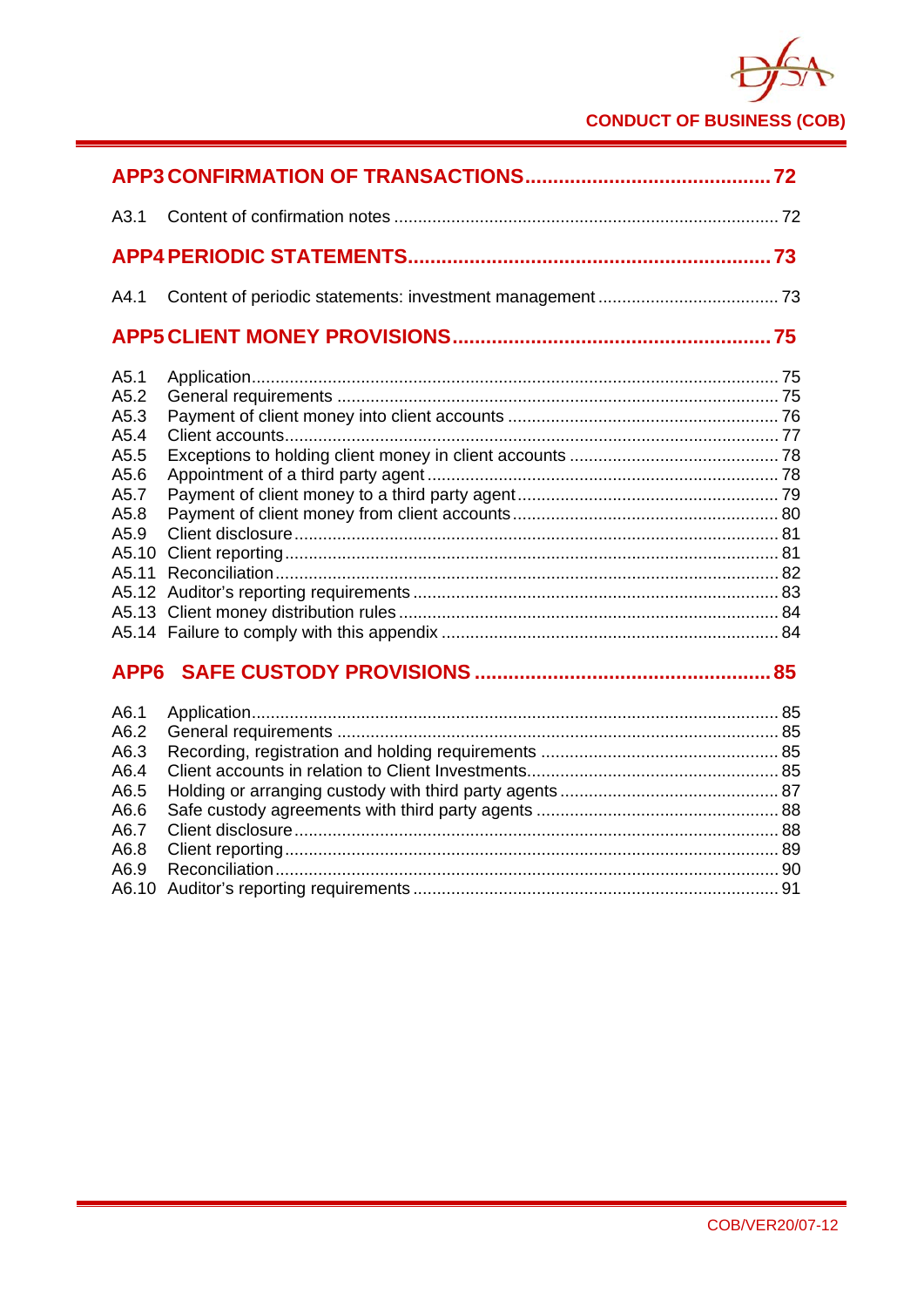**APP3 CONFIRMATION OF TRANSACTIONS .......................................... 72**

A3.1 Content of confirmation notes ................................................................................ 72

**APP4 PERIODIC STATEMENTS ................................................................ 73**

A4.1 Content of periodic statements: investment management ...................................... 73

**APP5 CLIENT MONEY PROVISIONS ....................................................... 75**

A5.1 Application .............................................................................................................. 75
A5.2 General requirements ............................................................................................ 75
A5.3 Payment of client money into client accounts ........................................................ 76
A5.4 Client accounts ....................................................................................................... 77
A5.5 Exceptions to holding client money in client accounts ........................................... 78
A5.6 Appointment of a third party agent ......................................................................... 78
A5.7 Payment of client money to a third party agent ...................................................... 79
A5.8 Payment of client money from client accounts ....................................................... 80
A5.9 Client disclosure ..................................................................................................... 81
A5.10 Client reporting ...................................................................................................... 81
A5.11 Reconciliation ......................................................................................................... 82
A5.12 Auditor's reporting requirements ............................................................................ 83
A5.13 Client money distribution rules ............................................................................... 84
A5.14 Failure to comply with this appendix ...................................................................... 84

**APP6 SAFE CUSTODY PROVISIONS .................................................... 85**

A6.1 Application .............................................................................................................. 85
A6.2 General requirements ............................................................................................ 85
A6.3 Recording, registration and holding requirements ................................................. 85
A6.4 Client accounts in relation to Client Investments .................................................... 85
A6.5 Holding or arranging custody with third party agents ............................................. 87
A6.6 Safe custody agreements with third party agents .................................................. 88
A6.7 Client disclosure ..................................................................................................... 88
A6.8 Client reporting ....................................................................................................... 89
A6.9 Reconciliation ......................................................................................................... 90
A6.10 Auditor's reporting requirements ............................................................................ 91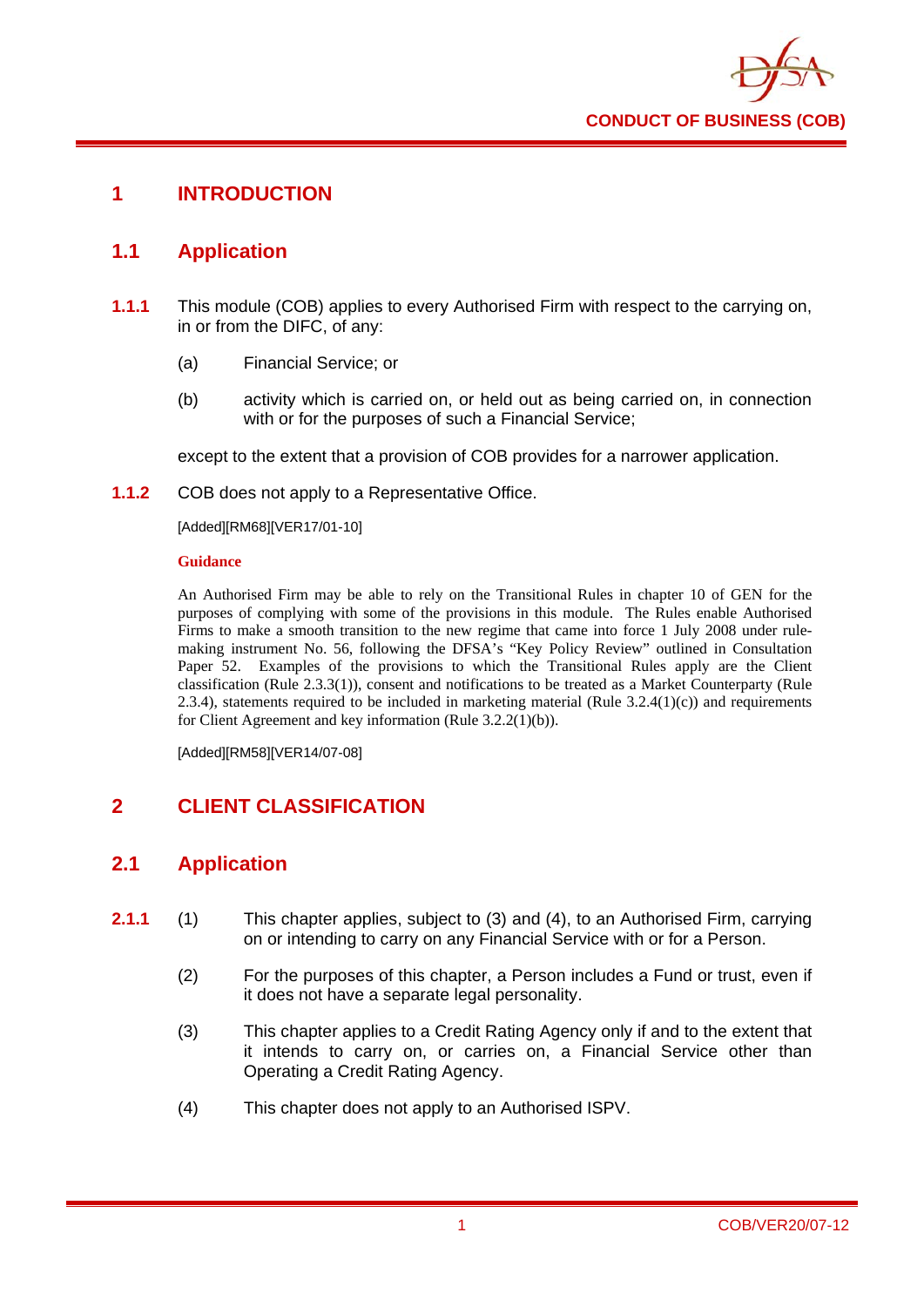# 1 INTRODUCTION

## 1.1 Application

**1.1.1** This module (COB) applies to every Authorised Firm with respect to the carrying on, in or from the DIFC, of any:

(a) Financial Service; or

(b) activity which is carried on, or held out as being carried on, in connection with or for the purposes of such a Financial Service;

except to the extent that a provision of COB provides for a narrower application.

**1.1.2** COB does not apply to a Representative Office.

[Added][RM68][VER17/01-10]

**Guidance**

An Authorised Firm may be able to rely on the Transitional Rules in chapter 10 of GEN for the purposes of complying with some of the provisions in this module. The Rules enable Authorised Firms to make a smooth transition to the new regime that came into force 1 July 2008 under rule-making instrument No. 56, following the DFSA's "Key Policy Review" outlined in Consultation Paper 52. Examples of the provisions to which the Transitional Rules apply are the Client classification (Rule 2.3.3(1)), consent and notifications to be treated as a Market Counterparty (Rule 2.3.4), statements required to be included in marketing material (Rule 3.2.4(1)(c)) and requirements for Client Agreement and key information (Rule 3.2.2(1)(b)).

[Added][RM58][VER14/07-08]

# 2 CLIENT CLASSIFICATION

## 2.1 Application

**2.1.1** (1) This chapter applies, subject to (3) and (4), to an Authorised Firm, carrying on or intending to carry on any Financial Service with or for a Person.

(2) For the purposes of this chapter, a Person includes a Fund or trust, even if it does not have a separate legal personality.

(3) This chapter applies to a Credit Rating Agency only if and to the extent that it intends to carry on, or carries on, a Financial Service other than Operating a Credit Rating Agency.

(4) This chapter does not apply to an Authorised ISPV.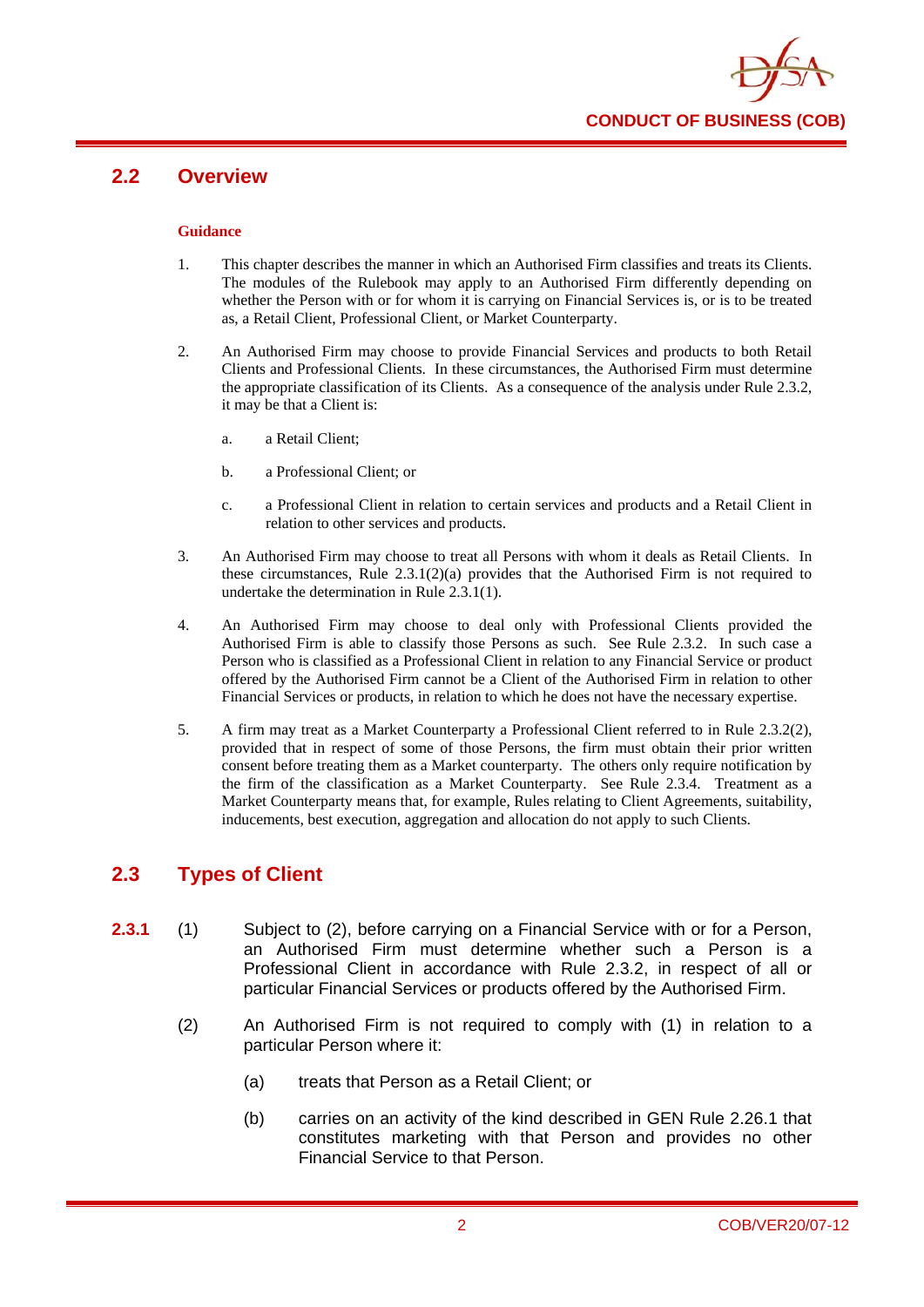## 2.2 Overview

**Guidance**

1. This chapter describes the manner in which an Authorised Firm classifies and treats its Clients. The modules of the Rulebook may apply to an Authorised Firm differently depending on whether the Person with or for whom it is carrying on Financial Services is, or is to be treated as, a Retail Client, Professional Client, or Market Counterparty.

2. An Authorised Firm may choose to provide Financial Services and products to both Retail Clients and Professional Clients. In these circumstances, the Authorised Firm must determine the appropriate classification of its Clients. As a consequence of the analysis under Rule 2.3.2, it may be that a Client is:

   a. a Retail Client;

   b. a Professional Client; or

   c. a Professional Client in relation to certain services and products and a Retail Client in relation to other services and products.

3. An Authorised Firm may choose to treat all Persons with whom it deals as Retail Clients. In these circumstances, Rule 2.3.1(2)(a) provides that the Authorised Firm is not required to undertake the determination in Rule 2.3.1(1).

4. An Authorised Firm may choose to deal only with Professional Clients provided the Authorised Firm is able to classify those Persons as such. See Rule 2.3.2. In such case a Person who is classified as a Professional Client in relation to any Financial Service or product offered by the Authorised Firm cannot be a Client of the Authorised Firm in relation to other Financial Services or products, in relation to which he does not have the necessary expertise.

5. A firm may treat as a Market Counterparty a Professional Client referred to in Rule 2.3.2(2), provided that in respect of some of those Persons, the firm must obtain their prior written consent before treating them as a Market counterparty. The others only require notification by the firm of the classification as a Market Counterparty. See Rule 2.3.4. Treatment as a Market Counterparty means that, for example, Rules relating to Client Agreements, suitability, inducements, best execution, aggregation and allocation do not apply to such Clients.

## 2.3 Types of Client

**2.3.1** (1) Subject to (2), before carrying on a Financial Service with or for a Person, an Authorised Firm must determine whether such a Person is a Professional Client in accordance with Rule 2.3.2, in respect of all or particular Financial Services or products offered by the Authorised Firm.

(2) An Authorised Firm is not required to comply with (1) in relation to a particular Person where it:

  (a) treats that Person as a Retail Client; or

  (b) carries on an activity of the kind described in GEN Rule 2.26.1 that constitutes marketing with that Person and provides no other Financial Service to that Person.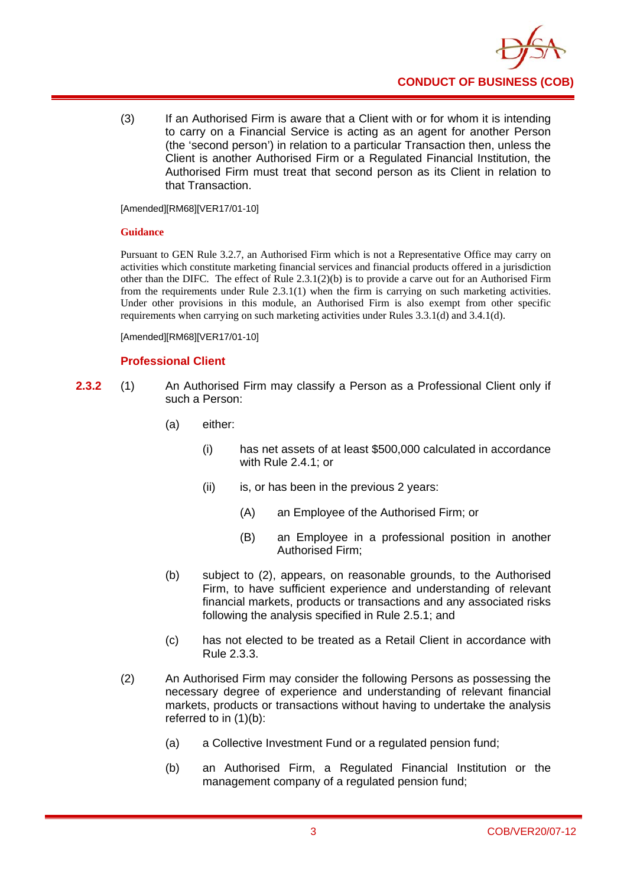(3) If an Authorised Firm is aware that a Client with or for whom it is intending to carry on a Financial Service is acting as an agent for another Person (the 'second person') in relation to a particular Transaction then, unless the Client is another Authorised Firm or a Regulated Financial Institution, the Authorised Firm must treat that second person as its Client in relation to that Transaction.

[Amended][RM68][VER17/01-10]

**Guidance**

Pursuant to GEN Rule 3.2.7, an Authorised Firm which is not a Representative Office may carry on activities which constitute marketing financial services and financial products offered in a jurisdiction other than the DIFC. The effect of Rule 2.3.1(2)(b) is to provide a carve out for an Authorised Firm from the requirements under Rule 2.3.1(1) when the firm is carrying on such marketing activities. Under other provisions in this module, an Authorised Firm is also exempt from other specific requirements when carrying on such marketing activities under Rules 3.3.1(d) and 3.4.1(d).

[Amended][RM68][VER17/01-10]

### Professional Client

**2.3.2** (1) An Authorised Firm may classify a Person as a Professional Client only if such a Person:

(a) either:

(i) has net assets of at least $500,000 calculated in accordance with Rule 2.4.1; or

(ii) is, or has been in the previous 2 years:

(A) an Employee of the Authorised Firm; or

(B) an Employee in a professional position in another Authorised Firm;

(b) subject to (2), appears, on reasonable grounds, to the Authorised Firm, to have sufficient experience and understanding of relevant financial markets, products or transactions and any associated risks following the analysis specified in Rule 2.5.1; and

(c) has not elected to be treated as a Retail Client in accordance with Rule 2.3.3.

(2) An Authorised Firm may consider the following Persons as possessing the necessary degree of experience and understanding of relevant financial markets, products or transactions without having to undertake the analysis referred to in (1)(b):

(a) a Collective Investment Fund or a regulated pension fund;

(b) an Authorised Firm, a Regulated Financial Institution or the management company of a regulated pension fund;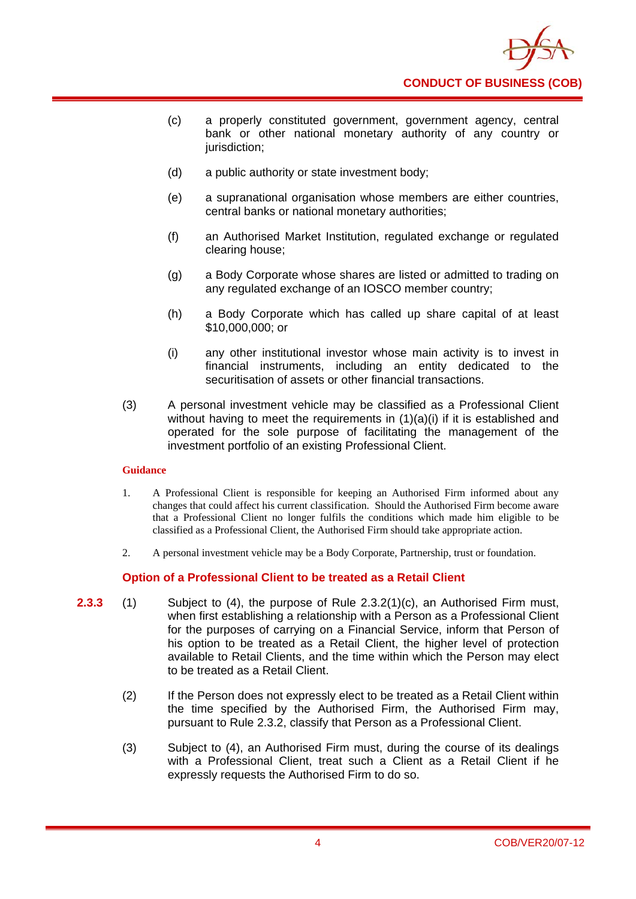(c) a properly constituted government, government agency, central bank or other national monetary authority of any country or jurisdiction;

(d) a public authority or state investment body;

(e) a supranational organisation whose members are either countries, central banks or national monetary authorities;

(f) an Authorised Market Institution, regulated exchange or regulated clearing house;

(g) a Body Corporate whose shares are listed or admitted to trading on any regulated exchange of an IOSCO member country;

(h) a Body Corporate which has called up share capital of at least $10,000,000; or

(i) any other institutional investor whose main activity is to invest in financial instruments, including an entity dedicated to the securitisation of assets or other financial transactions.

(3) A personal investment vehicle may be classified as a Professional Client without having to meet the requirements in (1)(a)(i) if it is established and operated for the sole purpose of facilitating the management of the investment portfolio of an existing Professional Client.

**Guidance**

1. A Professional Client is responsible for keeping an Authorised Firm informed about any changes that could affect his current classification. Should the Authorised Firm become aware that a Professional Client no longer fulfils the conditions which made him eligible to be classified as a Professional Client, the Authorised Firm should take appropriate action.

2. A personal investment vehicle may be a Body Corporate, Partnership, trust or foundation.

### Option of a Professional Client to be treated as a Retail Client

**2.3.3** (1) Subject to (4), the purpose of Rule 2.3.2(1)(c), an Authorised Firm must, when first establishing a relationship with a Person as a Professional Client for the purposes of carrying on a Financial Service, inform that Person of his option to be treated as a Retail Client, the higher level of protection available to Retail Clients, and the time within which the Person may elect to be treated as a Retail Client.

(2) If the Person does not expressly elect to be treated as a Retail Client within the time specified by the Authorised Firm, the Authorised Firm may, pursuant to Rule 2.3.2, classify that Person as a Professional Client.

(3) Subject to (4), an Authorised Firm must, during the course of its dealings with a Professional Client, treat such a Client as a Retail Client if he expressly requests the Authorised Firm to do so.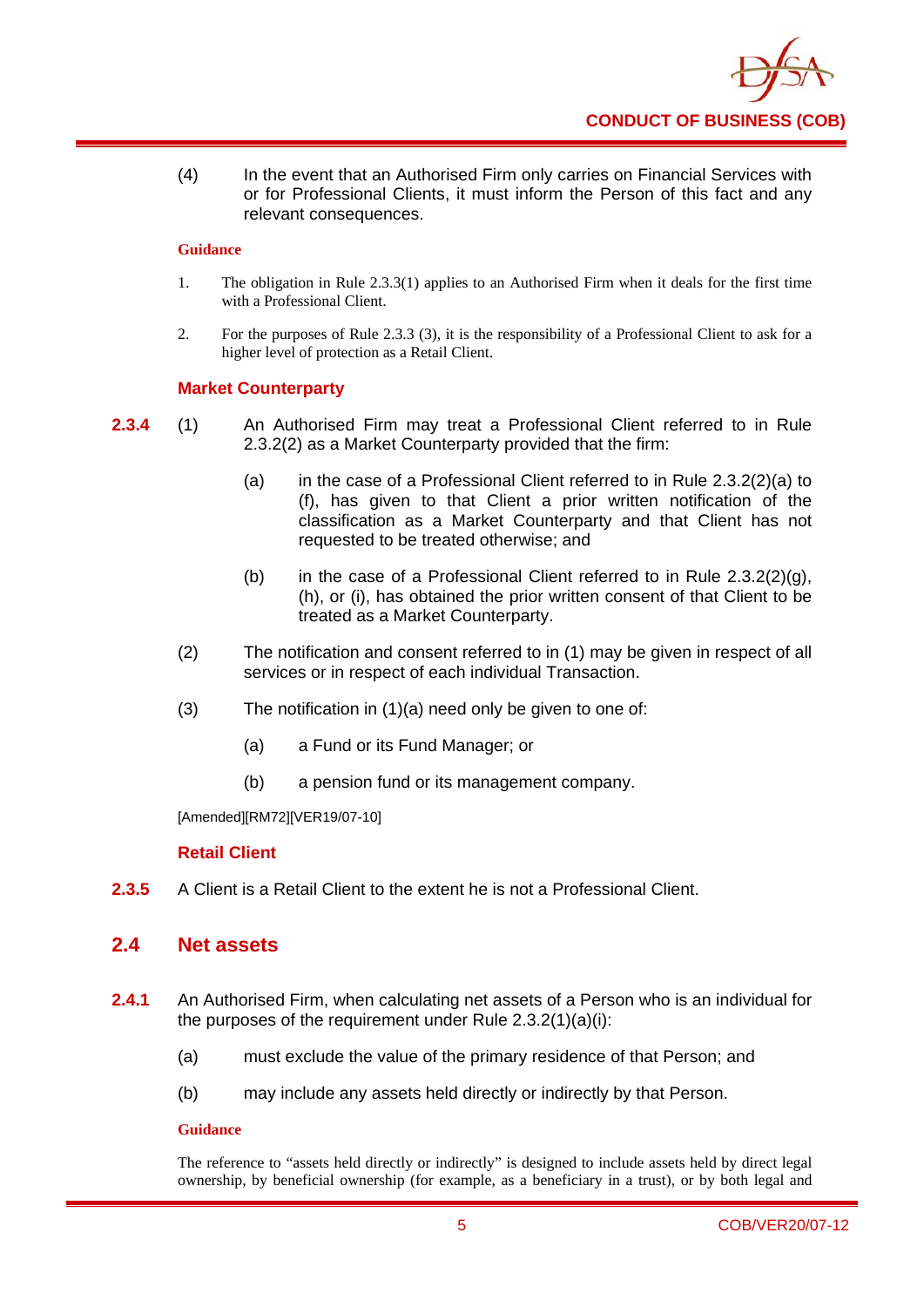(4) In the event that an Authorised Firm only carries on Financial Services with or for Professional Clients, it must inform the Person of this fact and any relevant consequences.

**Guidance**

1. The obligation in Rule 2.3.3(1) applies to an Authorised Firm when it deals for the first time with a Professional Client.

2. For the purposes of Rule 2.3.3 (3), it is the responsibility of a Professional Client to ask for a higher level of protection as a Retail Client.

### Market Counterparty

**2.3.4** (1) An Authorised Firm may treat a Professional Client referred to in Rule 2.3.2(2) as a Market Counterparty provided that the firm:

(a) in the case of a Professional Client referred to in Rule 2.3.2(2)(a) to (f), has given to that Client a prior written notification of the classification as a Market Counterparty and that Client has not requested to be treated otherwise; and

(b) in the case of a Professional Client referred to in Rule 2.3.2(2)(g), (h), or (i), has obtained the prior written consent of that Client to be treated as a Market Counterparty.

(2) The notification and consent referred to in (1) may be given in respect of all services or in respect of each individual Transaction.

(3) The notification in (1)(a) need only be given to one of:

(a) a Fund or its Fund Manager; or

(b) a pension fund or its management company.

[Amended][RM72][VER19/07-10]

### Retail Client

**2.3.5** A Client is a Retail Client to the extent he is not a Professional Client.

## 2.4 Net assets

**2.4.1** An Authorised Firm, when calculating net assets of a Person who is an individual for the purposes of the requirement under Rule 2.3.2(1)(a)(i):

(a) must exclude the value of the primary residence of that Person; and

(b) may include any assets held directly or indirectly by that Person.

**Guidance**

The reference to "assets held directly or indirectly" is designed to include assets held by direct legal ownership, by beneficial ownership (for example, as a beneficiary in a trust), or by both legal and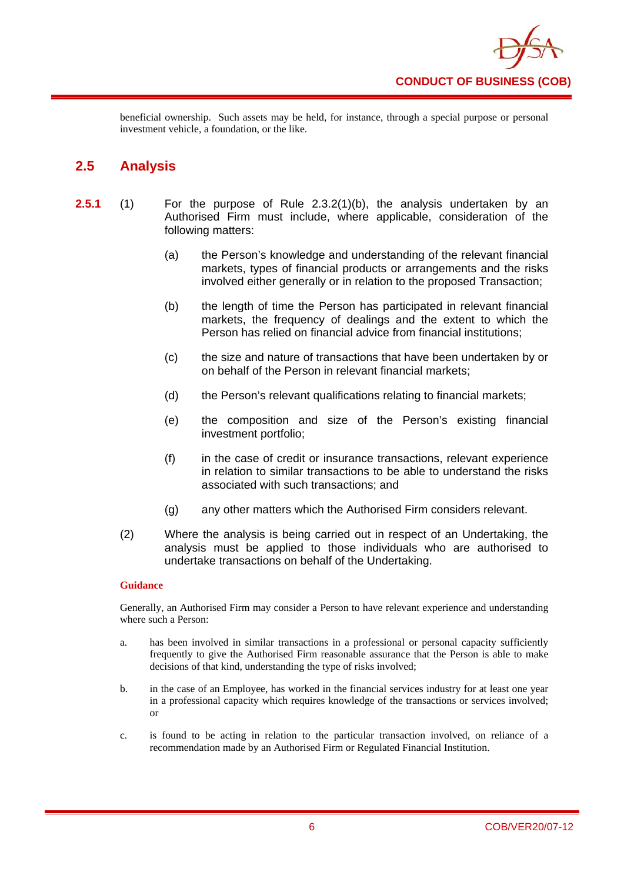beneficial ownership. Such assets may be held, for instance, through a special purpose or personal investment vehicle, a foundation, or the like.

## 2.5 Analysis

**2.5.1** (1) For the purpose of Rule 2.3.2(1)(b), the analysis undertaken by an Authorised Firm must include, where applicable, consideration of the following matters:

(a) the Person's knowledge and understanding of the relevant financial markets, types of financial products or arrangements and the risks involved either generally or in relation to the proposed Transaction;

(b) the length of time the Person has participated in relevant financial markets, the frequency of dealings and the extent to which the Person has relied on financial advice from financial institutions;

(c) the size and nature of transactions that have been undertaken by or on behalf of the Person in relevant financial markets;

(d) the Person's relevant qualifications relating to financial markets;

(e) the composition and size of the Person's existing financial investment portfolio;

(f) in the case of credit or insurance transactions, relevant experience in relation to similar transactions to be able to understand the risks associated with such transactions; and

(g) any other matters which the Authorised Firm considers relevant.

(2) Where the analysis is being carried out in respect of an Undertaking, the analysis must be applied to those individuals who are authorised to undertake transactions on behalf of the Undertaking.

**Guidance**

Generally, an Authorised Firm may consider a Person to have relevant experience and understanding where such a Person:

a. has been involved in similar transactions in a professional or personal capacity sufficiently frequently to give the Authorised Firm reasonable assurance that the Person is able to make decisions of that kind, understanding the type of risks involved;

b. in the case of an Employee, has worked in the financial services industry for at least one year in a professional capacity which requires knowledge of the transactions or services involved; or

c. is found to be acting in relation to the particular transaction involved, on reliance of a recommendation made by an Authorised Firm or Regulated Financial Institution.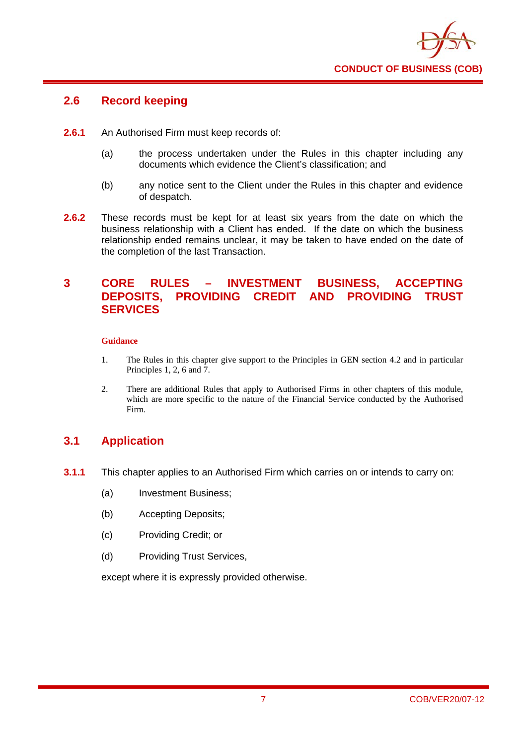## 2.6 Record keeping

**2.6.1** An Authorised Firm must keep records of:

(a) the process undertaken under the Rules in this chapter including any documents which evidence the Client's classification; and

(b) any notice sent to the Client under the Rules in this chapter and evidence of despatch.

**2.6.2** These records must be kept for at least six years from the date on which the business relationship with a Client has ended. If the date on which the business relationship ended remains unclear, it may be taken to have ended on the date of the completion of the last Transaction.

# 3 CORE RULES – INVESTMENT BUSINESS, ACCEPTING DEPOSITS, PROVIDING CREDIT AND PROVIDING TRUST SERVICES

**Guidance**

1. The Rules in this chapter give support to the Principles in GEN section 4.2 and in particular Principles 1, 2, 6 and 7.
2. There are additional Rules that apply to Authorised Firms in other chapters of this module, which are more specific to the nature of the Financial Service conducted by the Authorised Firm.

## 3.1 Application

**3.1.1** This chapter applies to an Authorised Firm which carries on or intends to carry on:

(a) Investment Business;

(b) Accepting Deposits;

(c) Providing Credit; or

(d) Providing Trust Services,

except where it is expressly provided otherwise.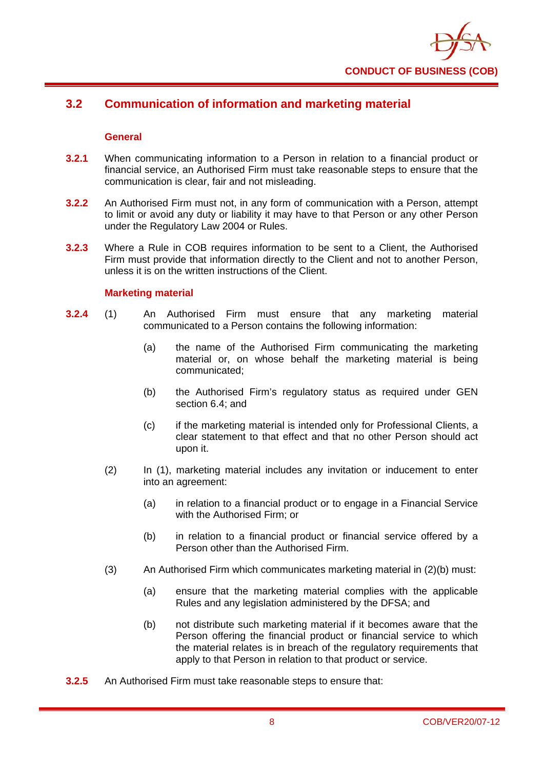## 3.2 Communication of information and marketing material

### General

**3.2.1** When communicating information to a Person in relation to a financial product or financial service, an Authorised Firm must take reasonable steps to ensure that the communication is clear, fair and not misleading.

**3.2.2** An Authorised Firm must not, in any form of communication with a Person, attempt to limit or avoid any duty or liability it may have to that Person or any other Person under the Regulatory Law 2004 or Rules.

**3.2.3** Where a Rule in COB requires information to be sent to a Client, the Authorised Firm must provide that information directly to the Client and not to another Person, unless it is on the written instructions of the Client.

### Marketing material

**3.2.4** (1) An Authorised Firm must ensure that any marketing material communicated to a Person contains the following information:

- (a) the name of the Authorised Firm communicating the marketing material or, on whose behalf the marketing material is being communicated;
- (b) the Authorised Firm's regulatory status as required under GEN section 6.4; and
- (c) if the marketing material is intended only for Professional Clients, a clear statement to that effect and that no other Person should act upon it.

(2) In (1), marketing material includes any invitation or inducement to enter into an agreement:

- (a) in relation to a financial product or to engage in a Financial Service with the Authorised Firm; or
- (b) in relation to a financial product or financial service offered by a Person other than the Authorised Firm.

(3) An Authorised Firm which communicates marketing material in (2)(b) must:

- (a) ensure that the marketing material complies with the applicable Rules and any legislation administered by the DFSA; and
- (b) not distribute such marketing material if it becomes aware that the Person offering the financial product or financial service to which the material relates is in breach of the regulatory requirements that apply to that Person in relation to that product or service.

**3.2.5** An Authorised Firm must take reasonable steps to ensure that: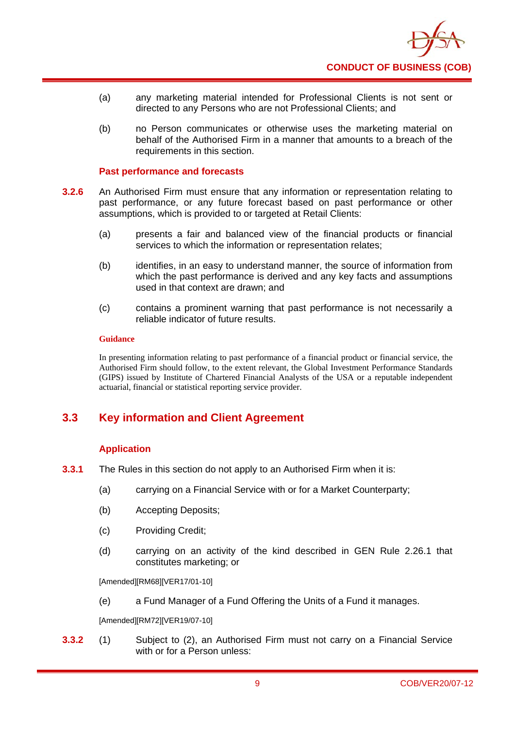(a) any marketing material intended for Professional Clients is not sent or directed to any Persons who are not Professional Clients; and

(b) no Person communicates or otherwise uses the marketing material on behalf of the Authorised Firm in a manner that amounts to a breach of the requirements in this section.

#### Past performance and forecasts

**3.2.6** An Authorised Firm must ensure that any information or representation relating to past performance, or any future forecast based on past performance or other assumptions, which is provided to or targeted at Retail Clients:

(a) presents a fair and balanced view of the financial products or financial services to which the information or representation relates;

(b) identifies, in an easy to understand manner, the source of information from which the past performance is derived and any key facts and assumptions used in that context are drawn; and

(c) contains a prominent warning that past performance is not necessarily a reliable indicator of future results.

**Guidance**

In presenting information relating to past performance of a financial product or financial service, the Authorised Firm should follow, to the extent relevant, the Global Investment Performance Standards (GIPS) issued by Institute of Chartered Financial Analysts of the USA or a reputable independent actuarial, financial or statistical reporting service provider.

## 3.3 Key information and Client Agreement

#### Application

**3.3.1** The Rules in this section do not apply to an Authorised Firm when it is:

(a) carrying on a Financial Service with or for a Market Counterparty;

(b) Accepting Deposits;

(c) Providing Credit;

(d) carrying on an activity of the kind described in GEN Rule 2.26.1 that constitutes marketing; or

[Amended][RM68][VER17/01-10]

(e) a Fund Manager of a Fund Offering the Units of a Fund it manages.

[Amended][RM72][VER19/07-10]

**3.3.2** (1) Subject to (2), an Authorised Firm must not carry on a Financial Service with or for a Person unless: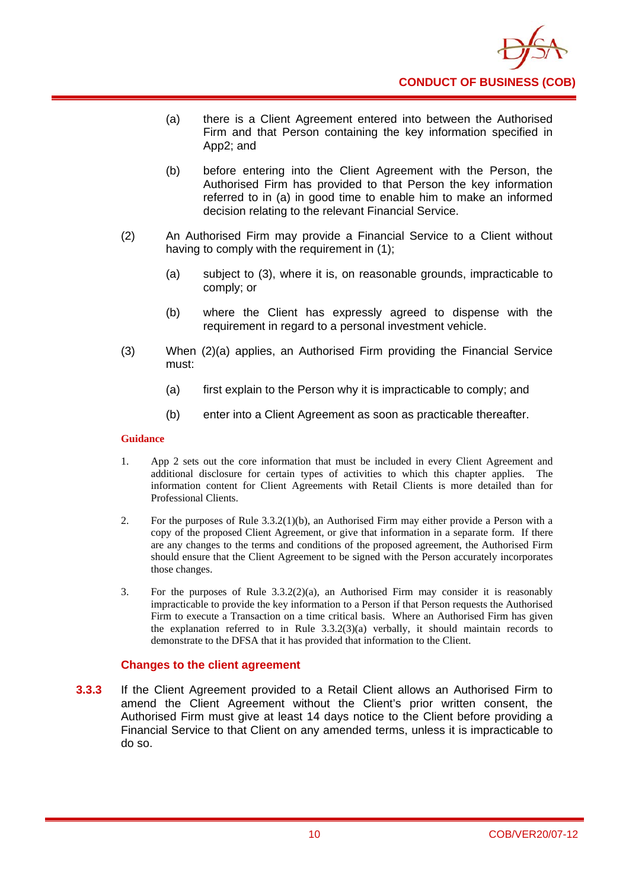(a) there is a Client Agreement entered into between the Authorised Firm and that Person containing the key information specified in App2; and

(b) before entering into the Client Agreement with the Person, the Authorised Firm has provided to that Person the key information referred to in (a) in good time to enable him to make an informed decision relating to the relevant Financial Service.

(2) An Authorised Firm may provide a Financial Service to a Client without having to comply with the requirement in (1);

(a) subject to (3), where it is, on reasonable grounds, impracticable to comply; or

(b) where the Client has expressly agreed to dispense with the requirement in regard to a personal investment vehicle.

(3) When (2)(a) applies, an Authorised Firm providing the Financial Service must:

(a) first explain to the Person why it is impracticable to comply; and

(b) enter into a Client Agreement as soon as practicable thereafter.

**Guidance**

1. App 2 sets out the core information that must be included in every Client Agreement and additional disclosure for certain types of activities to which this chapter applies. The information content for Client Agreements with Retail Clients is more detailed than for Professional Clients.

2. For the purposes of Rule 3.3.2(1)(b), an Authorised Firm may either provide a Person with a copy of the proposed Client Agreement, or give that information in a separate form. If there are any changes to the terms and conditions of the proposed agreement, the Authorised Firm should ensure that the Client Agreement to be signed with the Person accurately incorporates those changes.

3. For the purposes of Rule 3.3.2(2)(a), an Authorised Firm may consider it is reasonably impracticable to provide the key information to a Person if that Person requests the Authorised Firm to execute a Transaction on a time critical basis. Where an Authorised Firm has given the explanation referred to in Rule 3.3.2(3)(a) verbally, it should maintain records to demonstrate to the DFSA that it has provided that information to the Client.

### Changes to the client agreement

**3.3.3** If the Client Agreement provided to a Retail Client allows an Authorised Firm to amend the Client Agreement without the Client's prior written consent, the Authorised Firm must give at least 14 days notice to the Client before providing a Financial Service to that Client on any amended terms, unless it is impracticable to do so.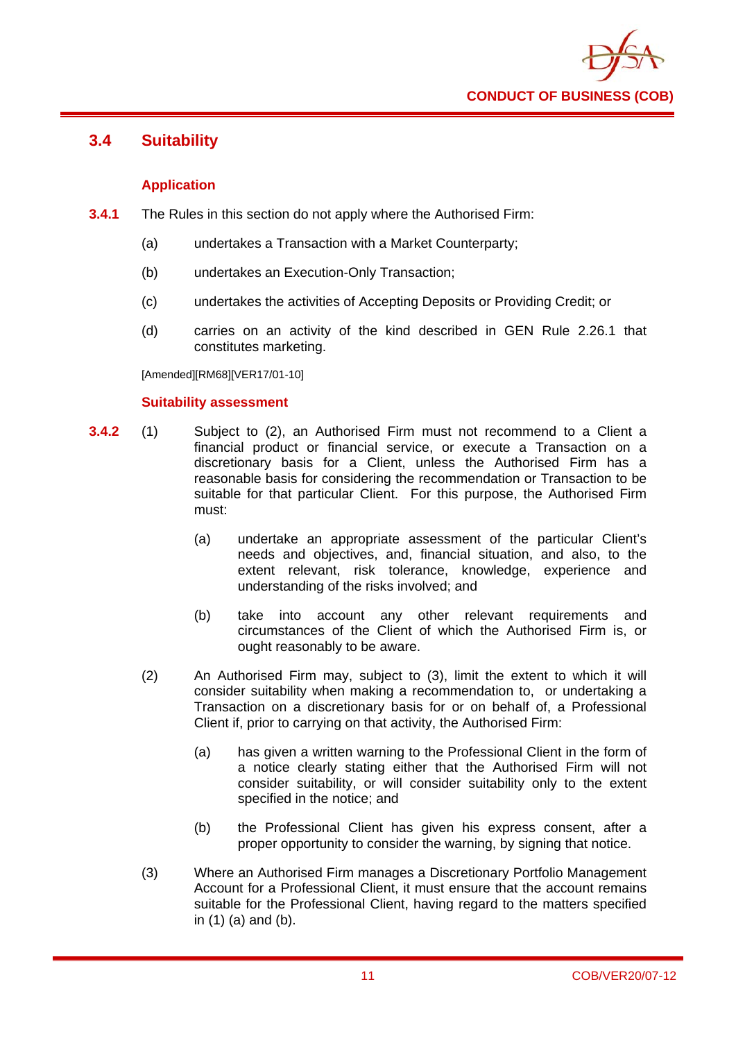## 3.4 Suitability

### Application

**3.4.1** The Rules in this section do not apply where the Authorised Firm:

(a) undertakes a Transaction with a Market Counterparty;

(b) undertakes an Execution-Only Transaction;

(c) undertakes the activities of Accepting Deposits or Providing Credit; or

(d) carries on an activity of the kind described in GEN Rule 2.26.1 that constitutes marketing.

[Amended][RM68][VER17/01-10]

### Suitability assessment

**3.4.2** (1) Subject to (2), an Authorised Firm must not recommend to a Client a financial product or financial service, or execute a Transaction on a discretionary basis for a Client, unless the Authorised Firm has a reasonable basis for considering the recommendation or Transaction to be suitable for that particular Client. For this purpose, the Authorised Firm must:

(a) undertake an appropriate assessment of the particular Client's needs and objectives, and, financial situation, and also, to the extent relevant, risk tolerance, knowledge, experience and understanding of the risks involved; and

(b) take into account any other relevant requirements and circumstances of the Client of which the Authorised Firm is, or ought reasonably to be aware.

(2) An Authorised Firm may, subject to (3), limit the extent to which it will consider suitability when making a recommendation to, or undertaking a Transaction on a discretionary basis for or on behalf of, a Professional Client if, prior to carrying on that activity, the Authorised Firm:

(a) has given a written warning to the Professional Client in the form of a notice clearly stating either that the Authorised Firm will not consider suitability, or will consider suitability only to the extent specified in the notice; and

(b) the Professional Client has given his express consent, after a proper opportunity to consider the warning, by signing that notice.

(3) Where an Authorised Firm manages a Discretionary Portfolio Management Account for a Professional Client, it must ensure that the account remains suitable for the Professional Client, having regard to the matters specified in (1) (a) and (b).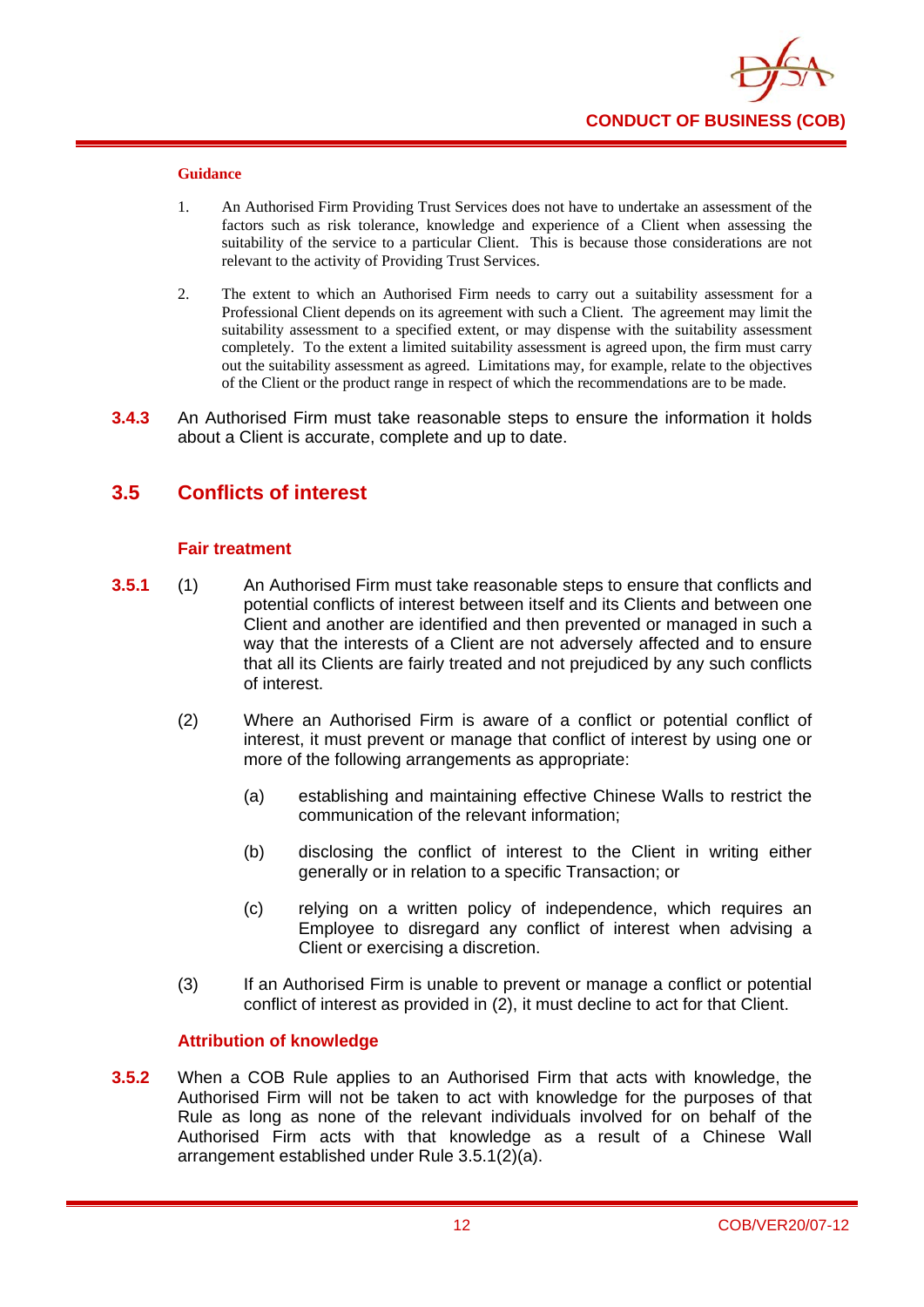**Guidance**

1. An Authorised Firm Providing Trust Services does not have to undertake an assessment of the factors such as risk tolerance, knowledge and experience of a Client when assessing the suitability of the service to a particular Client. This is because those considerations are not relevant to the activity of Providing Trust Services.

2. The extent to which an Authorised Firm needs to carry out a suitability assessment for a Professional Client depends on its agreement with such a Client. The agreement may limit the suitability assessment to a specified extent, or may dispense with the suitability assessment completely. To the extent a limited suitability assessment is agreed upon, the firm must carry out the suitability assessment as agreed. Limitations may, for example, relate to the objectives of the Client or the product range in respect of which the recommendations are to be made.

**3.4.3** An Authorised Firm must take reasonable steps to ensure the information it holds about a Client is accurate, complete and up to date.

## 3.5 Conflicts of interest

### Fair treatment

**3.5.1** (1) An Authorised Firm must take reasonable steps to ensure that conflicts and potential conflicts of interest between itself and its Clients and between one Client and another are identified and then prevented or managed in such a way that the interests of a Client are not adversely affected and to ensure that all its Clients are fairly treated and not prejudiced by any such conflicts of interest.

(2) Where an Authorised Firm is aware of a conflict or potential conflict of interest, it must prevent or manage that conflict of interest by using one or more of the following arrangements as appropriate:

(a) establishing and maintaining effective Chinese Walls to restrict the communication of the relevant information;

(b) disclosing the conflict of interest to the Client in writing either generally or in relation to a specific Transaction; or

(c) relying on a written policy of independence, which requires an Employee to disregard any conflict of interest when advising a Client or exercising a discretion.

(3) If an Authorised Firm is unable to prevent or manage a conflict or potential conflict of interest as provided in (2), it must decline to act for that Client.

### Attribution of knowledge

**3.5.2** When a COB Rule applies to an Authorised Firm that acts with knowledge, the Authorised Firm will not be taken to act with knowledge for the purposes of that Rule as long as none of the relevant individuals involved for on behalf of the Authorised Firm acts with that knowledge as a result of a Chinese Wall arrangement established under Rule 3.5.1(2)(a).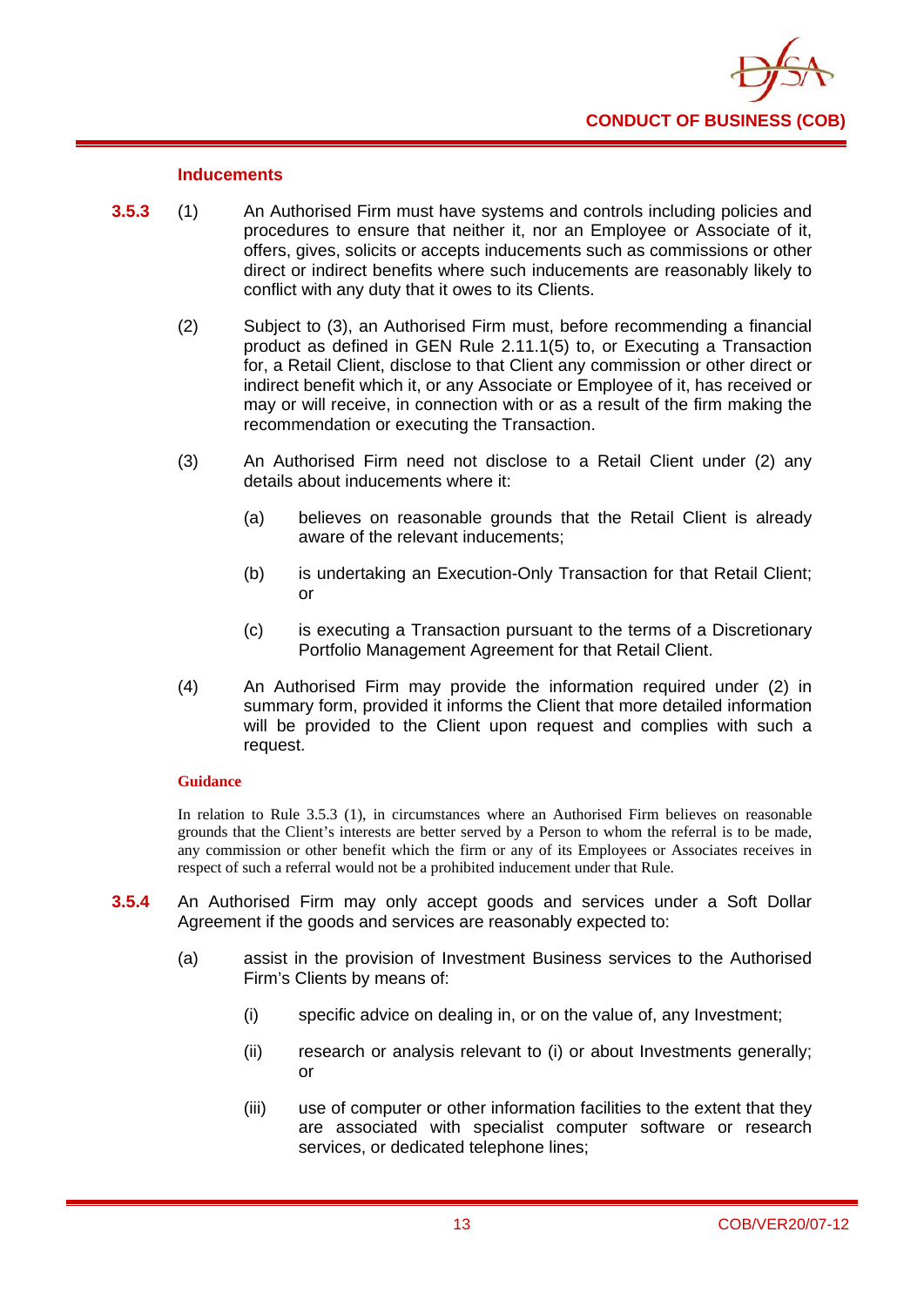### Inducements

**3.5.3** (1) An Authorised Firm must have systems and controls including policies and procedures to ensure that neither it, nor an Employee or Associate of it, offers, gives, solicits or accepts inducements such as commissions or other direct or indirect benefits where such inducements are reasonably likely to conflict with any duty that it owes to its Clients.

(2) Subject to (3), an Authorised Firm must, before recommending a financial product as defined in GEN Rule 2.11.1(5) to, or Executing a Transaction for, a Retail Client, disclose to that Client any commission or other direct or indirect benefit which it, or any Associate or Employee of it, has received or may or will receive, in connection with or as a result of the firm making the recommendation or executing the Transaction.

(3) An Authorised Firm need not disclose to a Retail Client under (2) any details about inducements where it:

(a) believes on reasonable grounds that the Retail Client is already aware of the relevant inducements;

(b) is undertaking an Execution-Only Transaction for that Retail Client; or

(c) is executing a Transaction pursuant to the terms of a Discretionary Portfolio Management Agreement for that Retail Client.

(4) An Authorised Firm may provide the information required under (2) in summary form, provided it informs the Client that more detailed information will be provided to the Client upon request and complies with such a request.

**Guidance**

In relation to Rule 3.5.3 (1), in circumstances where an Authorised Firm believes on reasonable grounds that the Client's interests are better served by a Person to whom the referral is to be made, any commission or other benefit which the firm or any of its Employees or Associates receives in respect of such a referral would not be a prohibited inducement under that Rule.

**3.5.4** An Authorised Firm may only accept goods and services under a Soft Dollar Agreement if the goods and services are reasonably expected to:

(a) assist in the provision of Investment Business services to the Authorised Firm's Clients by means of:

(i) specific advice on dealing in, or on the value of, any Investment;

(ii) research or analysis relevant to (i) or about Investments generally; or

(iii) use of computer or other information facilities to the extent that they are associated with specialist computer software or research services, or dedicated telephone lines;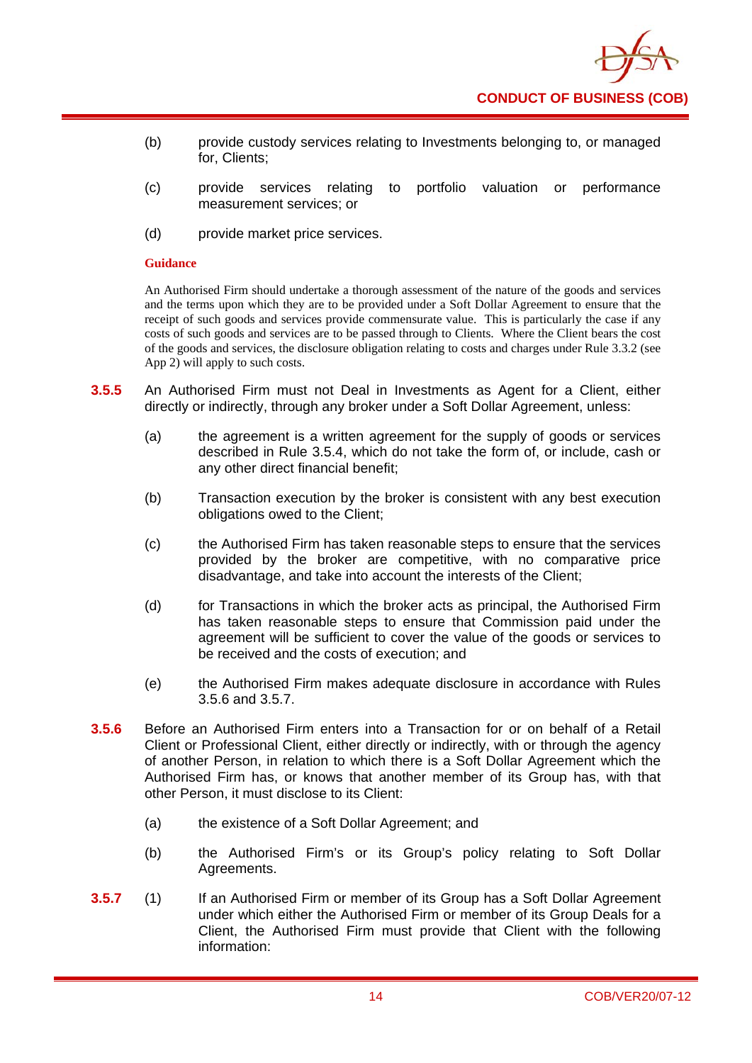(b) provide custody services relating to Investments belonging to, or managed for, Clients;

(c) provide services relating to portfolio valuation or performance measurement services; or

(d) provide market price services.

**Guidance**

An Authorised Firm should undertake a thorough assessment of the nature of the goods and services and the terms upon which they are to be provided under a Soft Dollar Agreement to ensure that the receipt of such goods and services provide commensurate value. This is particularly the case if any costs of such goods and services are to be passed through to Clients. Where the Client bears the cost of the goods and services, the disclosure obligation relating to costs and charges under Rule 3.3.2 (see App 2) will apply to such costs.

**3.5.5** An Authorised Firm must not Deal in Investments as Agent for a Client, either directly or indirectly, through any broker under a Soft Dollar Agreement, unless:

(a) the agreement is a written agreement for the supply of goods or services described in Rule 3.5.4, which do not take the form of, or include, cash or any other direct financial benefit;

(b) Transaction execution by the broker is consistent with any best execution obligations owed to the Client;

(c) the Authorised Firm has taken reasonable steps to ensure that the services provided by the broker are competitive, with no comparative price disadvantage, and take into account the interests of the Client;

(d) for Transactions in which the broker acts as principal, the Authorised Firm has taken reasonable steps to ensure that Commission paid under the agreement will be sufficient to cover the value of the goods or services to be received and the costs of execution; and

(e) the Authorised Firm makes adequate disclosure in accordance with Rules 3.5.6 and 3.5.7.

**3.5.6** Before an Authorised Firm enters into a Transaction for or on behalf of a Retail Client or Professional Client, either directly or indirectly, with or through the agency of another Person, in relation to which there is a Soft Dollar Agreement which the Authorised Firm has, or knows that another member of its Group has, with that other Person, it must disclose to its Client:

(a) the existence of a Soft Dollar Agreement; and

(b) the Authorised Firm's or its Group's policy relating to Soft Dollar Agreements.

**3.5.7** (1) If an Authorised Firm or member of its Group has a Soft Dollar Agreement under which either the Authorised Firm or member of its Group Deals for a Client, the Authorised Firm must provide that Client with the following information: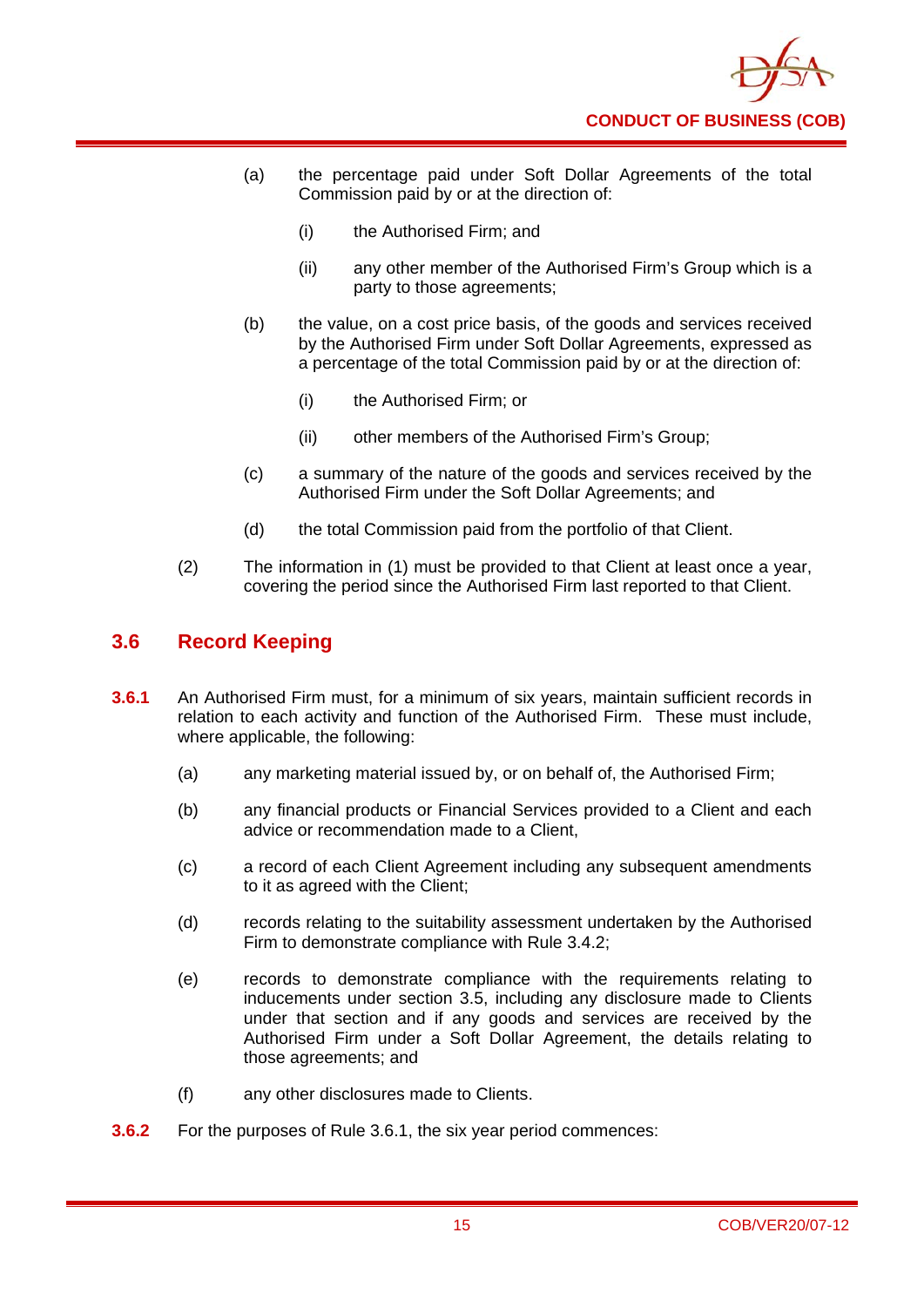(a) the percentage paid under Soft Dollar Agreements of the total Commission paid by or at the direction of:

 (i) the Authorised Firm; and

 (ii) any other member of the Authorised Firm's Group which is a party to those agreements;

(b) the value, on a cost price basis, of the goods and services received by the Authorised Firm under Soft Dollar Agreements, expressed as a percentage of the total Commission paid by or at the direction of:

 (i) the Authorised Firm; or

 (ii) other members of the Authorised Firm's Group;

(c) a summary of the nature of the goods and services received by the Authorised Firm under the Soft Dollar Agreements; and

(d) the total Commission paid from the portfolio of that Client.

(2) The information in (1) must be provided to that Client at least once a year, covering the period since the Authorised Firm last reported to that Client.

## 3.6 Record Keeping

**3.6.1** An Authorised Firm must, for a minimum of six years, maintain sufficient records in relation to each activity and function of the Authorised Firm. These must include, where applicable, the following:

(a) any marketing material issued by, or on behalf of, the Authorised Firm;

(b) any financial products or Financial Services provided to a Client and each advice or recommendation made to a Client,

(c) a record of each Client Agreement including any subsequent amendments to it as agreed with the Client;

(d) records relating to the suitability assessment undertaken by the Authorised Firm to demonstrate compliance with Rule 3.4.2;

(e) records to demonstrate compliance with the requirements relating to inducements under section 3.5, including any disclosure made to Clients under that section and if any goods and services are received by the Authorised Firm under a Soft Dollar Agreement, the details relating to those agreements; and

(f) any other disclosures made to Clients.

**3.6.2** For the purposes of Rule 3.6.1, the six year period commences: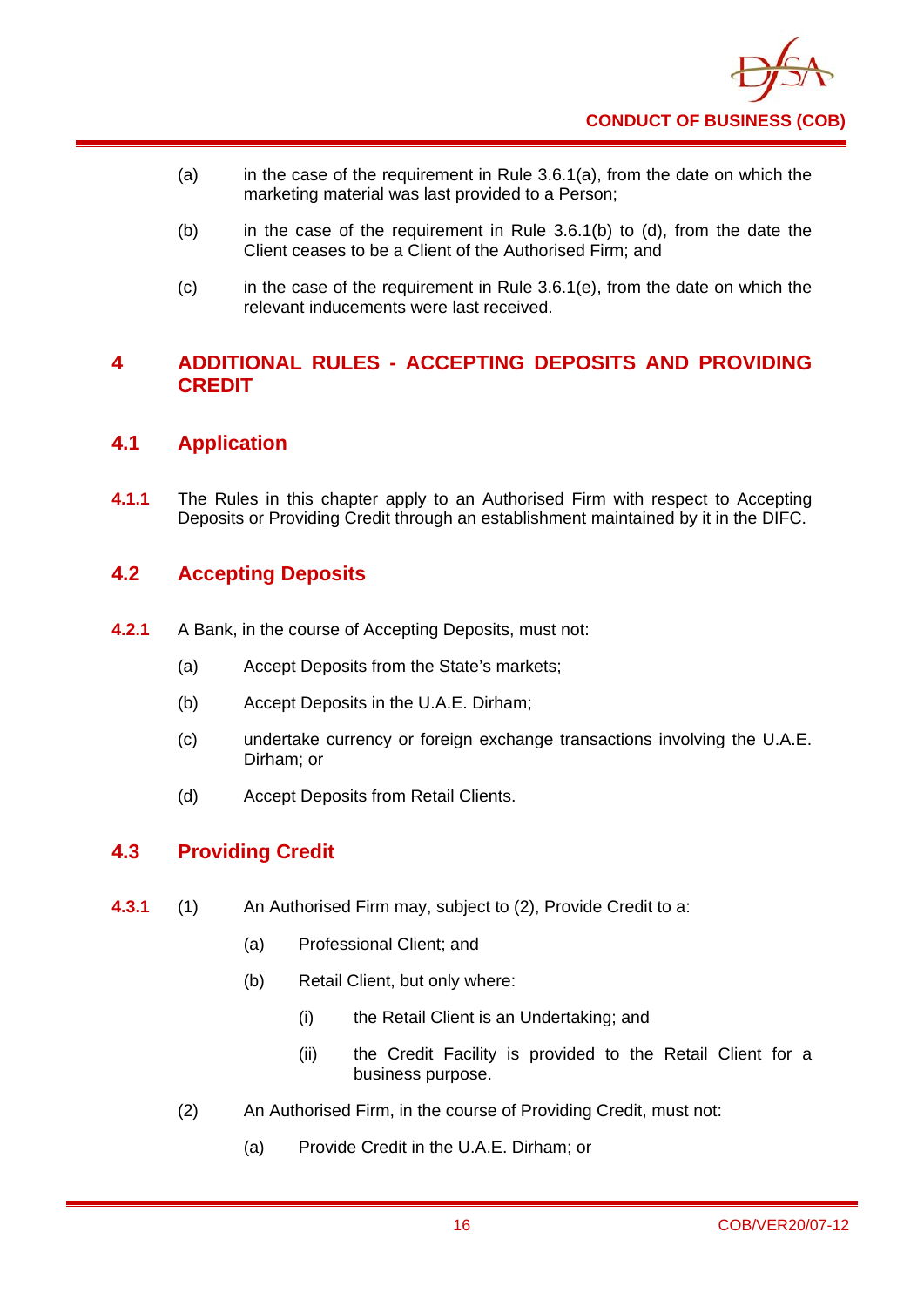(a) in the case of the requirement in Rule 3.6.1(a), from the date on which the marketing material was last provided to a Person;

(b) in the case of the requirement in Rule 3.6.1(b) to (d), from the date the Client ceases to be a Client of the Authorised Firm; and

(c) in the case of the requirement in Rule 3.6.1(e), from the date on which the relevant inducements were last received.

# 4 ADDITIONAL RULES - ACCEPTING DEPOSITS AND PROVIDING CREDIT

## 4.1 Application

**4.1.1** The Rules in this chapter apply to an Authorised Firm with respect to Accepting Deposits or Providing Credit through an establishment maintained by it in the DIFC.

## 4.2 Accepting Deposits

**4.2.1** A Bank, in the course of Accepting Deposits, must not:

(a) Accept Deposits from the State's markets;

(b) Accept Deposits in the U.A.E. Dirham;

(c) undertake currency or foreign exchange transactions involving the U.A.E. Dirham; or

(d) Accept Deposits from Retail Clients.

## 4.3 Providing Credit

**4.3.1** (1) An Authorised Firm may, subject to (2), Provide Credit to a:

(a) Professional Client; and

(b) Retail Client, but only where:

(i) the Retail Client is an Undertaking; and

(ii) the Credit Facility is provided to the Retail Client for a business purpose.

(2) An Authorised Firm, in the course of Providing Credit, must not:

(a) Provide Credit in the U.A.E. Dirham; or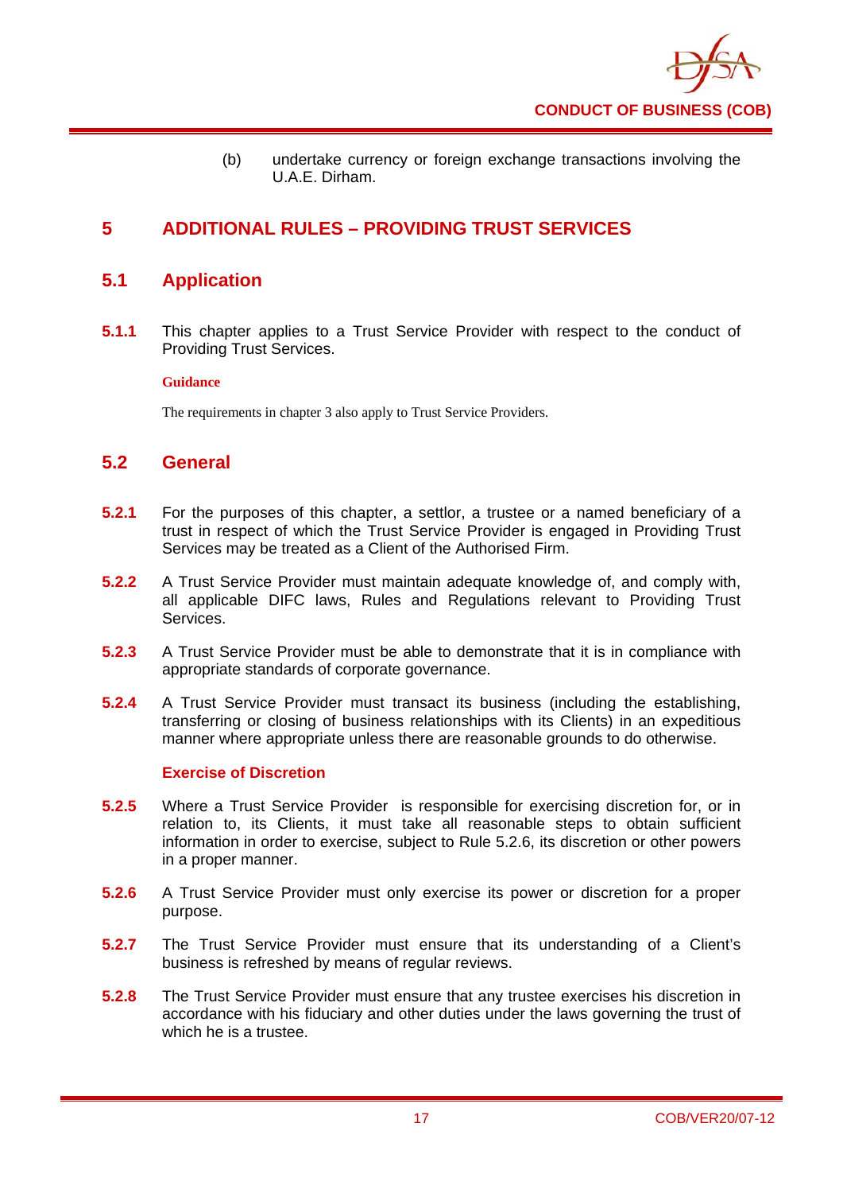(b) undertake currency or foreign exchange transactions involving the U.A.E. Dirham.

# 5 ADDITIONAL RULES – PROVIDING TRUST SERVICES

## 5.1 Application

**5.1.1** This chapter applies to a Trust Service Provider with respect to the conduct of Providing Trust Services.

**Guidance**

The requirements in chapter 3 also apply to Trust Service Providers.

## 5.2 General

**5.2.1** For the purposes of this chapter, a settlor, a trustee or a named beneficiary of a trust in respect of which the Trust Service Provider is engaged in Providing Trust Services may be treated as a Client of the Authorised Firm.

**5.2.2** A Trust Service Provider must maintain adequate knowledge of, and comply with, all applicable DIFC laws, Rules and Regulations relevant to Providing Trust Services.

**5.2.3** A Trust Service Provider must be able to demonstrate that it is in compliance with appropriate standards of corporate governance.

**5.2.4** A Trust Service Provider must transact its business (including the establishing, transferring or closing of business relationships with its Clients) in an expeditious manner where appropriate unless there are reasonable grounds to do otherwise.

### Exercise of Discretion

**5.2.5** Where a Trust Service Provider is responsible for exercising discretion for, or in relation to, its Clients, it must take all reasonable steps to obtain sufficient information in order to exercise, subject to Rule 5.2.6, its discretion or other powers in a proper manner.

**5.2.6** A Trust Service Provider must only exercise its power or discretion for a proper purpose.

**5.2.7** The Trust Service Provider must ensure that its understanding of a Client's business is refreshed by means of regular reviews.

**5.2.8** The Trust Service Provider must ensure that any trustee exercises his discretion in accordance with his fiduciary and other duties under the laws governing the trust of which he is a trustee.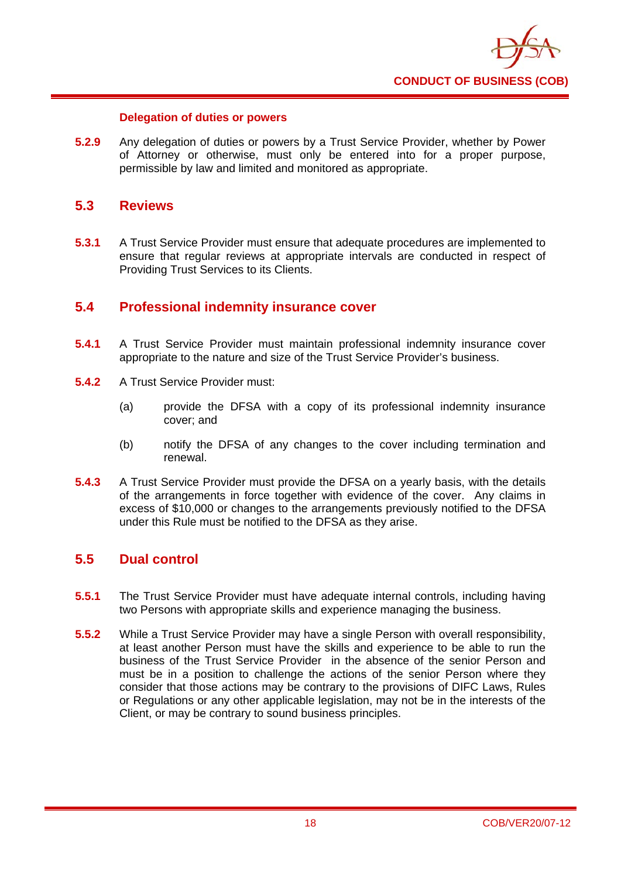### Delegation of duties or powers

**5.2.9** Any delegation of duties or powers by a Trust Service Provider, whether by Power of Attorney or otherwise, must only be entered into for a proper purpose, permissible by law and limited and monitored as appropriate.

## 5.3 Reviews

**5.3.1** A Trust Service Provider must ensure that adequate procedures are implemented to ensure that regular reviews at appropriate intervals are conducted in respect of Providing Trust Services to its Clients.

## 5.4 Professional indemnity insurance cover

**5.4.1** A Trust Service Provider must maintain professional indemnity insurance cover appropriate to the nature and size of the Trust Service Provider's business.

**5.4.2** A Trust Service Provider must:

(a) provide the DFSA with a copy of its professional indemnity insurance cover; and

(b) notify the DFSA of any changes to the cover including termination and renewal.

**5.4.3** A Trust Service Provider must provide the DFSA on a yearly basis, with the details of the arrangements in force together with evidence of the cover. Any claims in excess of $10,000 or changes to the arrangements previously notified to the DFSA under this Rule must be notified to the DFSA as they arise.

## 5.5 Dual control

**5.5.1** The Trust Service Provider must have adequate internal controls, including having two Persons with appropriate skills and experience managing the business.

**5.5.2** While a Trust Service Provider may have a single Person with overall responsibility, at least another Person must have the skills and experience to be able to run the business of the Trust Service Provider in the absence of the senior Person and must be in a position to challenge the actions of the senior Person where they consider that those actions may be contrary to the provisions of DIFC Laws, Rules or Regulations or any other applicable legislation, may not be in the interests of the Client, or may be contrary to sound business principles.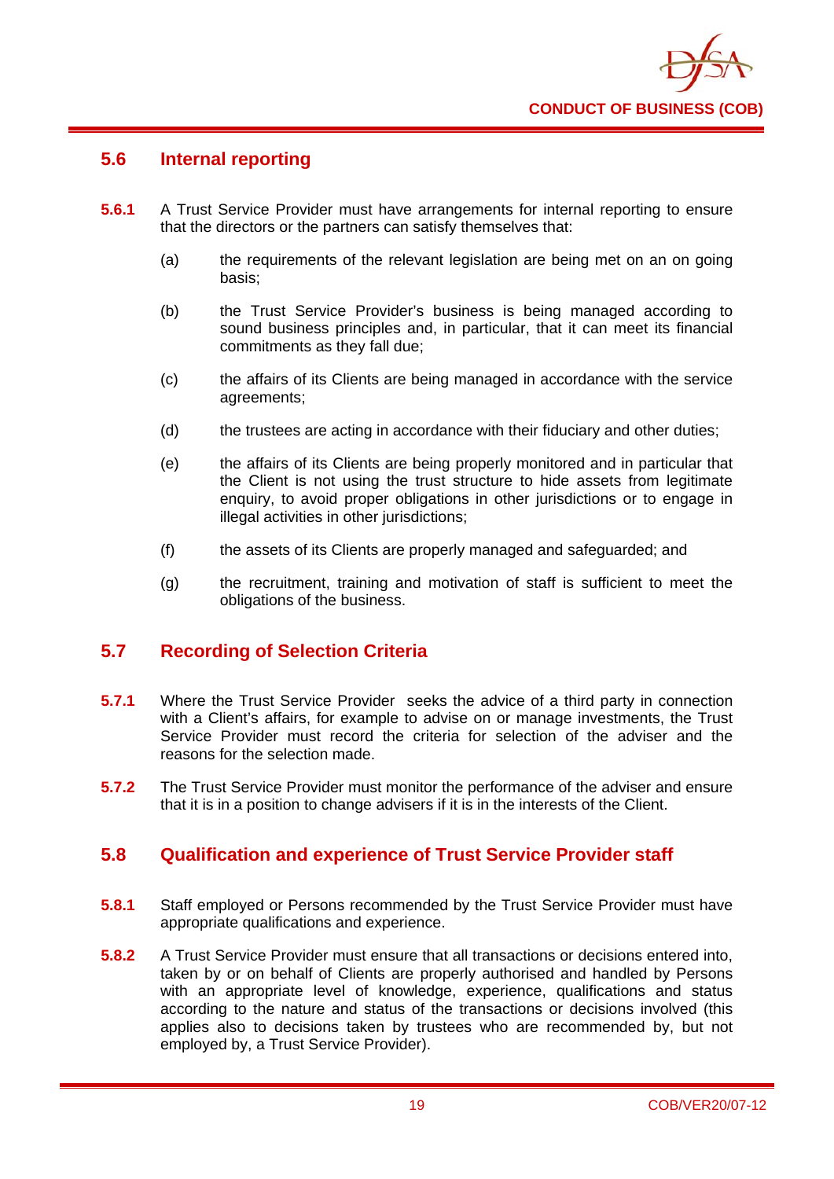## 5.6 Internal reporting

**5.6.1** A Trust Service Provider must have arrangements for internal reporting to ensure that the directors or the partners can satisfy themselves that:

(a) the requirements of the relevant legislation are being met on an on going basis;

(b) the Trust Service Provider's business is being managed according to sound business principles and, in particular, that it can meet its financial commitments as they fall due;

(c) the affairs of its Clients are being managed in accordance with the service agreements;

(d) the trustees are acting in accordance with their fiduciary and other duties;

(e) the affairs of its Clients are being properly monitored and in particular that the Client is not using the trust structure to hide assets from legitimate enquiry, to avoid proper obligations in other jurisdictions or to engage in illegal activities in other jurisdictions;

(f) the assets of its Clients are properly managed and safeguarded; and

(g) the recruitment, training and motivation of staff is sufficient to meet the obligations of the business.

## 5.7 Recording of Selection Criteria

**5.7.1** Where the Trust Service Provider seeks the advice of a third party in connection with a Client's affairs, for example to advise on or manage investments, the Trust Service Provider must record the criteria for selection of the adviser and the reasons for the selection made.

**5.7.2** The Trust Service Provider must monitor the performance of the adviser and ensure that it is in a position to change advisers if it is in the interests of the Client.

## 5.8 Qualification and experience of Trust Service Provider staff

**5.8.1** Staff employed or Persons recommended by the Trust Service Provider must have appropriate qualifications and experience.

**5.8.2** A Trust Service Provider must ensure that all transactions or decisions entered into, taken by or on behalf of Clients are properly authorised and handled by Persons with an appropriate level of knowledge, experience, qualifications and status according to the nature and status of the transactions or decisions involved (this applies also to decisions taken by trustees who are recommended by, but not employed by, a Trust Service Provider).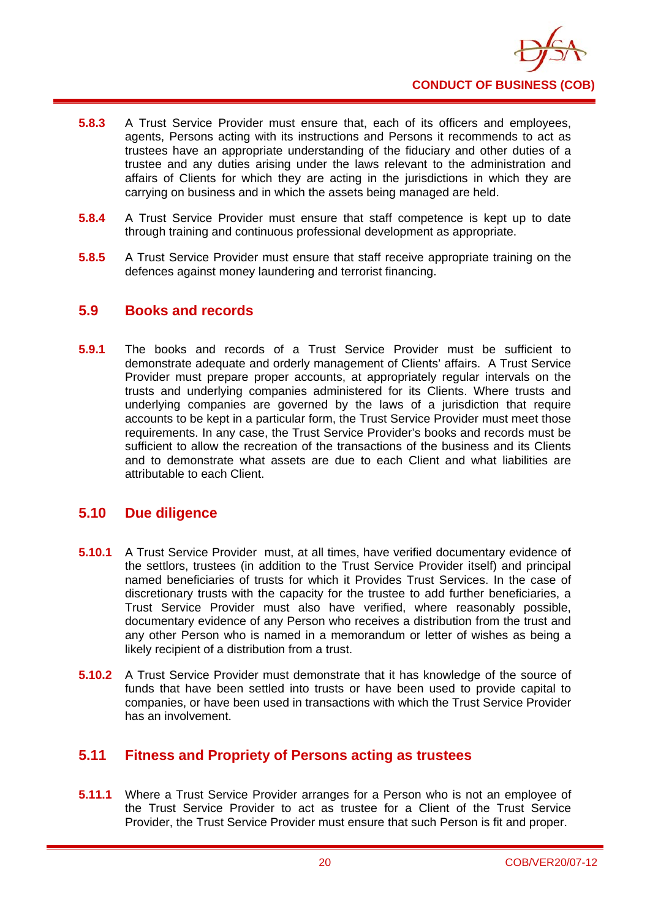**5.8.3** A Trust Service Provider must ensure that, each of its officers and employees, agents, Persons acting with its instructions and Persons it recommends to act as trustees have an appropriate understanding of the fiduciary and other duties of a trustee and any duties arising under the laws relevant to the administration and affairs of Clients for which they are acting in the jurisdictions in which they are carrying on business and in which the assets being managed are held.

**5.8.4** A Trust Service Provider must ensure that staff competence is kept up to date through training and continuous professional development as appropriate.

**5.8.5** A Trust Service Provider must ensure that staff receive appropriate training on the defences against money laundering and terrorist financing.

## 5.9 Books and records

**5.9.1** The books and records of a Trust Service Provider must be sufficient to demonstrate adequate and orderly management of Clients' affairs. A Trust Service Provider must prepare proper accounts, at appropriately regular intervals on the trusts and underlying companies administered for its Clients. Where trusts and underlying companies are governed by the laws of a jurisdiction that require accounts to be kept in a particular form, the Trust Service Provider must meet those requirements. In any case, the Trust Service Provider's books and records must be sufficient to allow the recreation of the transactions of the business and its Clients and to demonstrate what assets are due to each Client and what liabilities are attributable to each Client.

## 5.10 Due diligence

**5.10.1** A Trust Service Provider must, at all times, have verified documentary evidence of the settlors, trustees (in addition to the Trust Service Provider itself) and principal named beneficiaries of trusts for which it Provides Trust Services. In the case of discretionary trusts with the capacity for the trustee to add further beneficiaries, a Trust Service Provider must also have verified, where reasonably possible, documentary evidence of any Person who receives a distribution from the trust and any other Person who is named in a memorandum or letter of wishes as being a likely recipient of a distribution from a trust.

**5.10.2** A Trust Service Provider must demonstrate that it has knowledge of the source of funds that have been settled into trusts or have been used to provide capital to companies, or have been used in transactions with which the Trust Service Provider has an involvement.

## 5.11 Fitness and Propriety of Persons acting as trustees

**5.11.1** Where a Trust Service Provider arranges for a Person who is not an employee of the Trust Service Provider to act as trustee for a Client of the Trust Service Provider, the Trust Service Provider must ensure that such Person is fit and proper.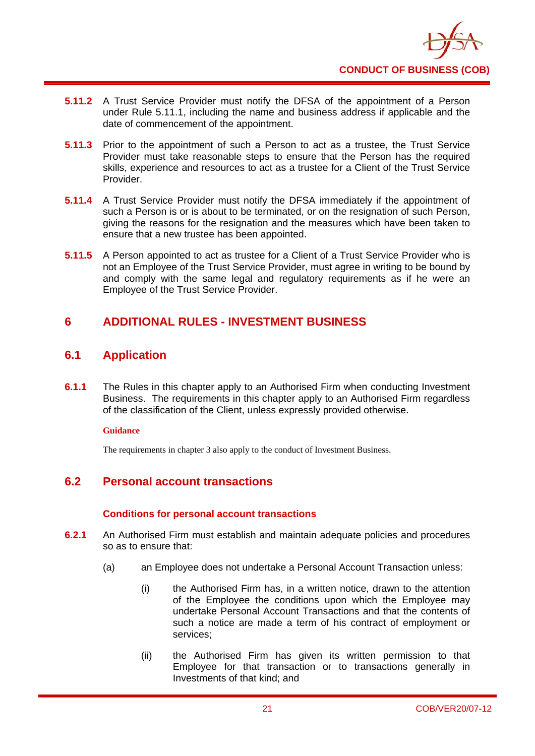**5.11.2** A Trust Service Provider must notify the DFSA of the appointment of a Person under Rule 5.11.1, including the name and business address if applicable and the date of commencement of the appointment.

**5.11.3** Prior to the appointment of such a Person to act as a trustee, the Trust Service Provider must take reasonable steps to ensure that the Person has the required skills, experience and resources to act as a trustee for a Client of the Trust Service Provider.

**5.11.4** A Trust Service Provider must notify the DFSA immediately if the appointment of such a Person is or is about to be terminated, or on the resignation of such Person, giving the reasons for the resignation and the measures which have been taken to ensure that a new trustee has been appointed.

**5.11.5** A Person appointed to act as trustee for a Client of a Trust Service Provider who is not an Employee of the Trust Service Provider, must agree in writing to be bound by and comply with the same legal and regulatory requirements as if he were an Employee of the Trust Service Provider.

# 6 ADDITIONAL RULES - INVESTMENT BUSINESS

## 6.1 Application

**6.1.1** The Rules in this chapter apply to an Authorised Firm when conducting Investment Business. The requirements in this chapter apply to an Authorised Firm regardless of the classification of the Client, unless expressly provided otherwise.

**Guidance**

The requirements in chapter 3 also apply to the conduct of Investment Business.

## 6.2 Personal account transactions

### Conditions for personal account transactions

**6.2.1** An Authorised Firm must establish and maintain adequate policies and procedures so as to ensure that:

(a) an Employee does not undertake a Personal Account Transaction unless:

(i) the Authorised Firm has, in a written notice, drawn to the attention of the Employee the conditions upon which the Employee may undertake Personal Account Transactions and that the contents of such a notice are made a term of his contract of employment or services;

(ii) the Authorised Firm has given its written permission to that Employee for that transaction or to transactions generally in Investments of that kind; and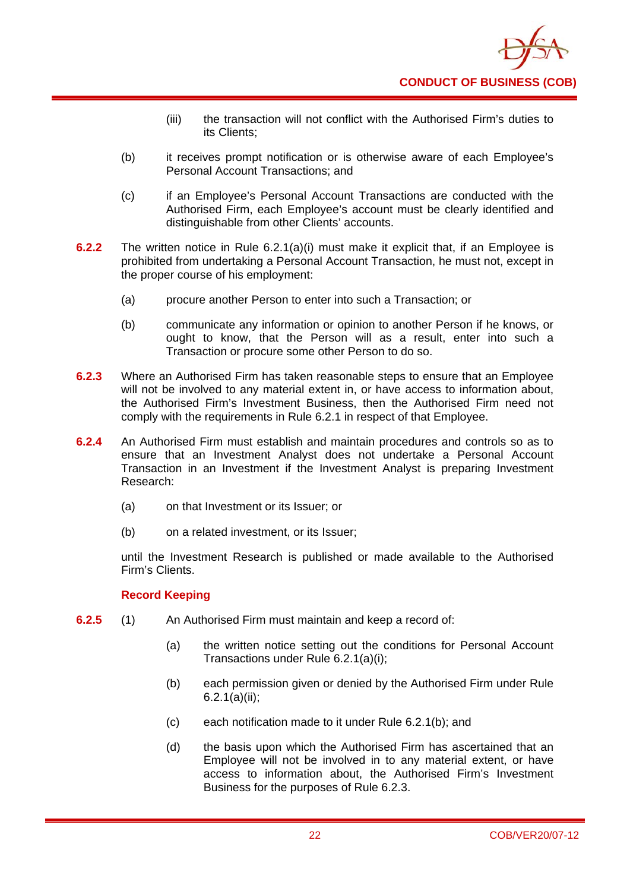(iii) the transaction will not conflict with the Authorised Firm's duties to its Clients;

(b) it receives prompt notification or is otherwise aware of each Employee's Personal Account Transactions; and

(c) if an Employee's Personal Account Transactions are conducted with the Authorised Firm, each Employee's account must be clearly identified and distinguishable from other Clients' accounts.

**6.2.2** The written notice in Rule 6.2.1(a)(i) must make it explicit that, if an Employee is prohibited from undertaking a Personal Account Transaction, he must not, except in the proper course of his employment:

(a) procure another Person to enter into such a Transaction; or

(b) communicate any information or opinion to another Person if he knows, or ought to know, that the Person will as a result, enter into such a Transaction or procure some other Person to do so.

**6.2.3** Where an Authorised Firm has taken reasonable steps to ensure that an Employee will not be involved to any material extent in, or have access to information about, the Authorised Firm's Investment Business, then the Authorised Firm need not comply with the requirements in Rule 6.2.1 in respect of that Employee.

**6.2.4** An Authorised Firm must establish and maintain procedures and controls so as to ensure that an Investment Analyst does not undertake a Personal Account Transaction in an Investment if the Investment Analyst is preparing Investment Research:

(a) on that Investment or its Issuer; or

(b) on a related investment, or its Issuer;

until the Investment Research is published or made available to the Authorised Firm's Clients.

### Record Keeping

**6.2.5** (1) An Authorised Firm must maintain and keep a record of:

(a) the written notice setting out the conditions for Personal Account Transactions under Rule 6.2.1(a)(i);

(b) each permission given or denied by the Authorised Firm under Rule 6.2.1(a)(ii);

(c) each notification made to it under Rule 6.2.1(b); and

(d) the basis upon which the Authorised Firm has ascertained that an Employee will not be involved in to any material extent, or have access to information about, the Authorised Firm's Investment Business for the purposes of Rule 6.2.3.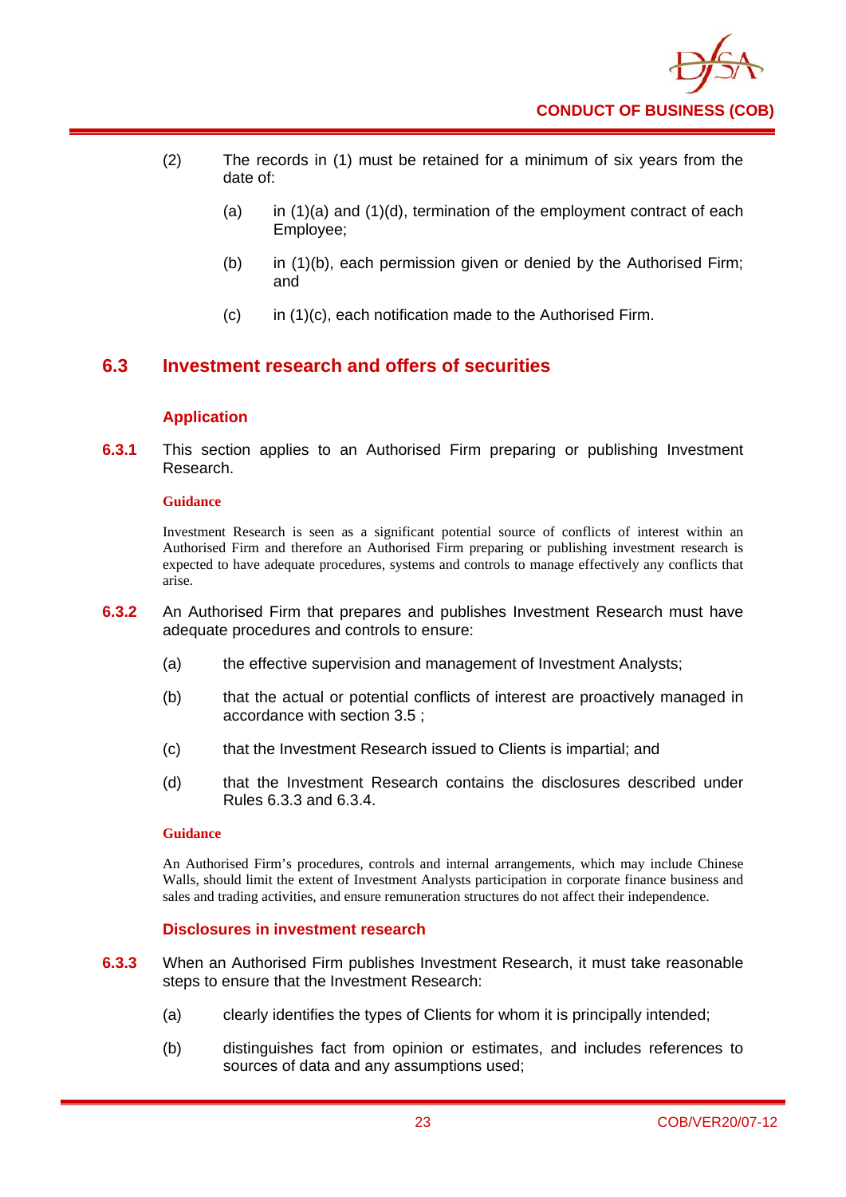(2) The records in (1) must be retained for a minimum of six years from the date of:

(a) in (1)(a) and (1)(d), termination of the employment contract of each Employee;

(b) in (1)(b), each permission given or denied by the Authorised Firm; and

(c) in (1)(c), each notification made to the Authorised Firm.

## 6.3 Investment research and offers of securities

### Application

**6.3.1** This section applies to an Authorised Firm preparing or publishing Investment Research.

**Guidance**

Investment Research is seen as a significant potential source of conflicts of interest within an Authorised Firm and therefore an Authorised Firm preparing or publishing investment research is expected to have adequate procedures, systems and controls to manage effectively any conflicts that arise.

**6.3.2** An Authorised Firm that prepares and publishes Investment Research must have adequate procedures and controls to ensure:

(a) the effective supervision and management of Investment Analysts;

(b) that the actual or potential conflicts of interest are proactively managed in accordance with section 3.5 ;

(c) that the Investment Research issued to Clients is impartial; and

(d) that the Investment Research contains the disclosures described under Rules 6.3.3 and 6.3.4.

**Guidance**

An Authorised Firm's procedures, controls and internal arrangements, which may include Chinese Walls, should limit the extent of Investment Analysts participation in corporate finance business and sales and trading activities, and ensure remuneration structures do not affect their independence.

### Disclosures in investment research

**6.3.3** When an Authorised Firm publishes Investment Research, it must take reasonable steps to ensure that the Investment Research:

(a) clearly identifies the types of Clients for whom it is principally intended;

(b) distinguishes fact from opinion or estimates, and includes references to sources of data and any assumptions used;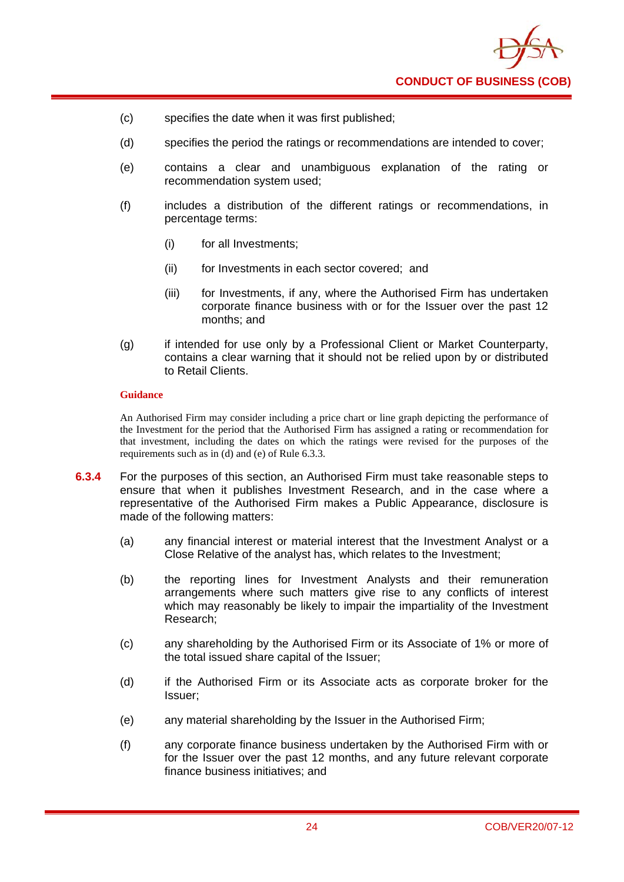(c) specifies the date when it was first published;

(d) specifies the period the ratings or recommendations are intended to cover;

(e) contains a clear and unambiguous explanation of the rating or recommendation system used;

(f) includes a distribution of the different ratings or recommendations, in percentage terms:

  (i) for all Investments;

  (ii) for Investments in each sector covered; and

  (iii) for Investments, if any, where the Authorised Firm has undertaken corporate finance business with or for the Issuer over the past 12 months; and

(g) if intended for use only by a Professional Client or Market Counterparty, contains a clear warning that it should not be relied upon by or distributed to Retail Clients.

**Guidance**

An Authorised Firm may consider including a price chart or line graph depicting the performance of the Investment for the period that the Authorised Firm has assigned a rating or recommendation for that investment, including the dates on which the ratings were revised for the purposes of the requirements such as in (d) and (e) of Rule 6.3.3.

**6.3.4** For the purposes of this section, an Authorised Firm must take reasonable steps to ensure that when it publishes Investment Research, and in the case where a representative of the Authorised Firm makes a Public Appearance, disclosure is made of the following matters:

(a) any financial interest or material interest that the Investment Analyst or a Close Relative of the analyst has, which relates to the Investment;

(b) the reporting lines for Investment Analysts and their remuneration arrangements where such matters give rise to any conflicts of interest which may reasonably be likely to impair the impartiality of the Investment Research;

(c) any shareholding by the Authorised Firm or its Associate of 1% or more of the total issued share capital of the Issuer;

(d) if the Authorised Firm or its Associate acts as corporate broker for the Issuer;

(e) any material shareholding by the Issuer in the Authorised Firm;

(f) any corporate finance business undertaken by the Authorised Firm with or for the Issuer over the past 12 months, and any future relevant corporate finance business initiatives; and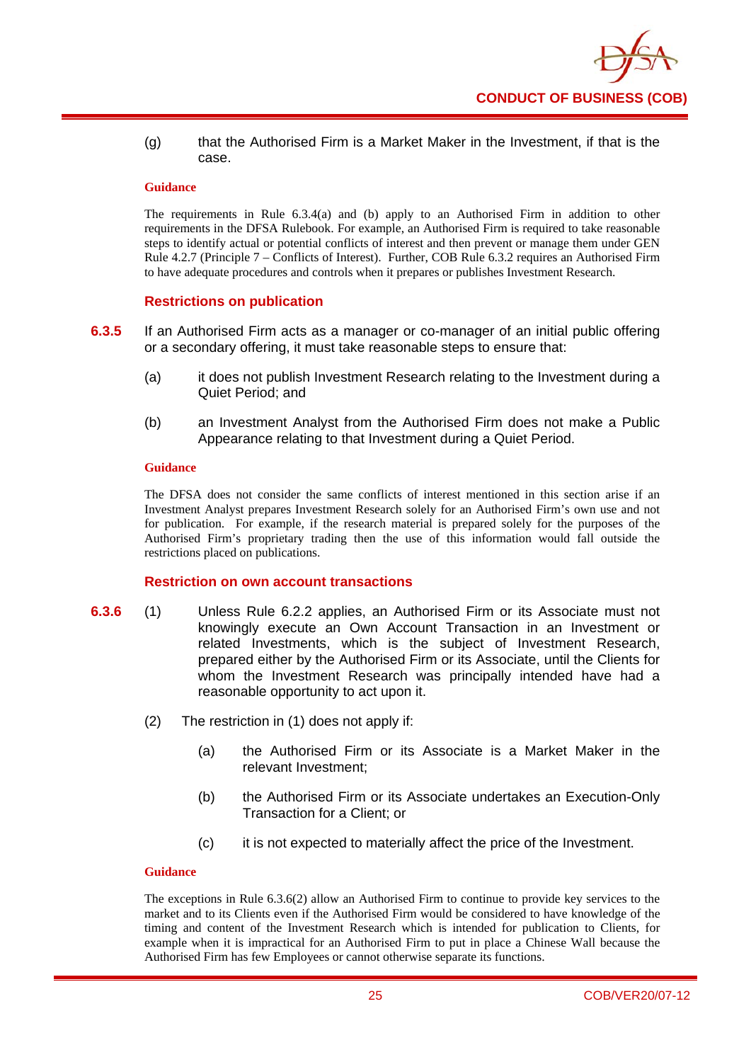(g) that the Authorised Firm is a Market Maker in the Investment, if that is the case.

**Guidance**

The requirements in Rule 6.3.4(a) and (b) apply to an Authorised Firm in addition to other requirements in the DFSA Rulebook. For example, an Authorised Firm is required to take reasonable steps to identify actual or potential conflicts of interest and then prevent or manage them under GEN Rule 4.2.7 (Principle 7 – Conflicts of Interest). Further, COB Rule 6.3.2 requires an Authorised Firm to have adequate procedures and controls when it prepares or publishes Investment Research.

### Restrictions on publication

**6.3.5** If an Authorised Firm acts as a manager or co-manager of an initial public offering or a secondary offering, it must take reasonable steps to ensure that:

(a) it does not publish Investment Research relating to the Investment during a Quiet Period; and

(b) an Investment Analyst from the Authorised Firm does not make a Public Appearance relating to that Investment during a Quiet Period.

**Guidance**

The DFSA does not consider the same conflicts of interest mentioned in this section arise if an Investment Analyst prepares Investment Research solely for an Authorised Firm's own use and not for publication. For example, if the research material is prepared solely for the purposes of the Authorised Firm's proprietary trading then the use of this information would fall outside the restrictions placed on publications.

### Restriction on own account transactions

**6.3.6** (1) Unless Rule 6.2.2 applies, an Authorised Firm or its Associate must not knowingly execute an Own Account Transaction in an Investment or related Investments, which is the subject of Investment Research, prepared either by the Authorised Firm or its Associate, until the Clients for whom the Investment Research was principally intended have had a reasonable opportunity to act upon it.

(2) The restriction in (1) does not apply if:

(a) the Authorised Firm or its Associate is a Market Maker in the relevant Investment;

(b) the Authorised Firm or its Associate undertakes an Execution-Only Transaction for a Client; or

(c) it is not expected to materially affect the price of the Investment.

**Guidance**

The exceptions in Rule 6.3.6(2) allow an Authorised Firm to continue to provide key services to the market and to its Clients even if the Authorised Firm would be considered to have knowledge of the timing and content of the Investment Research which is intended for publication to Clients, for example when it is impractical for an Authorised Firm to put in place a Chinese Wall because the Authorised Firm has few Employees or cannot otherwise separate its functions.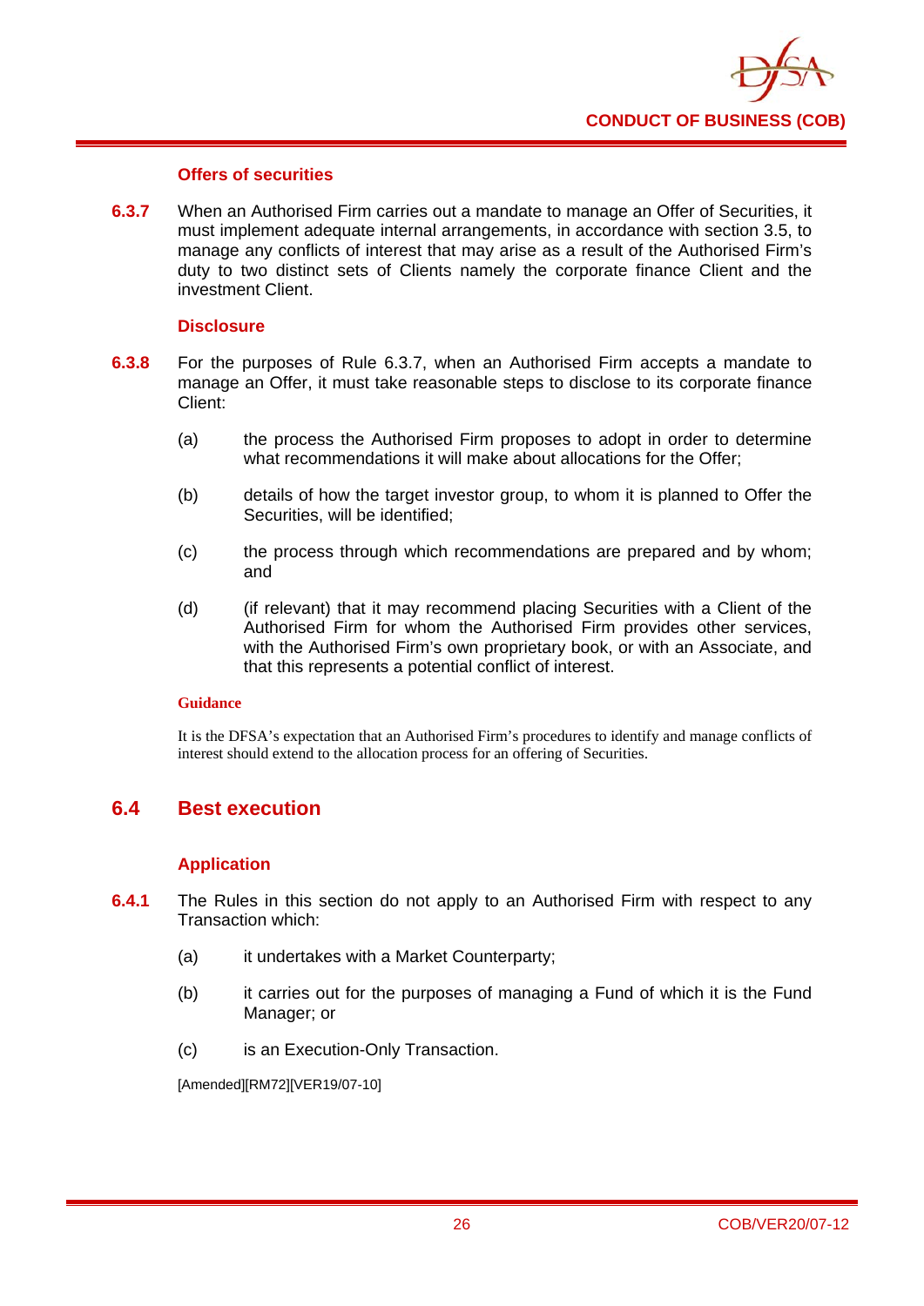### Offers of securities

**6.3.7** When an Authorised Firm carries out a mandate to manage an Offer of Securities, it must implement adequate internal arrangements, in accordance with section 3.5, to manage any conflicts of interest that may arise as a result of the Authorised Firm's duty to two distinct sets of Clients namely the corporate finance Client and the investment Client.

### Disclosure

**6.3.8** For the purposes of Rule 6.3.7, when an Authorised Firm accepts a mandate to manage an Offer, it must take reasonable steps to disclose to its corporate finance Client:

(a) the process the Authorised Firm proposes to adopt in order to determine what recommendations it will make about allocations for the Offer;

(b) details of how the target investor group, to whom it is planned to Offer the Securities, will be identified;

(c) the process through which recommendations are prepared and by whom; and

(d) (if relevant) that it may recommend placing Securities with a Client of the Authorised Firm for whom the Authorised Firm provides other services, with the Authorised Firm's own proprietary book, or with an Associate, and that this represents a potential conflict of interest.

**Guidance**

It is the DFSA's expectation that an Authorised Firm's procedures to identify and manage conflicts of interest should extend to the allocation process for an offering of Securities.

## 6.4 Best execution

### Application

**6.4.1** The Rules in this section do not apply to an Authorised Firm with respect to any Transaction which:

(a) it undertakes with a Market Counterparty;

(b) it carries out for the purposes of managing a Fund of which it is the Fund Manager; or

(c) is an Execution-Only Transaction.

[Amended][RM72][VER19/07-10]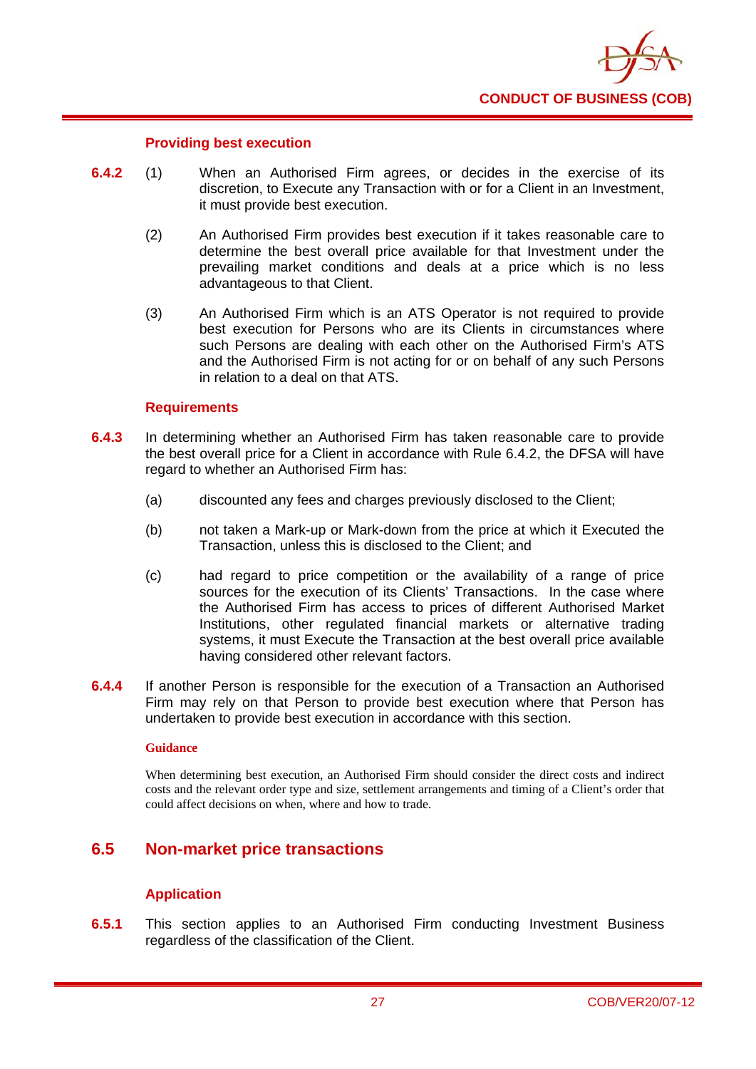### Providing best execution

**6.4.2** (1) When an Authorised Firm agrees, or decides in the exercise of its discretion, to Execute any Transaction with or for a Client in an Investment, it must provide best execution.

(2) An Authorised Firm provides best execution if it takes reasonable care to determine the best overall price available for that Investment under the prevailing market conditions and deals at a price which is no less advantageous to that Client.

(3) An Authorised Firm which is an ATS Operator is not required to provide best execution for Persons who are its Clients in circumstances where such Persons are dealing with each other on the Authorised Firm's ATS and the Authorised Firm is not acting for or on behalf of any such Persons in relation to a deal on that ATS.

### Requirements

**6.4.3** In determining whether an Authorised Firm has taken reasonable care to provide the best overall price for a Client in accordance with Rule 6.4.2, the DFSA will have regard to whether an Authorised Firm has:

(a) discounted any fees and charges previously disclosed to the Client;

(b) not taken a Mark-up or Mark-down from the price at which it Executed the Transaction, unless this is disclosed to the Client; and

(c) had regard to price competition or the availability of a range of price sources for the execution of its Clients' Transactions. In the case where the Authorised Firm has access to prices of different Authorised Market Institutions, other regulated financial markets or alternative trading systems, it must Execute the Transaction at the best overall price available having considered other relevant factors.

**6.4.4** If another Person is responsible for the execution of a Transaction an Authorised Firm may rely on that Person to provide best execution where that Person has undertaken to provide best execution in accordance with this section.

**Guidance**

When determining best execution, an Authorised Firm should consider the direct costs and indirect costs and the relevant order type and size, settlement arrangements and timing of a Client's order that could affect decisions on when, where and how to trade.

## 6.5 Non-market price transactions

### Application

**6.5.1** This section applies to an Authorised Firm conducting Investment Business regardless of the classification of the Client.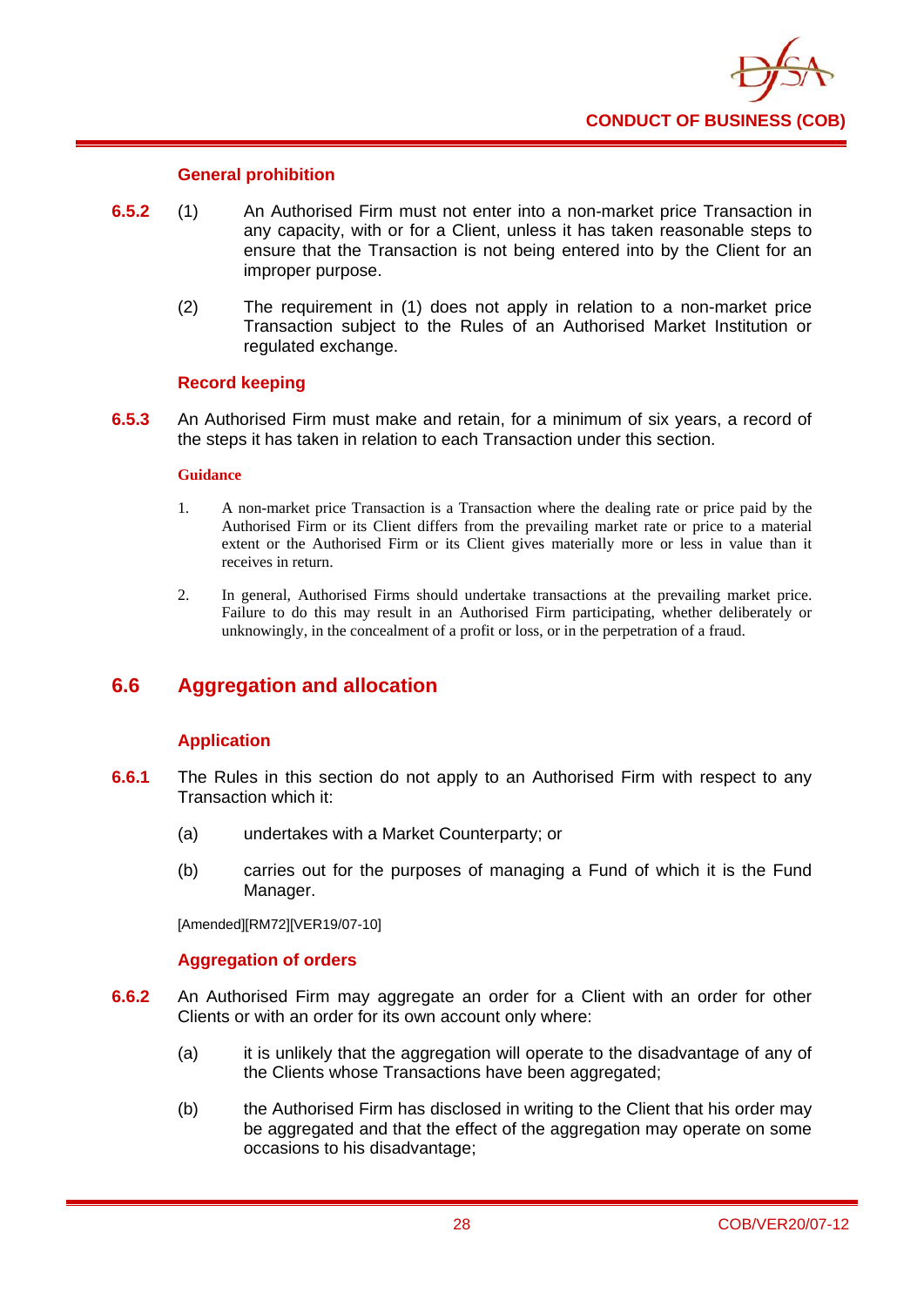### General prohibition

**6.5.2** (1) An Authorised Firm must not enter into a non-market price Transaction in any capacity, with or for a Client, unless it has taken reasonable steps to ensure that the Transaction is not being entered into by the Client for an improper purpose.

(2) The requirement in (1) does not apply in relation to a non-market price Transaction subject to the Rules of an Authorised Market Institution or regulated exchange.

### Record keeping

**6.5.3** An Authorised Firm must make and retain, for a minimum of six years, a record of the steps it has taken in relation to each Transaction under this section.

**Guidance**

1. A non-market price Transaction is a Transaction where the dealing rate or price paid by the Authorised Firm or its Client differs from the prevailing market rate or price to a material extent or the Authorised Firm or its Client gives materially more or less in value than it receives in return.

2. In general, Authorised Firms should undertake transactions at the prevailing market price. Failure to do this may result in an Authorised Firm participating, whether deliberately or unknowingly, in the concealment of a profit or loss, or in the perpetration of a fraud.

## 6.6 Aggregation and allocation

### Application

**6.6.1** The Rules in this section do not apply to an Authorised Firm with respect to any Transaction which it:

(a) undertakes with a Market Counterparty; or

(b) carries out for the purposes of managing a Fund of which it is the Fund Manager.

[Amended][RM72][VER19/07-10]

### Aggregation of orders

**6.6.2** An Authorised Firm may aggregate an order for a Client with an order for other Clients or with an order for its own account only where:

(a) it is unlikely that the aggregation will operate to the disadvantage of any of the Clients whose Transactions have been aggregated;

(b) the Authorised Firm has disclosed in writing to the Client that his order may be aggregated and that the effect of the aggregation may operate on some occasions to his disadvantage;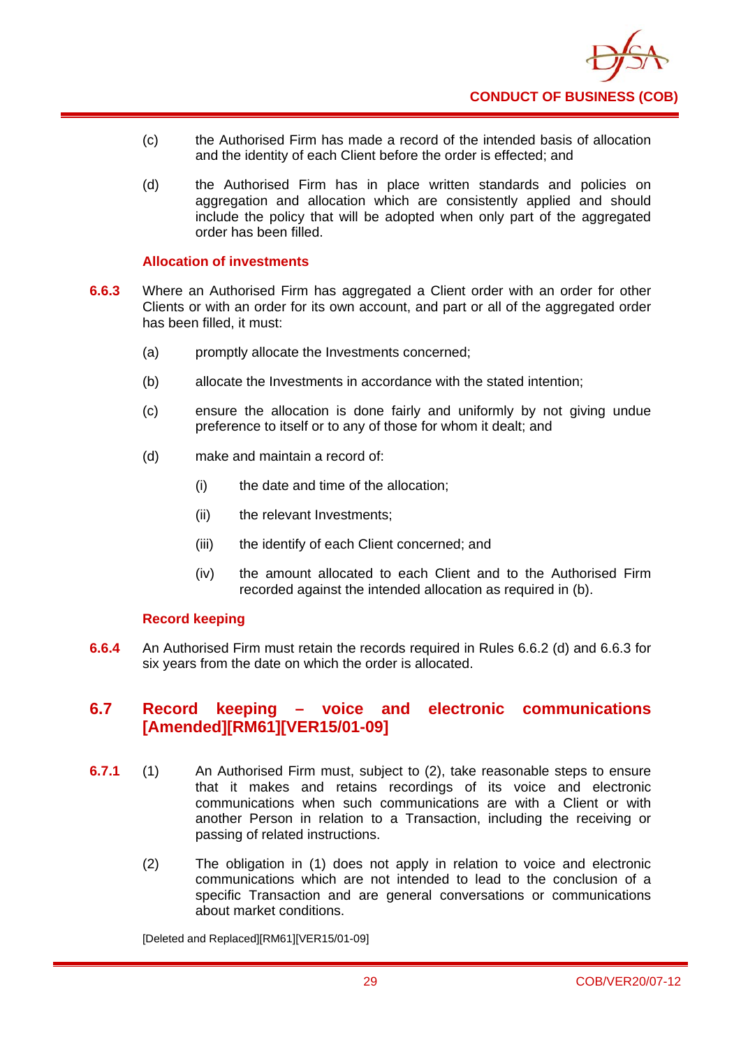(c) the Authorised Firm has made a record of the intended basis of allocation and the identity of each Client before the order is effected; and

(d) the Authorised Firm has in place written standards and policies on aggregation and allocation which are consistently applied and should include the policy that will be adopted when only part of the aggregated order has been filled.

### Allocation of investments

**6.6.3** Where an Authorised Firm has aggregated a Client order with an order for other Clients or with an order for its own account, and part or all of the aggregated order has been filled, it must:

(a) promptly allocate the Investments concerned;

(b) allocate the Investments in accordance with the stated intention;

(c) ensure the allocation is done fairly and uniformly by not giving undue preference to itself or to any of those for whom it dealt; and

(d) make and maintain a record of:

(i) the date and time of the allocation;

(ii) the relevant Investments;

(iii) the identify of each Client concerned; and

(iv) the amount allocated to each Client and to the Authorised Firm recorded against the intended allocation as required in (b).

### Record keeping

**6.6.4** An Authorised Firm must retain the records required in Rules 6.6.2 (d) and 6.6.3 for six years from the date on which the order is allocated.

## 6.7 Record keeping – voice and electronic communications [Amended][RM61][VER15/01-09]

**6.7.1** (1) An Authorised Firm must, subject to (2), take reasonable steps to ensure that it makes and retains recordings of its voice and electronic communications when such communications are with a Client or with another Person in relation to a Transaction, including the receiving or passing of related instructions.

(2) The obligation in (1) does not apply in relation to voice and electronic communications which are not intended to lead to the conclusion of a specific Transaction and are general conversations or communications about market conditions.

[Deleted and Replaced][RM61][VER15/01-09]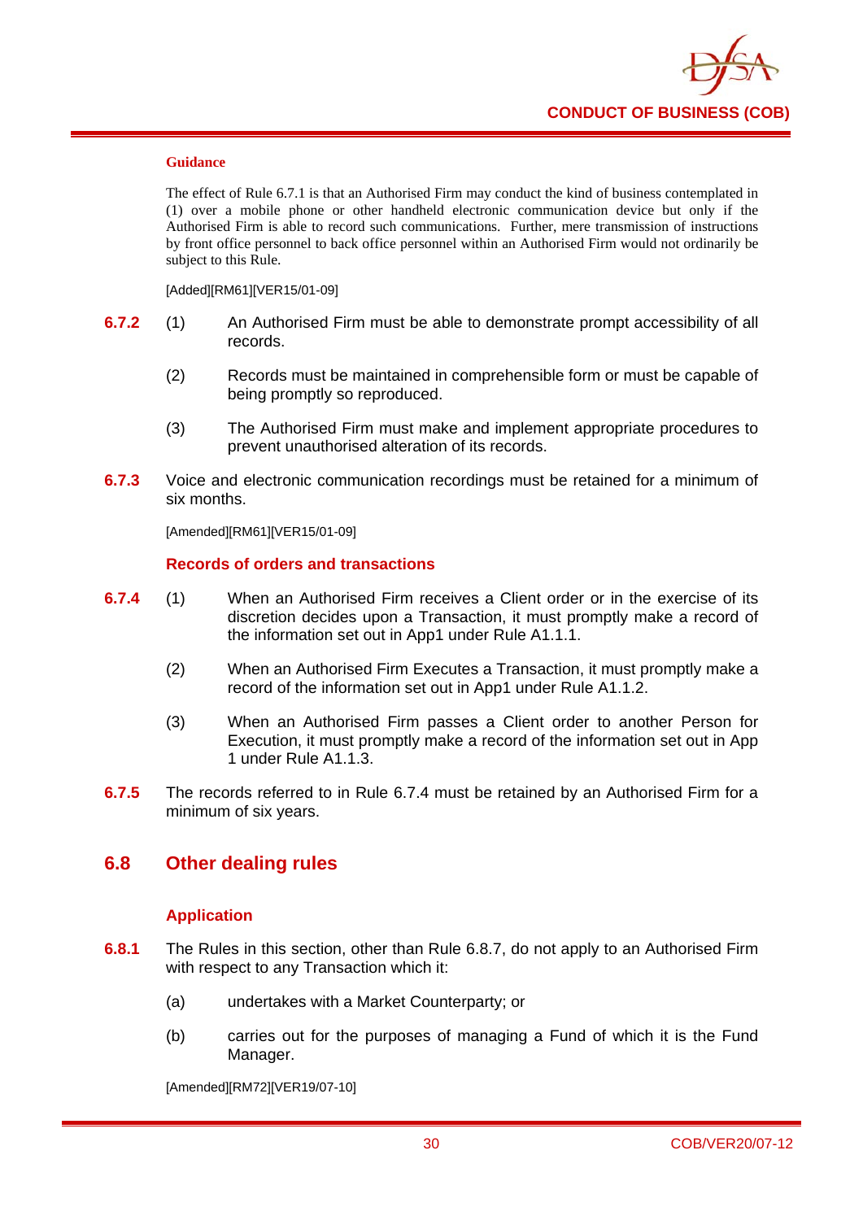#### Guidance

The effect of Rule 6.7.1 is that an Authorised Firm may conduct the kind of business contemplated in (1) over a mobile phone or other handheld electronic communication device but only if the Authorised Firm is able to record such communications. Further, mere transmission of instructions by front office personnel to back office personnel within an Authorised Firm would not ordinarily be subject to this Rule.

[Added][RM61][VER15/01-09]

**6.7.2** (1) An Authorised Firm must be able to demonstrate prompt accessibility of all records.

(2) Records must be maintained in comprehensible form or must be capable of being promptly so reproduced.

(3) The Authorised Firm must make and implement appropriate procedures to prevent unauthorised alteration of its records.

**6.7.3** Voice and electronic communication recordings must be retained for a minimum of six months.

[Amended][RM61][VER15/01-09]

### Records of orders and transactions

**6.7.4** (1) When an Authorised Firm receives a Client order or in the exercise of its discretion decides upon a Transaction, it must promptly make a record of the information set out in App1 under Rule A1.1.1.

(2) When an Authorised Firm Executes a Transaction, it must promptly make a record of the information set out in App1 under Rule A1.1.2.

(3) When an Authorised Firm passes a Client order to another Person for Execution, it must promptly make a record of the information set out in App 1 under Rule A1.1.3.

**6.7.5** The records referred to in Rule 6.7.4 must be retained by an Authorised Firm for a minimum of six years.

## 6.8 Other dealing rules

### Application

**6.8.1** The Rules in this section, other than Rule 6.8.7, do not apply to an Authorised Firm with respect to any Transaction which it:

(a) undertakes with a Market Counterparty; or

(b) carries out for the purposes of managing a Fund of which it is the Fund Manager.

[Amended][RM72][VER19/07-10]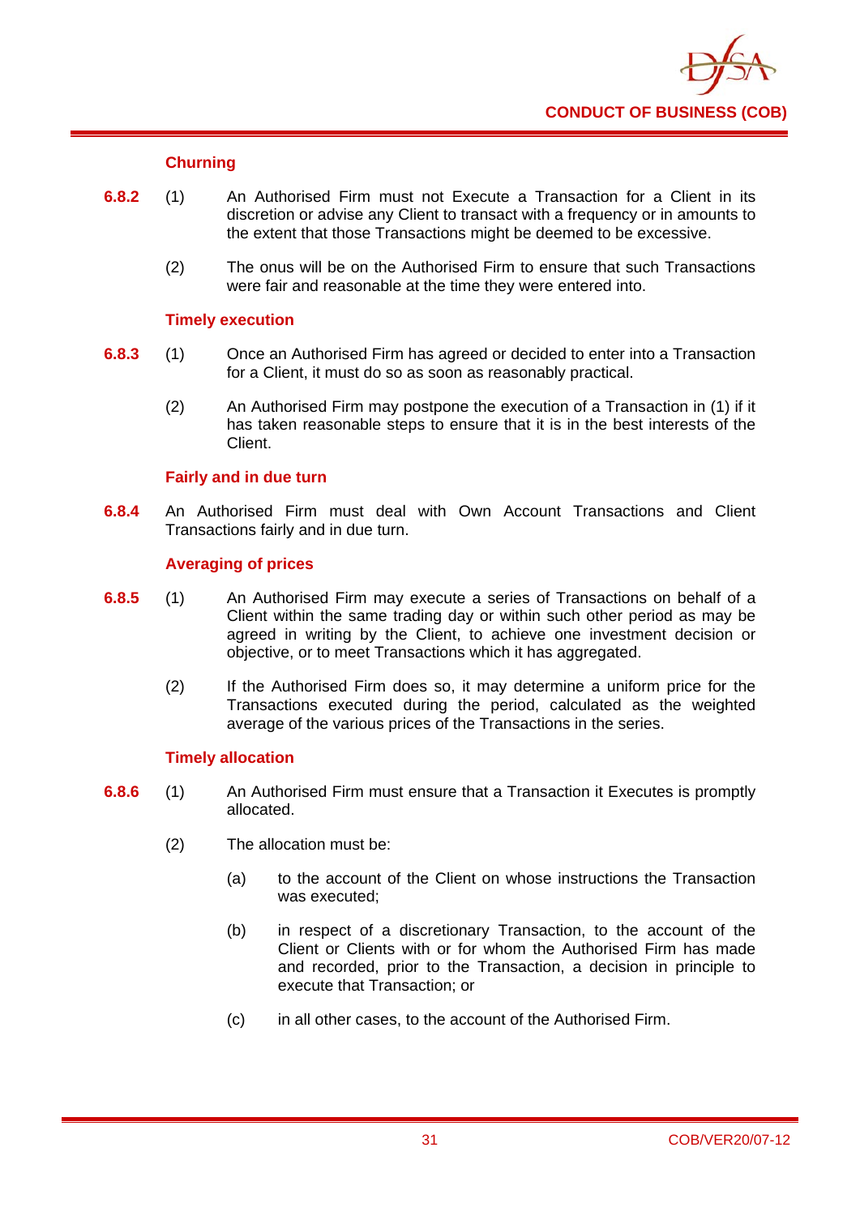### Churning

**6.8.2** (1) An Authorised Firm must not Execute a Transaction for a Client in its discretion or advise any Client to transact with a frequency or in amounts to the extent that those Transactions might be deemed to be excessive.

(2) The onus will be on the Authorised Firm to ensure that such Transactions were fair and reasonable at the time they were entered into.

### Timely execution

**6.8.3** (1) Once an Authorised Firm has agreed or decided to enter into a Transaction for a Client, it must do so as soon as reasonably practical.

(2) An Authorised Firm may postpone the execution of a Transaction in (1) if it has taken reasonable steps to ensure that it is in the best interests of the Client.

### Fairly and in due turn

**6.8.4** An Authorised Firm must deal with Own Account Transactions and Client Transactions fairly and in due turn.

### Averaging of prices

**6.8.5** (1) An Authorised Firm may execute a series of Transactions on behalf of a Client within the same trading day or within such other period as may be agreed in writing by the Client, to achieve one investment decision or objective, or to meet Transactions which it has aggregated.

(2) If the Authorised Firm does so, it may determine a uniform price for the Transactions executed during the period, calculated as the weighted average of the various prices of the Transactions in the series.

### Timely allocation

**6.8.6** (1) An Authorised Firm must ensure that a Transaction it Executes is promptly allocated.

(2) The allocation must be:

(a) to the account of the Client on whose instructions the Transaction was executed;

(b) in respect of a discretionary Transaction, to the account of the Client or Clients with or for whom the Authorised Firm has made and recorded, prior to the Transaction, a decision in principle to execute that Transaction; or

(c) in all other cases, to the account of the Authorised Firm.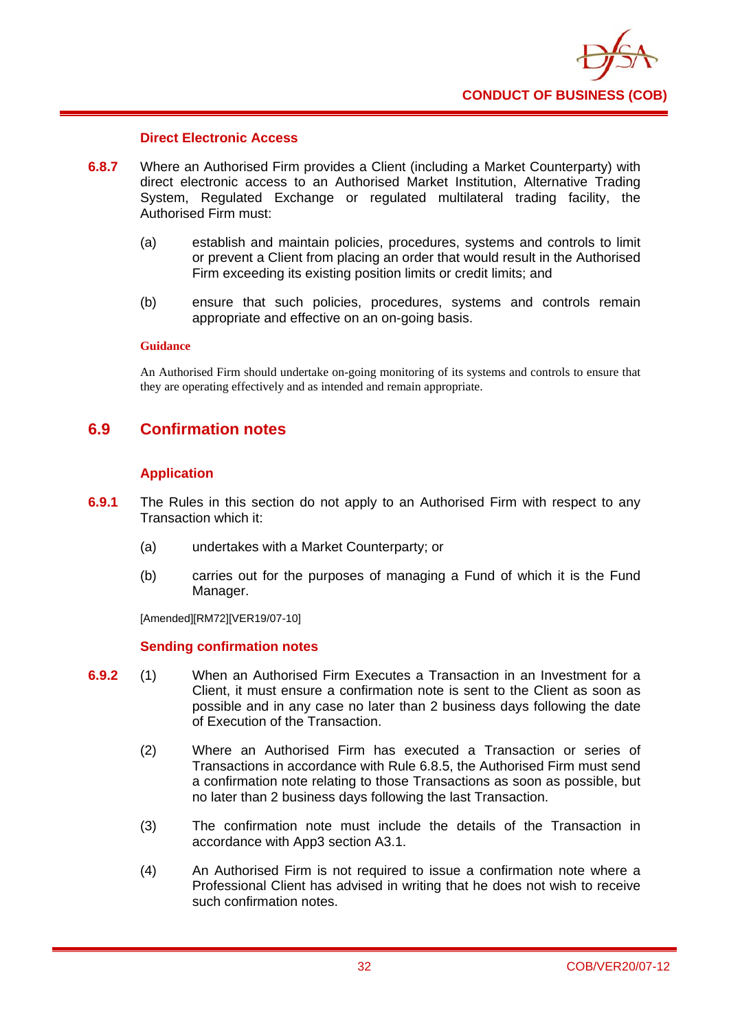### Direct Electronic Access

**6.8.7** Where an Authorised Firm provides a Client (including a Market Counterparty) with direct electronic access to an Authorised Market Institution, Alternative Trading System, Regulated Exchange or regulated multilateral trading facility, the Authorised Firm must:

(a) establish and maintain policies, procedures, systems and controls to limit or prevent a Client from placing an order that would result in the Authorised Firm exceeding its existing position limits or credit limits; and

(b) ensure that such policies, procedures, systems and controls remain appropriate and effective on an on-going basis.

**Guidance**

An Authorised Firm should undertake on-going monitoring of its systems and controls to ensure that they are operating effectively and as intended and remain appropriate.

## 6.9 Confirmation notes

### Application

**6.9.1** The Rules in this section do not apply to an Authorised Firm with respect to any Transaction which it:

(a) undertakes with a Market Counterparty; or

(b) carries out for the purposes of managing a Fund of which it is the Fund Manager.

[Amended][RM72][VER19/07-10]

### Sending confirmation notes

**6.9.2** (1) When an Authorised Firm Executes a Transaction in an Investment for a Client, it must ensure a confirmation note is sent to the Client as soon as possible and in any case no later than 2 business days following the date of Execution of the Transaction.

(2) Where an Authorised Firm has executed a Transaction or series of Transactions in accordance with Rule 6.8.5, the Authorised Firm must send a confirmation note relating to those Transactions as soon as possible, but no later than 2 business days following the last Transaction.

(3) The confirmation note must include the details of the Transaction in accordance with App3 section A3.1.

(4) An Authorised Firm is not required to issue a confirmation note where a Professional Client has advised in writing that he does not wish to receive such confirmation notes.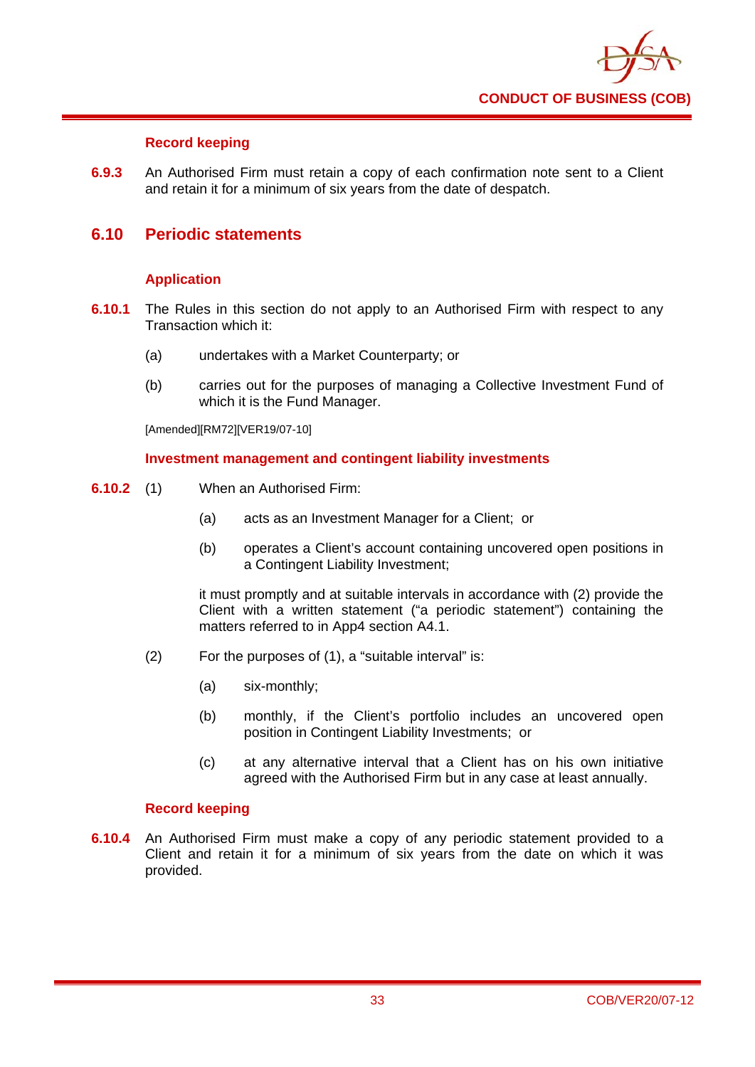### Record keeping

**6.9.3** An Authorised Firm must retain a copy of each confirmation note sent to a Client and retain it for a minimum of six years from the date of despatch.

## 6.10 Periodic statements

### Application

**6.10.1** The Rules in this section do not apply to an Authorised Firm with respect to any Transaction which it:

(a) undertakes with a Market Counterparty; or

(b) carries out for the purposes of managing a Collective Investment Fund of which it is the Fund Manager.

[Amended][RM72][VER19/07-10]

### Investment management and contingent liability investments

**6.10.2** (1) When an Authorised Firm:

(a) acts as an Investment Manager for a Client; or

(b) operates a Client's account containing uncovered open positions in a Contingent Liability Investment;

it must promptly and at suitable intervals in accordance with (2) provide the Client with a written statement ("a periodic statement") containing the matters referred to in App4 section A4.1.

(2) For the purposes of (1), a "suitable interval" is:

(a) six-monthly;

(b) monthly, if the Client's portfolio includes an uncovered open position in Contingent Liability Investments; or

(c) at any alternative interval that a Client has on his own initiative agreed with the Authorised Firm but in any case at least annually.

### Record keeping

**6.10.4** An Authorised Firm must make a copy of any periodic statement provided to a Client and retain it for a minimum of six years from the date on which it was provided.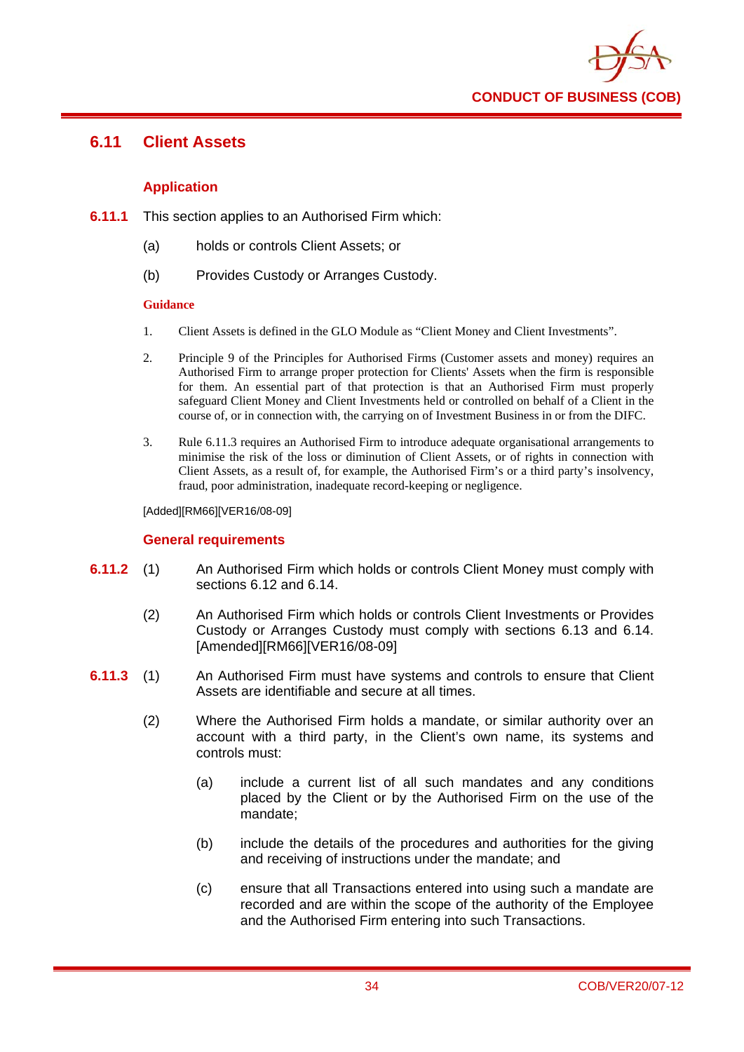## 6.11 Client Assets

### Application

**6.11.1** This section applies to an Authorised Firm which:

(a) holds or controls Client Assets; or

(b) Provides Custody or Arranges Custody.

**Guidance**

1. Client Assets is defined in the GLO Module as "Client Money and Client Investments".

2. Principle 9 of the Principles for Authorised Firms (Customer assets and money) requires an Authorised Firm to arrange proper protection for Clients' Assets when the firm is responsible for them. An essential part of that protection is that an Authorised Firm must properly safeguard Client Money and Client Investments held or controlled on behalf of a Client in the course of, or in connection with, the carrying on of Investment Business in or from the DIFC.

3. Rule 6.11.3 requires an Authorised Firm to introduce adequate organisational arrangements to minimise the risk of the loss or diminution of Client Assets, or of rights in connection with Client Assets, as a result of, for example, the Authorised Firm's or a third party's insolvency, fraud, poor administration, inadequate record-keeping or negligence.

[Added][RM66][VER16/08-09]

### General requirements

**6.11.2** (1) An Authorised Firm which holds or controls Client Money must comply with sections 6.12 and 6.14.

(2) An Authorised Firm which holds or controls Client Investments or Provides Custody or Arranges Custody must comply with sections 6.13 and 6.14. [Amended][RM66][VER16/08-09]

**6.11.3** (1) An Authorised Firm must have systems and controls to ensure that Client Assets are identifiable and secure at all times.

(2) Where the Authorised Firm holds a mandate, or similar authority over an account with a third party, in the Client's own name, its systems and controls must:

(a) include a current list of all such mandates and any conditions placed by the Client or by the Authorised Firm on the use of the mandate;

(b) include the details of the procedures and authorities for the giving and receiving of instructions under the mandate; and

(c) ensure that all Transactions entered into using such a mandate are recorded and are within the scope of the authority of the Employee and the Authorised Firm entering into such Transactions.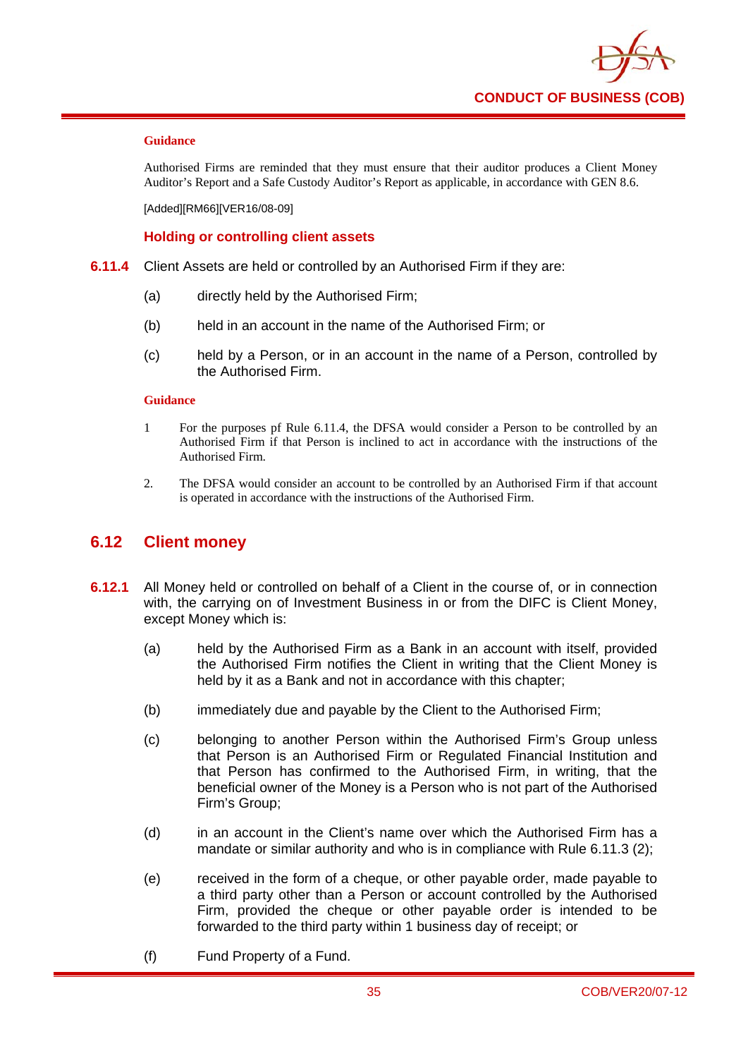#### Guidance

Authorised Firms are reminded that they must ensure that their auditor produces a Client Money Auditor's Report and a Safe Custody Auditor's Report as applicable, in accordance with GEN 8.6.

[Added][RM66][VER16/08-09]

### Holding or controlling client assets

**6.11.4** Client Assets are held or controlled by an Authorised Firm if they are:

(a) directly held by the Authorised Firm;

(b) held in an account in the name of the Authorised Firm; or

(c) held by a Person, or in an account in the name of a Person, controlled by the Authorised Firm.

#### Guidance

1 For the purposes pf Rule 6.11.4, the DFSA would consider a Person to be controlled by an Authorised Firm if that Person is inclined to act in accordance with the instructions of the Authorised Firm.

2. The DFSA would consider an account to be controlled by an Authorised Firm if that account is operated in accordance with the instructions of the Authorised Firm.

## 6.12 Client money

**6.12.1** All Money held or controlled on behalf of a Client in the course of, or in connection with, the carrying on of Investment Business in or from the DIFC is Client Money, except Money which is:

(a) held by the Authorised Firm as a Bank in an account with itself, provided the Authorised Firm notifies the Client in writing that the Client Money is held by it as a Bank and not in accordance with this chapter;

(b) immediately due and payable by the Client to the Authorised Firm;

(c) belonging to another Person within the Authorised Firm's Group unless that Person is an Authorised Firm or Regulated Financial Institution and that Person has confirmed to the Authorised Firm, in writing, that the beneficial owner of the Money is a Person who is not part of the Authorised Firm's Group;

(d) in an account in the Client's name over which the Authorised Firm has a mandate or similar authority and who is in compliance with Rule 6.11.3 (2);

(e) received in the form of a cheque, or other payable order, made payable to a third party other than a Person or account controlled by the Authorised Firm, provided the cheque or other payable order is intended to be forwarded to the third party within 1 business day of receipt; or

(f) Fund Property of a Fund.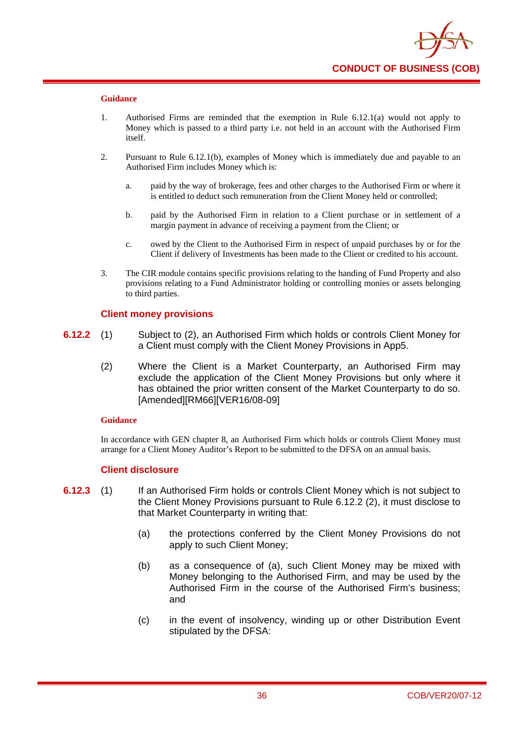**Guidance**

1. Authorised Firms are reminded that the exemption in Rule 6.12.1(a) would not apply to Money which is passed to a third party i.e. not held in an account with the Authorised Firm itself.

2. Pursuant to Rule 6.12.1(b), examples of Money which is immediately due and payable to an Authorised Firm includes Money which is:

   a. paid by the way of brokerage, fees and other charges to the Authorised Firm or where it is entitled to deduct such remuneration from the Client Money held or controlled;

   b. paid by the Authorised Firm in relation to a Client purchase or in settlement of a margin payment in advance of receiving a payment from the Client; or

   c. owed by the Client to the Authorised Firm in respect of unpaid purchases by or for the Client if delivery of Investments has been made to the Client or credited to his account.

3. The CIR module contains specific provisions relating to the handing of Fund Property and also provisions relating to a Fund Administrator holding or controlling monies or assets belonging to third parties.

### Client money provisions

**6.12.2** (1) Subject to (2), an Authorised Firm which holds or controls Client Money for a Client must comply with the Client Money Provisions in App5.

(2) Where the Client is a Market Counterparty, an Authorised Firm may exclude the application of the Client Money Provisions but only where it has obtained the prior written consent of the Market Counterparty to do so. [Amended][RM66][VER16/08-09]

**Guidance**

In accordance with GEN chapter 8, an Authorised Firm which holds or controls Client Money must arrange for a Client Money Auditor's Report to be submitted to the DFSA on an annual basis.

### Client disclosure

**6.12.3** (1) If an Authorised Firm holds or controls Client Money which is not subject to the Client Money Provisions pursuant to Rule 6.12.2 (2), it must disclose to that Market Counterparty in writing that:

(a) the protections conferred by the Client Money Provisions do not apply to such Client Money;

(b) as a consequence of (a), such Client Money may be mixed with Money belonging to the Authorised Firm, and may be used by the Authorised Firm in the course of the Authorised Firm's business; and

(c) in the event of insolvency, winding up or other Distribution Event stipulated by the DFSA: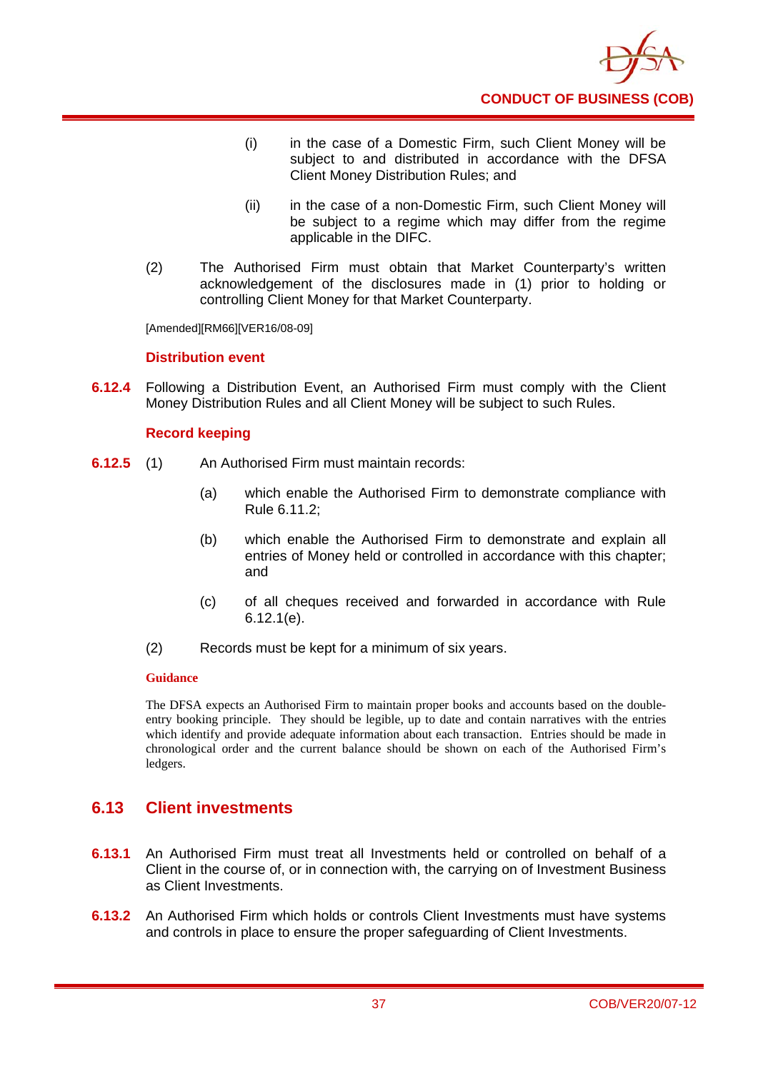(i) in the case of a Domestic Firm, such Client Money will be subject to and distributed in accordance with the DFSA Client Money Distribution Rules; and

(ii) in the case of a non-Domestic Firm, such Client Money will be subject to a regime which may differ from the regime applicable in the DIFC.

(2) The Authorised Firm must obtain that Market Counterparty's written acknowledgement of the disclosures made in (1) prior to holding or controlling Client Money for that Market Counterparty.

[Amended][RM66][VER16/08-09]

### Distribution event

**6.12.4** Following a Distribution Event, an Authorised Firm must comply with the Client Money Distribution Rules and all Client Money will be subject to such Rules.

### Record keeping

**6.12.5** (1) An Authorised Firm must maintain records:

(a) which enable the Authorised Firm to demonstrate compliance with Rule 6.11.2;

(b) which enable the Authorised Firm to demonstrate and explain all entries of Money held or controlled in accordance with this chapter; and

(c) of all cheques received and forwarded in accordance with Rule 6.12.1(e).

(2) Records must be kept for a minimum of six years.

**Guidance**

The DFSA expects an Authorised Firm to maintain proper books and accounts based on the double-entry booking principle. They should be legible, up to date and contain narratives with the entries which identify and provide adequate information about each transaction. Entries should be made in chronological order and the current balance should be shown on each of the Authorised Firm's ledgers.

## 6.13 Client investments

**6.13.1** An Authorised Firm must treat all Investments held or controlled on behalf of a Client in the course of, or in connection with, the carrying on of Investment Business as Client Investments.

**6.13.2** An Authorised Firm which holds or controls Client Investments must have systems and controls in place to ensure the proper safeguarding of Client Investments.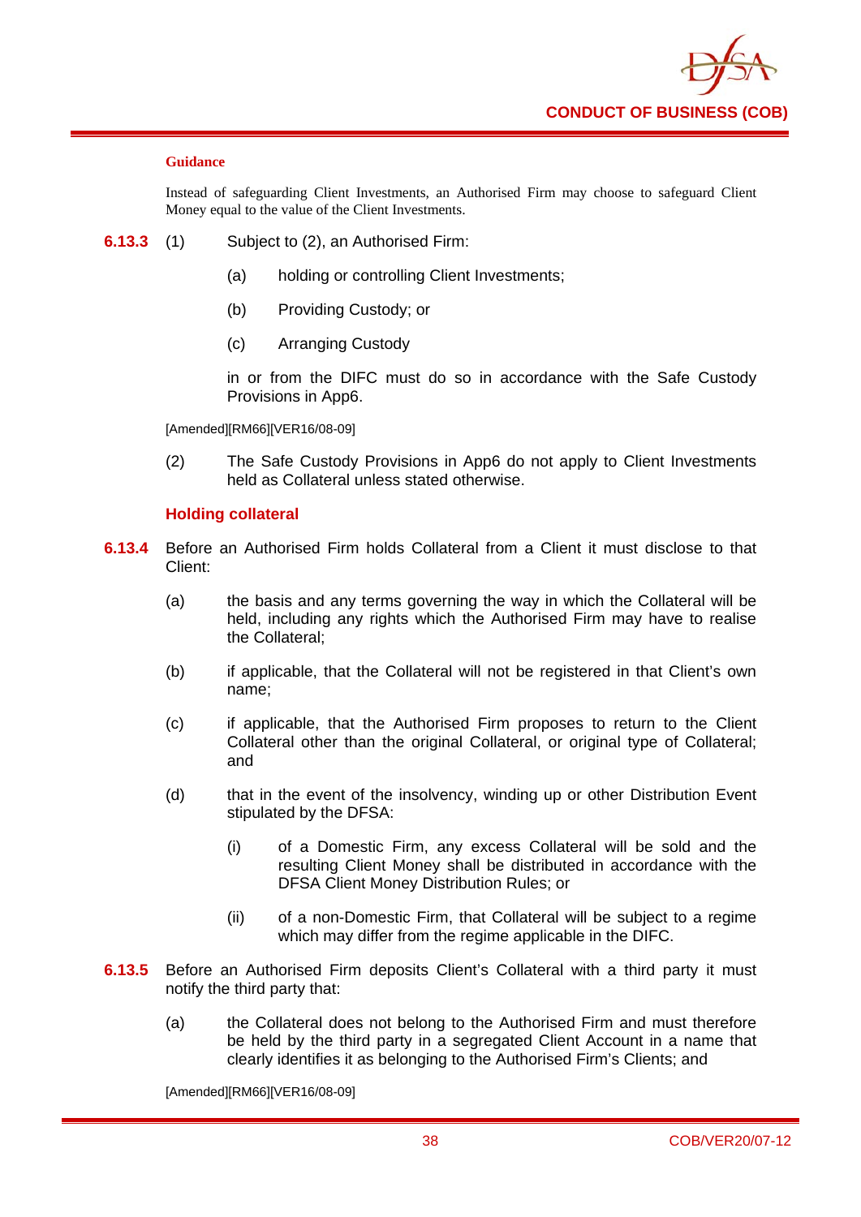**Guidance**

Instead of safeguarding Client Investments, an Authorised Firm may choose to safeguard Client Money equal to the value of the Client Investments.

**6.13.3** (1) Subject to (2), an Authorised Firm:

(a) holding or controlling Client Investments;

(b) Providing Custody; or

(c) Arranging Custody

in or from the DIFC must do so in accordance with the Safe Custody Provisions in App6.

[Amended][RM66][VER16/08-09]

(2) The Safe Custody Provisions in App6 do not apply to Client Investments held as Collateral unless stated otherwise.

### Holding collateral

**6.13.4** Before an Authorised Firm holds Collateral from a Client it must disclose to that Client:

(a) the basis and any terms governing the way in which the Collateral will be held, including any rights which the Authorised Firm may have to realise the Collateral;

(b) if applicable, that the Collateral will not be registered in that Client's own name;

(c) if applicable, that the Authorised Firm proposes to return to the Client Collateral other than the original Collateral, or original type of Collateral; and

(d) that in the event of the insolvency, winding up or other Distribution Event stipulated by the DFSA:

(i) of a Domestic Firm, any excess Collateral will be sold and the resulting Client Money shall be distributed in accordance with the DFSA Client Money Distribution Rules; or

(ii) of a non-Domestic Firm, that Collateral will be subject to a regime which may differ from the regime applicable in the DIFC.

**6.13.5** Before an Authorised Firm deposits Client's Collateral with a third party it must notify the third party that:

(a) the Collateral does not belong to the Authorised Firm and must therefore be held by the third party in a segregated Client Account in a name that clearly identifies it as belonging to the Authorised Firm's Clients; and

[Amended][RM66][VER16/08-09]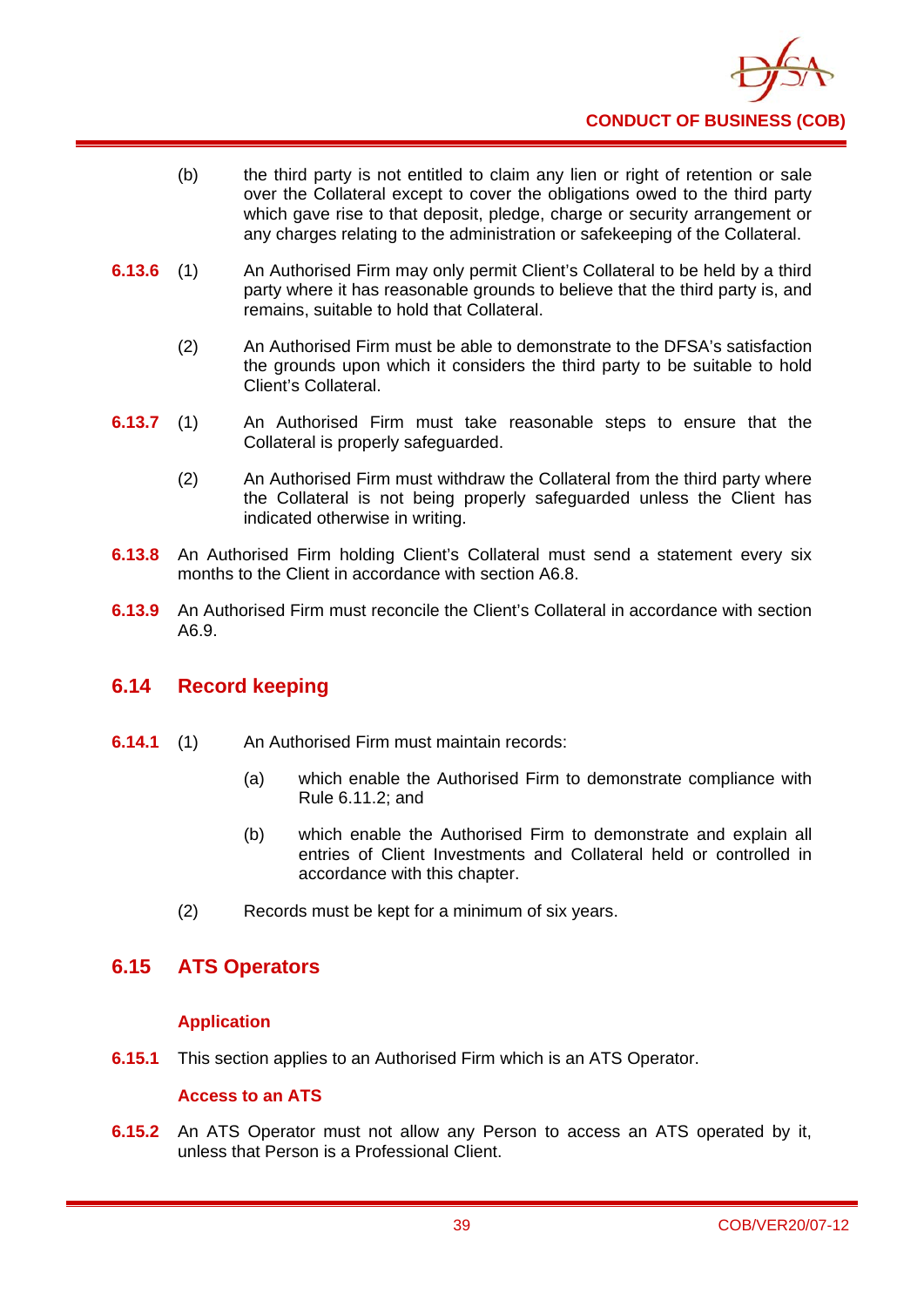(b) the third party is not entitled to claim any lien or right of retention or sale over the Collateral except to cover the obligations owed to the third party which gave rise to that deposit, pledge, charge or security arrangement or any charges relating to the administration or safekeeping of the Collateral.

**6.13.6** (1) An Authorised Firm may only permit Client's Collateral to be held by a third party where it has reasonable grounds to believe that the third party is, and remains, suitable to hold that Collateral.

(2) An Authorised Firm must be able to demonstrate to the DFSA's satisfaction the grounds upon which it considers the third party to be suitable to hold Client's Collateral.

**6.13.7** (1) An Authorised Firm must take reasonable steps to ensure that the Collateral is properly safeguarded.

(2) An Authorised Firm must withdraw the Collateral from the third party where the Collateral is not being properly safeguarded unless the Client has indicated otherwise in writing.

**6.13.8** An Authorised Firm holding Client's Collateral must send a statement every six months to the Client in accordance with section A6.8.

**6.13.9** An Authorised Firm must reconcile the Client's Collateral in accordance with section A6.9.

## 6.14 Record keeping

**6.14.1** (1) An Authorised Firm must maintain records:

(a) which enable the Authorised Firm to demonstrate compliance with Rule 6.11.2; and

(b) which enable the Authorised Firm to demonstrate and explain all entries of Client Investments and Collateral held or controlled in accordance with this chapter.

(2) Records must be kept for a minimum of six years.

## 6.15 ATS Operators

### Application

**6.15.1** This section applies to an Authorised Firm which is an ATS Operator.

### Access to an ATS

**6.15.2** An ATS Operator must not allow any Person to access an ATS operated by it, unless that Person is a Professional Client.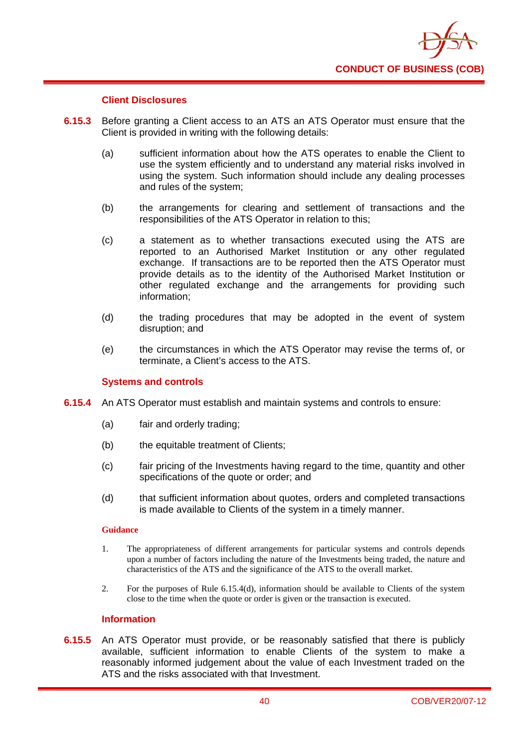### Client Disclosures

**6.15.3** Before granting a Client access to an ATS an ATS Operator must ensure that the Client is provided in writing with the following details:

(a) sufficient information about how the ATS operates to enable the Client to use the system efficiently and to understand any material risks involved in using the system. Such information should include any dealing processes and rules of the system;

(b) the arrangements for clearing and settlement of transactions and the responsibilities of the ATS Operator in relation to this;

(c) a statement as to whether transactions executed using the ATS are reported to an Authorised Market Institution or any other regulated exchange. If transactions are to be reported then the ATS Operator must provide details as to the identity of the Authorised Market Institution or other regulated exchange and the arrangements for providing such information;

(d) the trading procedures that may be adopted in the event of system disruption; and

(e) the circumstances in which the ATS Operator may revise the terms of, or terminate, a Client's access to the ATS.

### Systems and controls

**6.15.4** An ATS Operator must establish and maintain systems and controls to ensure:

(a) fair and orderly trading;

(b) the equitable treatment of Clients;

(c) fair pricing of the Investments having regard to the time, quantity and other specifications of the quote or order; and

(d) that sufficient information about quotes, orders and completed transactions is made available to Clients of the system in a timely manner.

#### Guidance

1. The appropriateness of different arrangements for particular systems and controls depends upon a number of factors including the nature of the Investments being traded, the nature and characteristics of the ATS and the significance of the ATS to the overall market.

2. For the purposes of Rule 6.15.4(d), information should be available to Clients of the system close to the time when the quote or order is given or the transaction is executed.

### Information

**6.15.5** An ATS Operator must provide, or be reasonably satisfied that there is publicly available, sufficient information to enable Clients of the system to make a reasonably informed judgement about the value of each Investment traded on the ATS and the risks associated with that Investment.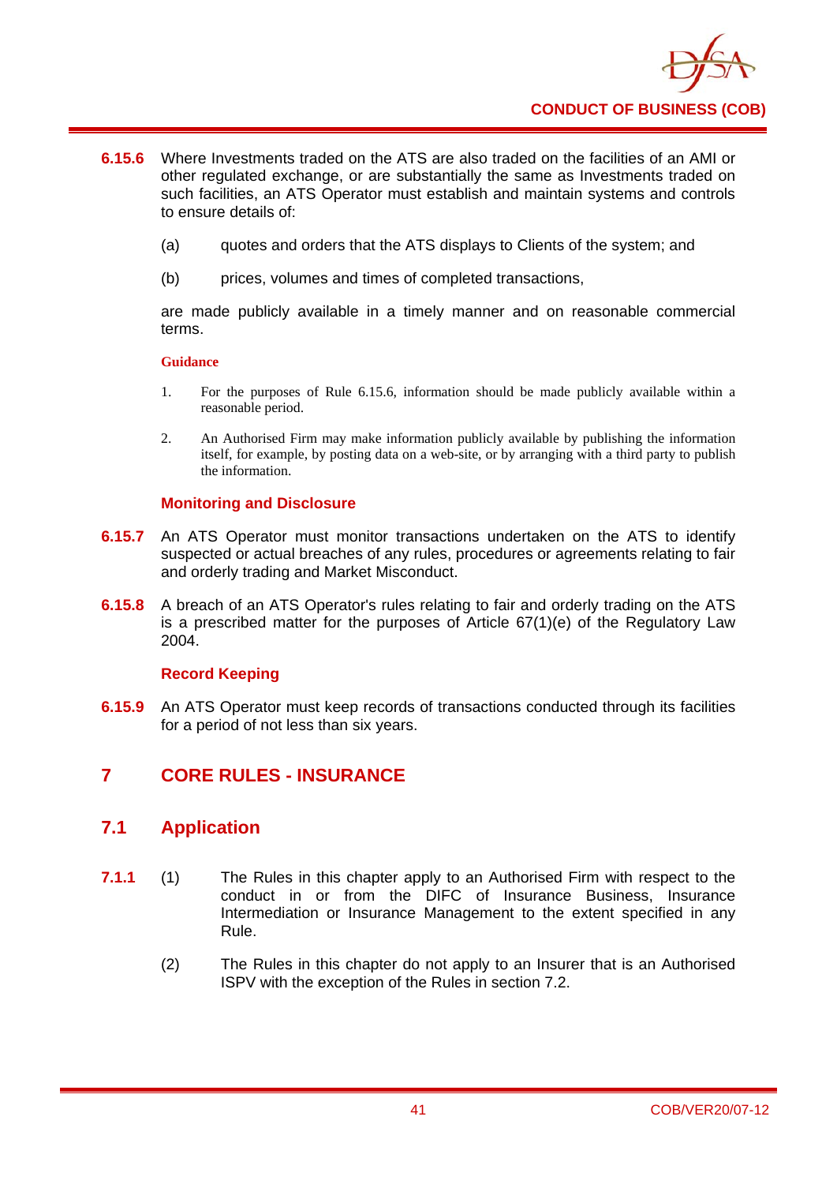**6.15.6** Where Investments traded on the ATS are also traded on the facilities of an AMI or other regulated exchange, or are substantially the same as Investments traded on such facilities, an ATS Operator must establish and maintain systems and controls to ensure details of:

(a) quotes and orders that the ATS displays to Clients of the system; and

(b) prices, volumes and times of completed transactions,

are made publicly available in a timely manner and on reasonable commercial terms.

**Guidance**

1. For the purposes of Rule 6.15.6, information should be made publicly available within a reasonable period.

2. An Authorised Firm may make information publicly available by publishing the information itself, for example, by posting data on a web-site, or by arranging with a third party to publish the information.

### Monitoring and Disclosure

**6.15.7** An ATS Operator must monitor transactions undertaken on the ATS to identify suspected or actual breaches of any rules, procedures or agreements relating to fair and orderly trading and Market Misconduct.

**6.15.8** A breach of an ATS Operator's rules relating to fair and orderly trading on the ATS is a prescribed matter for the purposes of Article 67(1)(e) of the Regulatory Law 2004.

### Record Keeping

**6.15.9** An ATS Operator must keep records of transactions conducted through its facilities for a period of not less than six years.

# 7 CORE RULES - INSURANCE

## 7.1 Application

**7.1.1** (1) The Rules in this chapter apply to an Authorised Firm with respect to the conduct in or from the DIFC of Insurance Business, Insurance Intermediation or Insurance Management to the extent specified in any Rule.

(2) The Rules in this chapter do not apply to an Insurer that is an Authorised ISPV with the exception of the Rules in section 7.2.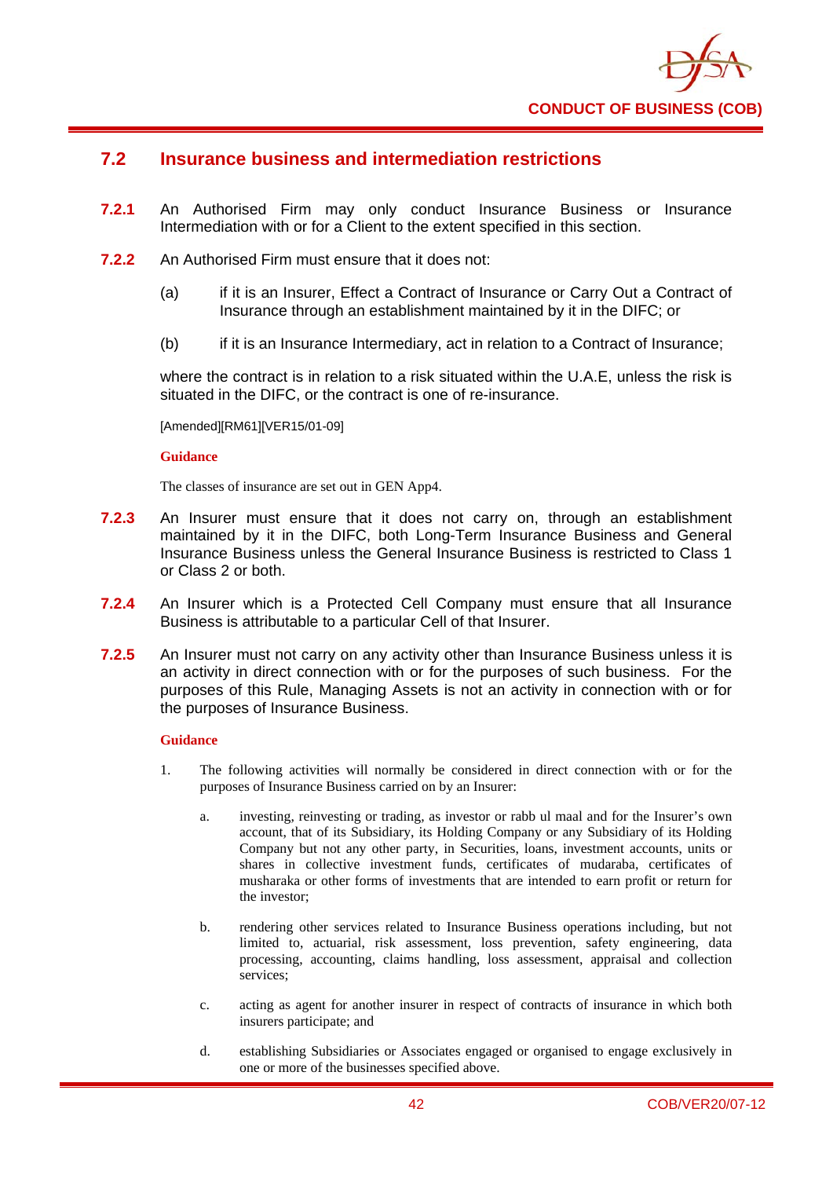## 7.2 Insurance business and intermediation restrictions

**7.2.1** An Authorised Firm may only conduct Insurance Business or Insurance Intermediation with or for a Client to the extent specified in this section.

**7.2.2** An Authorised Firm must ensure that it does not:

(a) if it is an Insurer, Effect a Contract of Insurance or Carry Out a Contract of Insurance through an establishment maintained by it in the DIFC; or

(b) if it is an Insurance Intermediary, act in relation to a Contract of Insurance;

where the contract is in relation to a risk situated within the U.A.E, unless the risk is situated in the DIFC, or the contract is one of re-insurance.

[Amended][RM61][VER15/01-09]

**Guidance**

The classes of insurance are set out in GEN App4.

**7.2.3** An Insurer must ensure that it does not carry on, through an establishment maintained by it in the DIFC, both Long-Term Insurance Business and General Insurance Business unless the General Insurance Business is restricted to Class 1 or Class 2 or both.

**7.2.4** An Insurer which is a Protected Cell Company must ensure that all Insurance Business is attributable to a particular Cell of that Insurer.

**7.2.5** An Insurer must not carry on any activity other than Insurance Business unless it is an activity in direct connection with or for the purposes of such business. For the purposes of this Rule, Managing Assets is not an activity in connection with or for the purposes of Insurance Business.

**Guidance**

1. The following activities will normally be considered in direct connection with or for the purposes of Insurance Business carried on by an Insurer:

   a. investing, reinvesting or trading, as investor or rabb ul maal and for the Insurer's own account, that of its Subsidiary, its Holding Company or any Subsidiary of its Holding Company but not any other party, in Securities, loans, investment accounts, units or shares in collective investment funds, certificates of mudaraba, certificates of musharaka or other forms of investments that are intended to earn profit or return for the investor;

   b. rendering other services related to Insurance Business operations including, but not limited to, actuarial, risk assessment, loss prevention, safety engineering, data processing, accounting, claims handling, loss assessment, appraisal and collection services;

   c. acting as agent for another insurer in respect of contracts of insurance in which both insurers participate; and

   d. establishing Subsidiaries or Associates engaged or organised to engage exclusively in one or more of the businesses specified above.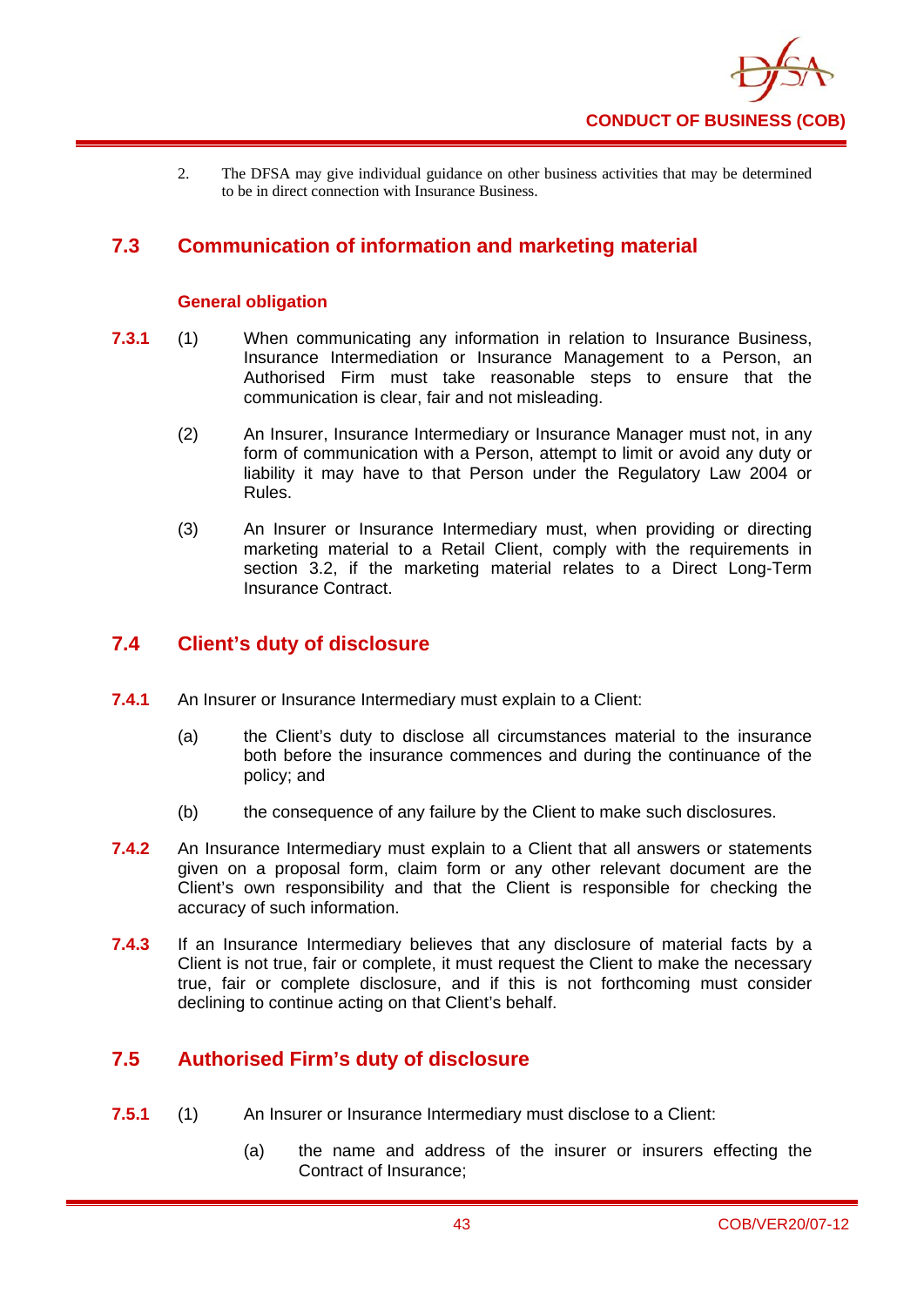2. The DFSA may give individual guidance on other business activities that may be determined to be in direct connection with Insurance Business.

## 7.3 Communication of information and marketing material

### General obligation

**7.3.1** (1) When communicating any information in relation to Insurance Business, Insurance Intermediation or Insurance Management to a Person, an Authorised Firm must take reasonable steps to ensure that the communication is clear, fair and not misleading.

(2) An Insurer, Insurance Intermediary or Insurance Manager must not, in any form of communication with a Person, attempt to limit or avoid any duty or liability it may have to that Person under the Regulatory Law 2004 or Rules.

(3) An Insurer or Insurance Intermediary must, when providing or directing marketing material to a Retail Client, comply with the requirements in section 3.2, if the marketing material relates to a Direct Long-Term Insurance Contract.

## 7.4 Client's duty of disclosure

**7.4.1** An Insurer or Insurance Intermediary must explain to a Client:

(a) the Client's duty to disclose all circumstances material to the insurance both before the insurance commences and during the continuance of the policy; and

(b) the consequence of any failure by the Client to make such disclosures.

**7.4.2** An Insurance Intermediary must explain to a Client that all answers or statements given on a proposal form, claim form or any other relevant document are the Client's own responsibility and that the Client is responsible for checking the accuracy of such information.

**7.4.3** If an Insurance Intermediary believes that any disclosure of material facts by a Client is not true, fair or complete, it must request the Client to make the necessary true, fair or complete disclosure, and if this is not forthcoming must consider declining to continue acting on that Client's behalf.

## 7.5 Authorised Firm's duty of disclosure

**7.5.1** (1) An Insurer or Insurance Intermediary must disclose to a Client:

(a) the name and address of the insurer or insurers effecting the Contract of Insurance;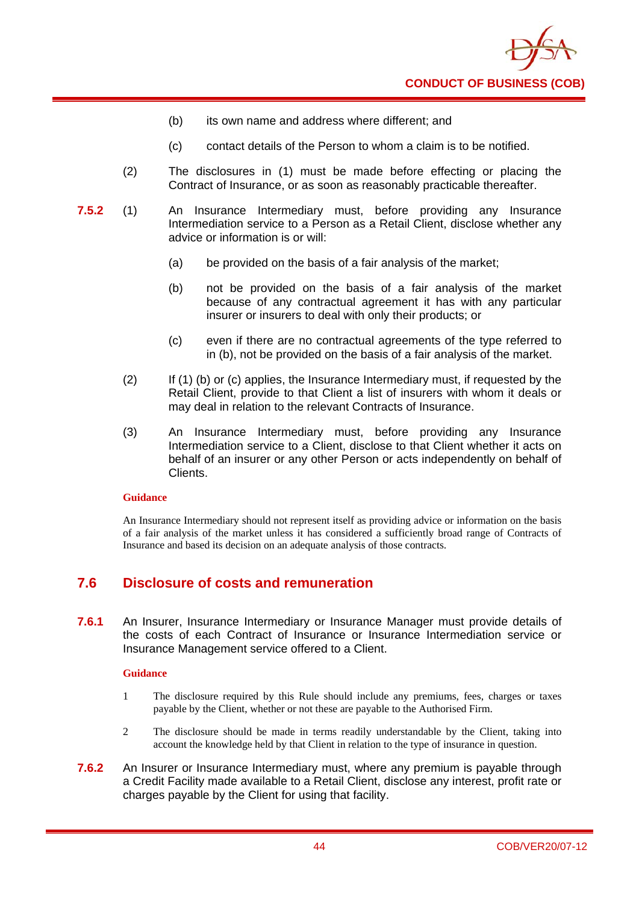(b) its own name and address where different; and

(c) contact details of the Person to whom a claim is to be notified.

(2) The disclosures in (1) must be made before effecting or placing the Contract of Insurance, or as soon as reasonably practicable thereafter.

**7.5.2** (1) An Insurance Intermediary must, before providing any Insurance Intermediation service to a Person as a Retail Client, disclose whether any advice or information is or will:

(a) be provided on the basis of a fair analysis of the market;

(b) not be provided on the basis of a fair analysis of the market because of any contractual agreement it has with any particular insurer or insurers to deal with only their products; or

(c) even if there are no contractual agreements of the type referred to in (b), not be provided on the basis of a fair analysis of the market.

(2) If (1) (b) or (c) applies, the Insurance Intermediary must, if requested by the Retail Client, provide to that Client a list of insurers with whom it deals or may deal in relation to the relevant Contracts of Insurance.

(3) An Insurance Intermediary must, before providing any Insurance Intermediation service to a Client, disclose to that Client whether it acts on behalf of an insurer or any other Person or acts independently on behalf of Clients.

**Guidance**

An Insurance Intermediary should not represent itself as providing advice or information on the basis of a fair analysis of the market unless it has considered a sufficiently broad range of Contracts of Insurance and based its decision on an adequate analysis of those contracts.

## 7.6 Disclosure of costs and remuneration

**7.6.1** An Insurer, Insurance Intermediary or Insurance Manager must provide details of the costs of each Contract of Insurance or Insurance Intermediation service or Insurance Management service offered to a Client.

**Guidance**

1. The disclosure required by this Rule should include any premiums, fees, charges or taxes payable by the Client, whether or not these are payable to the Authorised Firm.

2. The disclosure should be made in terms readily understandable by the Client, taking into account the knowledge held by that Client in relation to the type of insurance in question.

**7.6.2** An Insurer or Insurance Intermediary must, where any premium is payable through a Credit Facility made available to a Retail Client, disclose any interest, profit rate or charges payable by the Client for using that facility.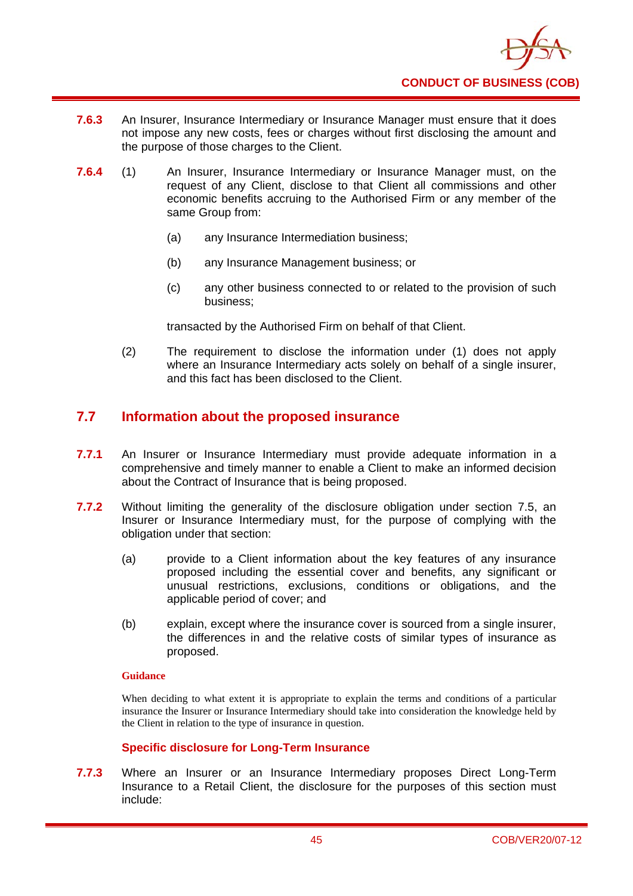**7.6.3** An Insurer, Insurance Intermediary or Insurance Manager must ensure that it does not impose any new costs, fees or charges without first disclosing the amount and the purpose of those charges to the Client.

**7.6.4** (1) An Insurer, Insurance Intermediary or Insurance Manager must, on the request of any Client, disclose to that Client all commissions and other economic benefits accruing to the Authorised Firm or any member of the same Group from:

(a) any Insurance Intermediation business;

(b) any Insurance Management business; or

(c) any other business connected to or related to the provision of such business;

transacted by the Authorised Firm on behalf of that Client.

(2) The requirement to disclose the information under (1) does not apply where an Insurance Intermediary acts solely on behalf of a single insurer, and this fact has been disclosed to the Client.

## 7.7 Information about the proposed insurance

**7.7.1** An Insurer or Insurance Intermediary must provide adequate information in a comprehensive and timely manner to enable a Client to make an informed decision about the Contract of Insurance that is being proposed.

**7.7.2** Without limiting the generality of the disclosure obligation under section 7.5, an Insurer or Insurance Intermediary must, for the purpose of complying with the obligation under that section:

(a) provide to a Client information about the key features of any insurance proposed including the essential cover and benefits, any significant or unusual restrictions, exclusions, conditions or obligations, and the applicable period of cover; and

(b) explain, except where the insurance cover is sourced from a single insurer, the differences in and the relative costs of similar types of insurance as proposed.

**Guidance**

When deciding to what extent it is appropriate to explain the terms and conditions of a particular insurance the Insurer or Insurance Intermediary should take into consideration the knowledge held by the Client in relation to the type of insurance in question.

### Specific disclosure for Long-Term Insurance

**7.7.3** Where an Insurer or an Insurance Intermediary proposes Direct Long-Term Insurance to a Retail Client, the disclosure for the purposes of this section must include: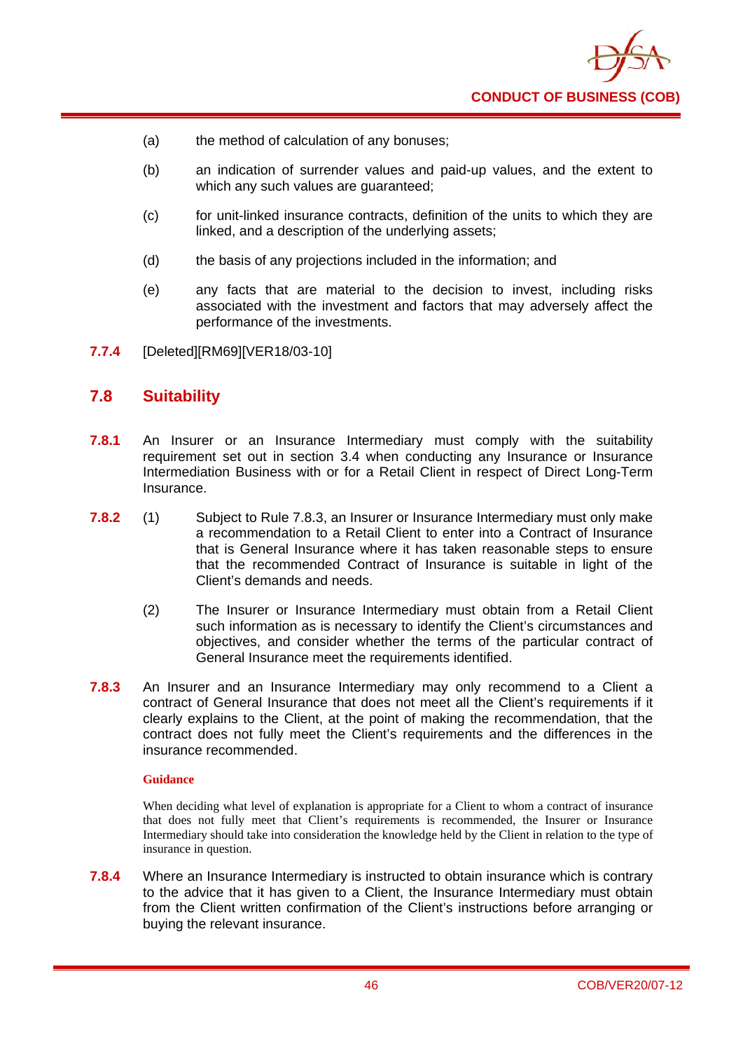(a) the method of calculation of any bonuses;

(b) an indication of surrender values and paid-up values, and the extent to which any such values are guaranteed;

(c) for unit-linked insurance contracts, definition of the units to which they are linked, and a description of the underlying assets;

(d) the basis of any projections included in the information; and

(e) any facts that are material to the decision to invest, including risks associated with the investment and factors that may adversely affect the performance of the investments.

**7.7.4** [Deleted][RM69][VER18/03-10]

## 7.8 Suitability

**7.8.1** An Insurer or an Insurance Intermediary must comply with the suitability requirement set out in section 3.4 when conducting any Insurance or Insurance Intermediation Business with or for a Retail Client in respect of Direct Long-Term Insurance.

**7.8.2** (1) Subject to Rule 7.8.3, an Insurer or Insurance Intermediary must only make a recommendation to a Retail Client to enter into a Contract of Insurance that is General Insurance where it has taken reasonable steps to ensure that the recommended Contract of Insurance is suitable in light of the Client's demands and needs.

(2) The Insurer or Insurance Intermediary must obtain from a Retail Client such information as is necessary to identify the Client's circumstances and objectives, and consider whether the terms of the particular contract of General Insurance meet the requirements identified.

**7.8.3** An Insurer and an Insurance Intermediary may only recommend to a Client a contract of General Insurance that does not meet all the Client's requirements if it clearly explains to the Client, at the point of making the recommendation, that the contract does not fully meet the Client's requirements and the differences in the insurance recommended.

**Guidance**

When deciding what level of explanation is appropriate for a Client to whom a contract of insurance that does not fully meet that Client's requirements is recommended, the Insurer or Insurance Intermediary should take into consideration the knowledge held by the Client in relation to the type of insurance in question.

**7.8.4** Where an Insurance Intermediary is instructed to obtain insurance which is contrary to the advice that it has given to a Client, the Insurance Intermediary must obtain from the Client written confirmation of the Client's instructions before arranging or buying the relevant insurance.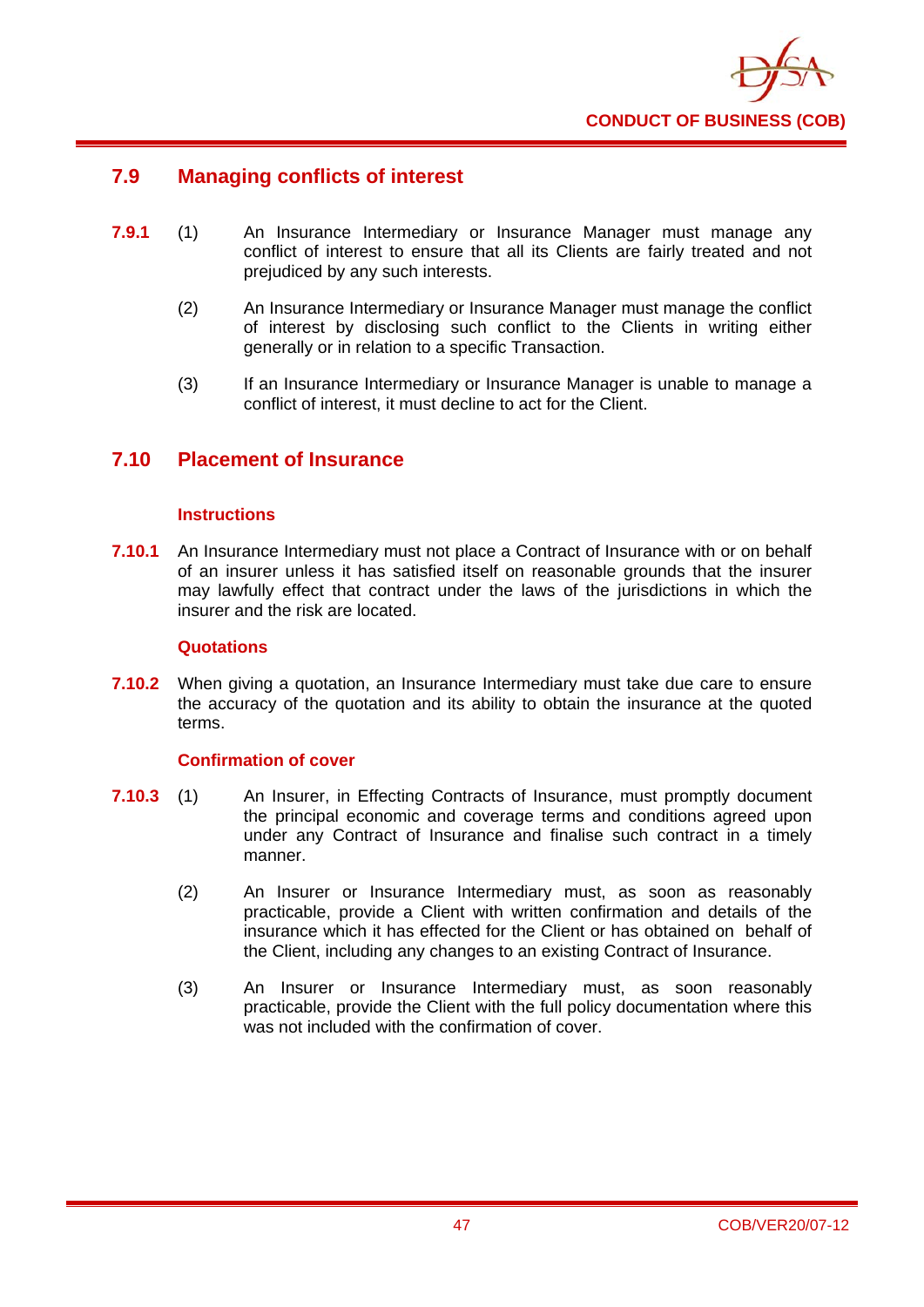## 7.9 Managing conflicts of interest

**7.9.1** (1) An Insurance Intermediary or Insurance Manager must manage any conflict of interest to ensure that all its Clients are fairly treated and not prejudiced by any such interests.

(2) An Insurance Intermediary or Insurance Manager must manage the conflict of interest by disclosing such conflict to the Clients in writing either generally or in relation to a specific Transaction.

(3) If an Insurance Intermediary or Insurance Manager is unable to manage a conflict of interest, it must decline to act for the Client.

## 7.10 Placement of Insurance

### Instructions

**7.10.1** An Insurance Intermediary must not place a Contract of Insurance with or on behalf of an insurer unless it has satisfied itself on reasonable grounds that the insurer may lawfully effect that contract under the laws of the jurisdictions in which the insurer and the risk are located.

### Quotations

**7.10.2** When giving a quotation, an Insurance Intermediary must take due care to ensure the accuracy of the quotation and its ability to obtain the insurance at the quoted terms.

### Confirmation of cover

**7.10.3** (1) An Insurer, in Effecting Contracts of Insurance, must promptly document the principal economic and coverage terms and conditions agreed upon under any Contract of Insurance and finalise such contract in a timely manner.

(2) An Insurer or Insurance Intermediary must, as soon as reasonably practicable, provide a Client with written confirmation and details of the insurance which it has effected for the Client or has obtained on behalf of the Client, including any changes to an existing Contract of Insurance.

(3) An Insurer or Insurance Intermediary must, as soon reasonably practicable, provide the Client with the full policy documentation where this was not included with the confirmation of cover.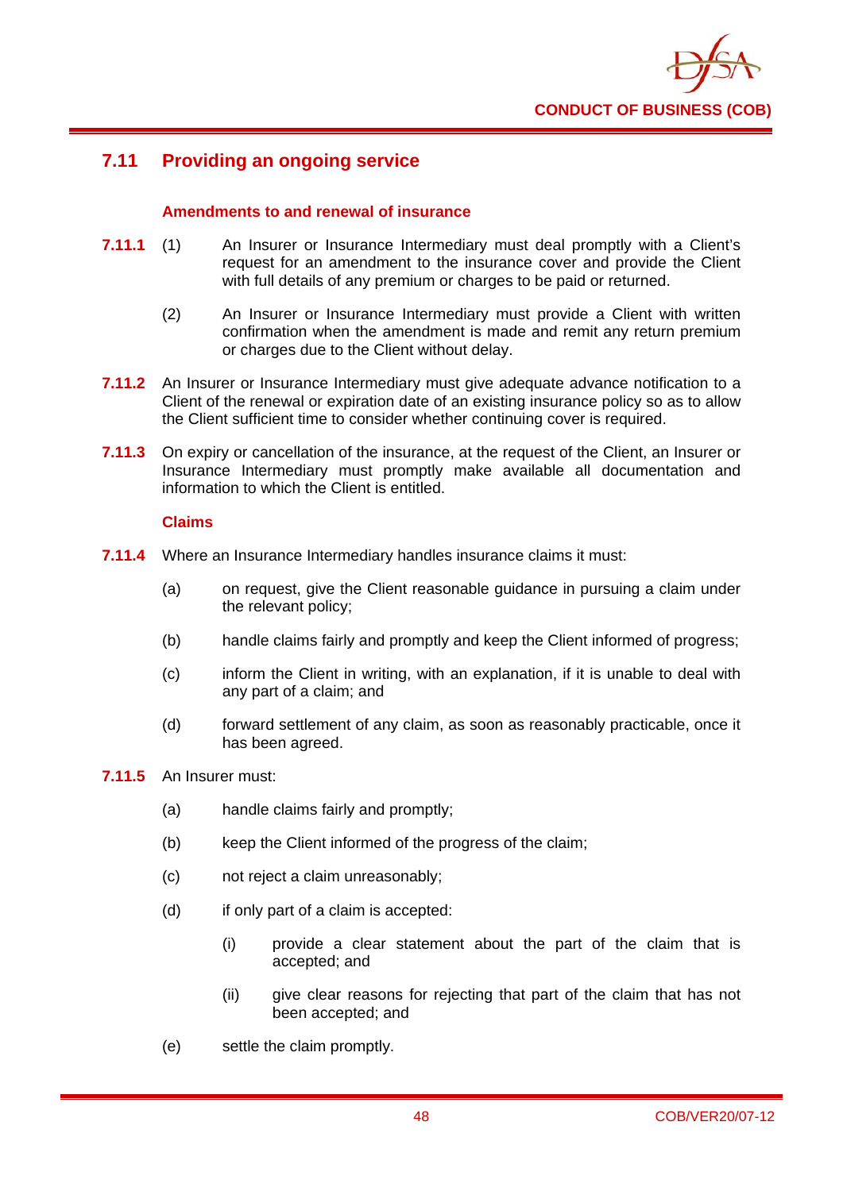## 7.11 Providing an ongoing service

### Amendments to and renewal of insurance

**7.11.1** (1) An Insurer or Insurance Intermediary must deal promptly with a Client's request for an amendment to the insurance cover and provide the Client with full details of any premium or charges to be paid or returned.

(2) An Insurer or Insurance Intermediary must provide a Client with written confirmation when the amendment is made and remit any return premium or charges due to the Client without delay.

**7.11.2** An Insurer or Insurance Intermediary must give adequate advance notification to a Client of the renewal or expiration date of an existing insurance policy so as to allow the Client sufficient time to consider whether continuing cover is required.

**7.11.3** On expiry or cancellation of the insurance, at the request of the Client, an Insurer or Insurance Intermediary must promptly make available all documentation and information to which the Client is entitled.

### Claims

**7.11.4** Where an Insurance Intermediary handles insurance claims it must:

(a) on request, give the Client reasonable guidance in pursuing a claim under the relevant policy;

(b) handle claims fairly and promptly and keep the Client informed of progress;

(c) inform the Client in writing, with an explanation, if it is unable to deal with any part of a claim; and

(d) forward settlement of any claim, as soon as reasonably practicable, once it has been agreed.

**7.11.5** An Insurer must:

(a) handle claims fairly and promptly;

(b) keep the Client informed of the progress of the claim;

(c) not reject a claim unreasonably;

(d) if only part of a claim is accepted:

(i) provide a clear statement about the part of the claim that is accepted; and

(ii) give clear reasons for rejecting that part of the claim that has not been accepted; and

(e) settle the claim promptly.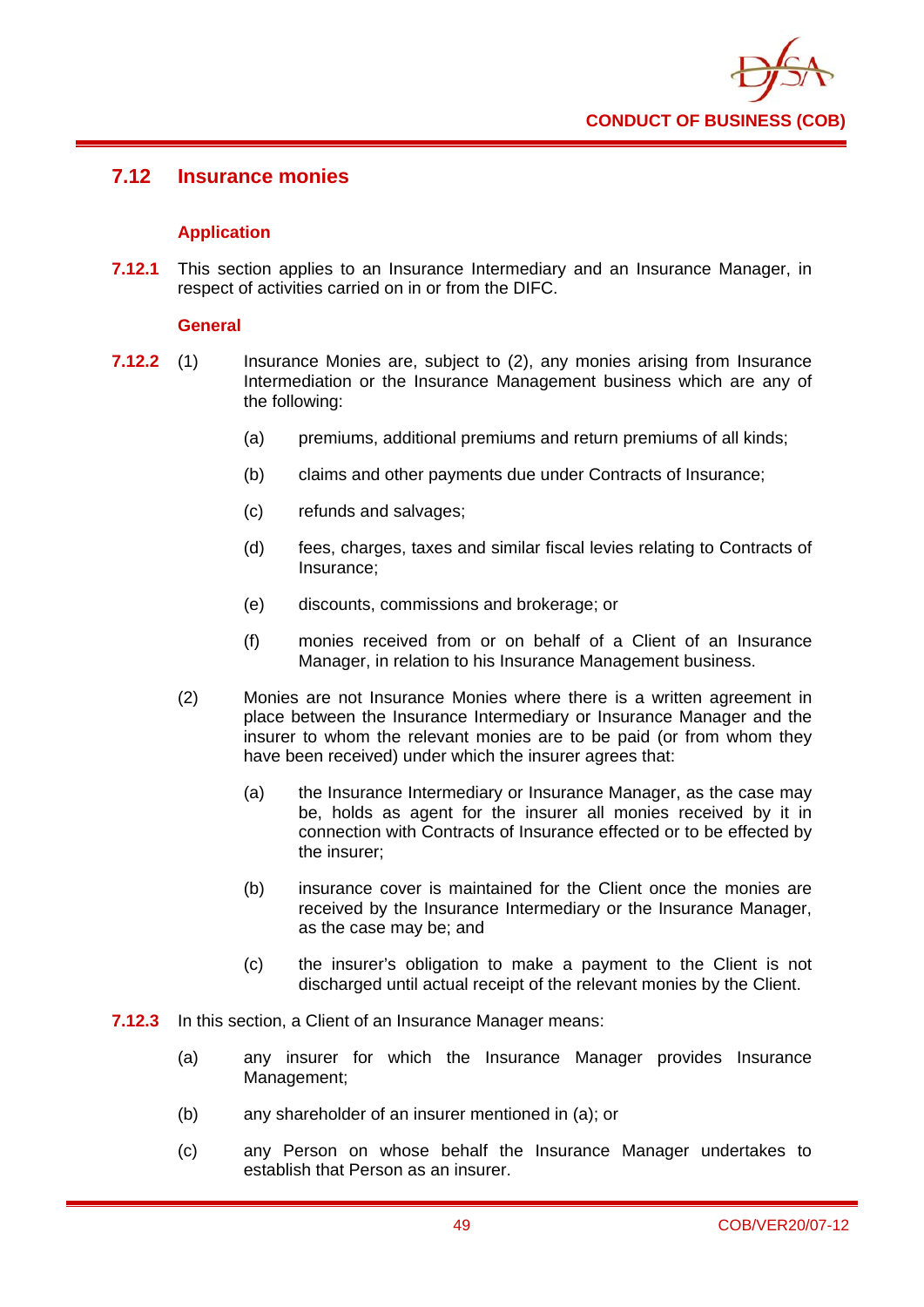## 7.12 Insurance monies

### Application

**7.12.1** This section applies to an Insurance Intermediary and an Insurance Manager, in respect of activities carried on in or from the DIFC.

### General

**7.12.2** (1) Insurance Monies are, subject to (2), any monies arising from Insurance Intermediation or the Insurance Management business which are any of the following:

- (a) premiums, additional premiums and return premiums of all kinds;
- (b) claims and other payments due under Contracts of Insurance;
- (c) refunds and salvages;
- (d) fees, charges, taxes and similar fiscal levies relating to Contracts of Insurance;
- (e) discounts, commissions and brokerage; or
- (f) monies received from or on behalf of a Client of an Insurance Manager, in relation to his Insurance Management business.

(2) Monies are not Insurance Monies where there is a written agreement in place between the Insurance Intermediary or Insurance Manager and the insurer to whom the relevant monies are to be paid (or from whom they have been received) under which the insurer agrees that:

- (a) the Insurance Intermediary or Insurance Manager, as the case may be, holds as agent for the insurer all monies received by it in connection with Contracts of Insurance effected or to be effected by the insurer;
- (b) insurance cover is maintained for the Client once the monies are received by the Insurance Intermediary or the Insurance Manager, as the case may be; and
- (c) the insurer's obligation to make a payment to the Client is not discharged until actual receipt of the relevant monies by the Client.

**7.12.3** In this section, a Client of an Insurance Manager means:

- (a) any insurer for which the Insurance Manager provides Insurance Management;
- (b) any shareholder of an insurer mentioned in (a); or
- (c) any Person on whose behalf the Insurance Manager undertakes to establish that Person as an insurer.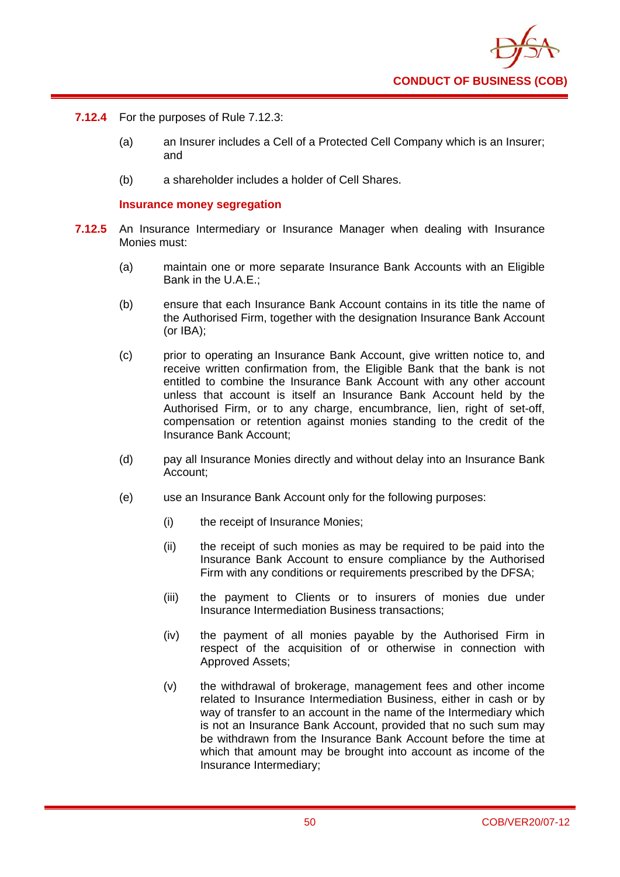**7.12.4** For the purposes of Rule 7.12.3:

(a) an Insurer includes a Cell of a Protected Cell Company which is an Insurer; and

(b) a shareholder includes a holder of Cell Shares.

**Insurance money segregation**

**7.12.5** An Insurance Intermediary or Insurance Manager when dealing with Insurance Monies must:

(a) maintain one or more separate Insurance Bank Accounts with an Eligible Bank in the U.A.E.;

(b) ensure that each Insurance Bank Account contains in its title the name of the Authorised Firm, together with the designation Insurance Bank Account (or IBA);

(c) prior to operating an Insurance Bank Account, give written notice to, and receive written confirmation from, the Eligible Bank that the bank is not entitled to combine the Insurance Bank Account with any other account unless that account is itself an Insurance Bank Account held by the Authorised Firm, or to any charge, encumbrance, lien, right of set-off, compensation or retention against monies standing to the credit of the Insurance Bank Account;

(d) pay all Insurance Monies directly and without delay into an Insurance Bank Account;

(e) use an Insurance Bank Account only for the following purposes:

(i) the receipt of Insurance Monies;

(ii) the receipt of such monies as may be required to be paid into the Insurance Bank Account to ensure compliance by the Authorised Firm with any conditions or requirements prescribed by the DFSA;

(iii) the payment to Clients or to insurers of monies due under Insurance Intermediation Business transactions;

(iv) the payment of all monies payable by the Authorised Firm in respect of the acquisition of or otherwise in connection with Approved Assets;

(v) the withdrawal of brokerage, management fees and other income related to Insurance Intermediation Business, either in cash or by way of transfer to an account in the name of the Intermediary which is not an Insurance Bank Account, provided that no such sum may be withdrawn from the Insurance Bank Account before the time at which that amount may be brought into account as income of the Insurance Intermediary;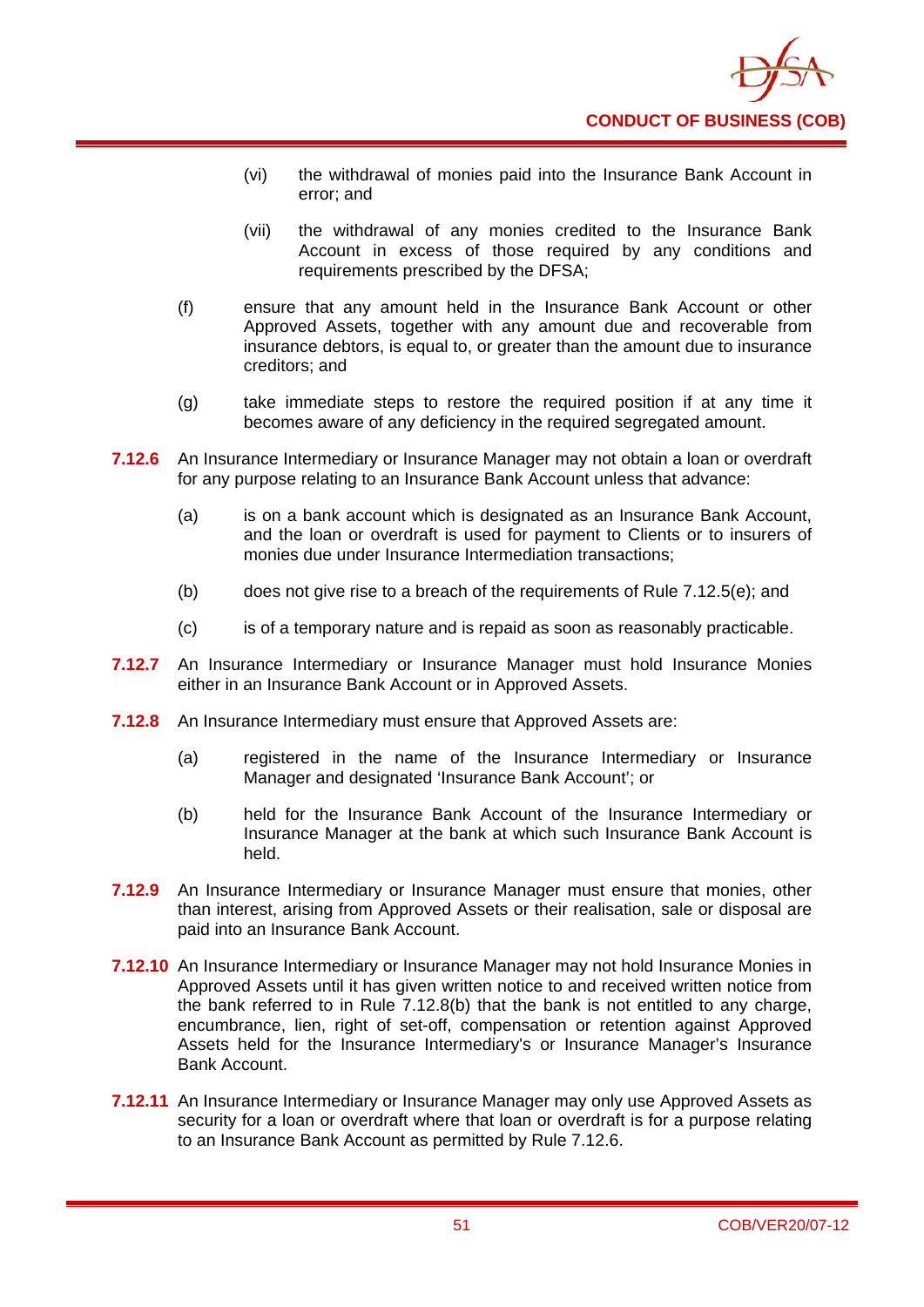(vi) the withdrawal of monies paid into the Insurance Bank Account in error; and

(vii) the withdrawal of any monies credited to the Insurance Bank Account in excess of those required by any conditions and requirements prescribed by the DFSA;

(f) ensure that any amount held in the Insurance Bank Account or other Approved Assets, together with any amount due and recoverable from insurance debtors, is equal to, or greater than the amount due to insurance creditors; and

(g) take immediate steps to restore the required position if at any time it becomes aware of any deficiency in the required segregated amount.

**7.12.6** An Insurance Intermediary or Insurance Manager may not obtain a loan or overdraft for any purpose relating to an Insurance Bank Account unless that advance:

(a) is on a bank account which is designated as an Insurance Bank Account, and the loan or overdraft is used for payment to Clients or to insurers of monies due under Insurance Intermediation transactions;

(b) does not give rise to a breach of the requirements of Rule 7.12.5(e); and

(c) is of a temporary nature and is repaid as soon as reasonably practicable.

**7.12.7** An Insurance Intermediary or Insurance Manager must hold Insurance Monies either in an Insurance Bank Account or in Approved Assets.

**7.12.8** An Insurance Intermediary must ensure that Approved Assets are:

(a) registered in the name of the Insurance Intermediary or Insurance Manager and designated 'Insurance Bank Account'; or

(b) held for the Insurance Bank Account of the Insurance Intermediary or Insurance Manager at the bank at which such Insurance Bank Account is held.

**7.12.9** An Insurance Intermediary or Insurance Manager must ensure that monies, other than interest, arising from Approved Assets or their realisation, sale or disposal are paid into an Insurance Bank Account.

**7.12.10** An Insurance Intermediary or Insurance Manager may not hold Insurance Monies in Approved Assets until it has given written notice to and received written notice from the bank referred to in Rule 7.12.8(b) that the bank is not entitled to any charge, encumbrance, lien, right of set-off, compensation or retention against Approved Assets held for the Insurance Intermediary's or Insurance Manager's Insurance Bank Account.

**7.12.11** An Insurance Intermediary or Insurance Manager may only use Approved Assets as security for a loan or overdraft where that loan or overdraft is for a purpose relating to an Insurance Bank Account as permitted by Rule 7.12.6.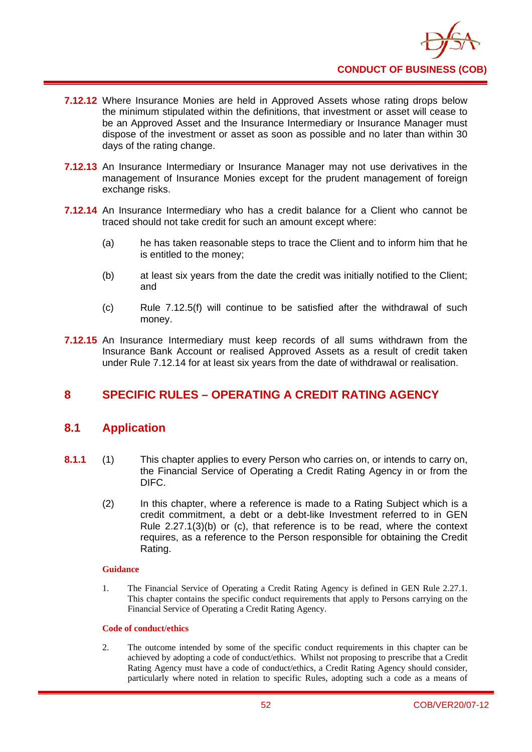**7.12.12** Where Insurance Monies are held in Approved Assets whose rating drops below the minimum stipulated within the definitions, that investment or asset will cease to be an Approved Asset and the Insurance Intermediary or Insurance Manager must dispose of the investment or asset as soon as possible and no later than within 30 days of the rating change.

**7.12.13** An Insurance Intermediary or Insurance Manager may not use derivatives in the management of Insurance Monies except for the prudent management of foreign exchange risks.

**7.12.14** An Insurance Intermediary who has a credit balance for a Client who cannot be traced should not take credit for such an amount except where:

(a) he has taken reasonable steps to trace the Client and to inform him that he is entitled to the money;

(b) at least six years from the date the credit was initially notified to the Client; and

(c) Rule 7.12.5(f) will continue to be satisfied after the withdrawal of such money.

**7.12.15** An Insurance Intermediary must keep records of all sums withdrawn from the Insurance Bank Account or realised Approved Assets as a result of credit taken under Rule 7.12.14 for at least six years from the date of withdrawal or realisation.

# 8 SPECIFIC RULES – OPERATING A CREDIT RATING AGENCY

## 8.1 Application

**8.1.1** (1) This chapter applies to every Person who carries on, or intends to carry on, the Financial Service of Operating a Credit Rating Agency in or from the DIFC.

(2) In this chapter, where a reference is made to a Rating Subject which is a credit commitment, a debt or a debt-like Investment referred to in GEN Rule 2.27.1(3)(b) or (c), that reference is to be read, where the context requires, as a reference to the Person responsible for obtaining the Credit Rating.

**Guidance**

1. The Financial Service of Operating a Credit Rating Agency is defined in GEN Rule 2.27.1. This chapter contains the specific conduct requirements that apply to Persons carrying on the Financial Service of Operating a Credit Rating Agency.

**Code of conduct/ethics**

2. The outcome intended by some of the specific conduct requirements in this chapter can be achieved by adopting a code of conduct/ethics. Whilst not proposing to prescribe that a Credit Rating Agency must have a code of conduct/ethics, a Credit Rating Agency should consider, particularly where noted in relation to specific Rules, adopting such a code as a means of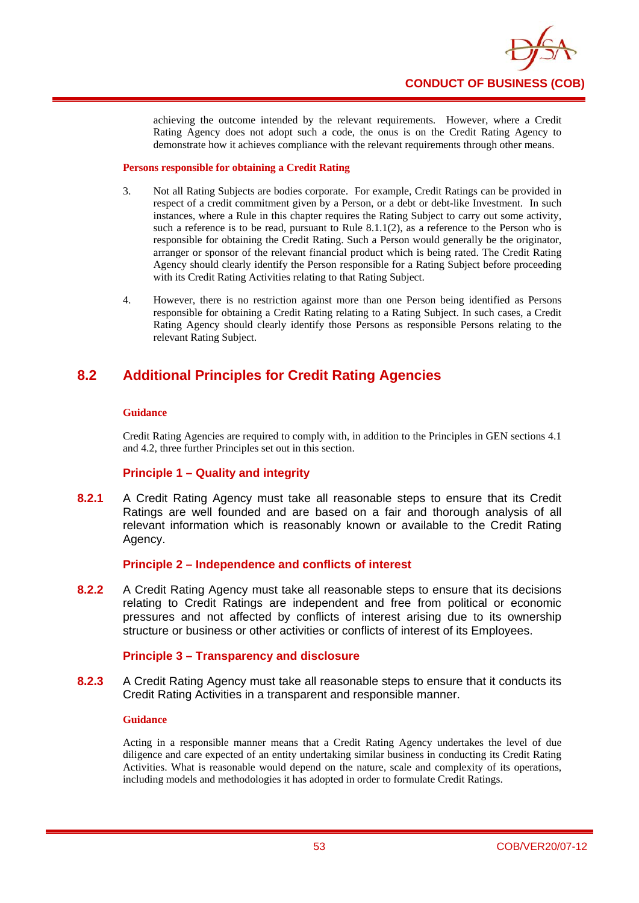achieving the outcome intended by the relevant requirements. However, where a Credit Rating Agency does not adopt such a code, the onus is on the Credit Rating Agency to demonstrate how it achieves compliance with the relevant requirements through other means.

**Persons responsible for obtaining a Credit Rating**

3. Not all Rating Subjects are bodies corporate. For example, Credit Ratings can be provided in respect of a credit commitment given by a Person, or a debt or debt-like Investment. In such instances, where a Rule in this chapter requires the Rating Subject to carry out some activity, such a reference is to be read, pursuant to Rule 8.1.1(2), as a reference to the Person who is responsible for obtaining the Credit Rating. Such a Person would generally be the originator, arranger or sponsor of the relevant financial product which is being rated. The Credit Rating Agency should clearly identify the Person responsible for a Rating Subject before proceeding with its Credit Rating Activities relating to that Rating Subject.

4. However, there is no restriction against more than one Person being identified as Persons responsible for obtaining a Credit Rating relating to a Rating Subject. In such cases, a Credit Rating Agency should clearly identify those Persons as responsible Persons relating to the relevant Rating Subject.

## 8.2 Additional Principles for Credit Rating Agencies

**Guidance**

Credit Rating Agencies are required to comply with, in addition to the Principles in GEN sections 4.1 and 4.2, three further Principles set out in this section.

### Principle 1 – Quality and integrity

**8.2.1** A Credit Rating Agency must take all reasonable steps to ensure that its Credit Ratings are well founded and are based on a fair and thorough analysis of all relevant information which is reasonably known or available to the Credit Rating Agency.

### Principle 2 – Independence and conflicts of interest

**8.2.2** A Credit Rating Agency must take all reasonable steps to ensure that its decisions relating to Credit Ratings are independent and free from political or economic pressures and not affected by conflicts of interest arising due to its ownership structure or business or other activities or conflicts of interest of its Employees.

### Principle 3 – Transparency and disclosure

**8.2.3** A Credit Rating Agency must take all reasonable steps to ensure that it conducts its Credit Rating Activities in a transparent and responsible manner.

**Guidance**

Acting in a responsible manner means that a Credit Rating Agency undertakes the level of due diligence and care expected of an entity undertaking similar business in conducting its Credit Rating Activities. What is reasonable would depend on the nature, scale and complexity of its operations, including models and methodologies it has adopted in order to formulate Credit Ratings.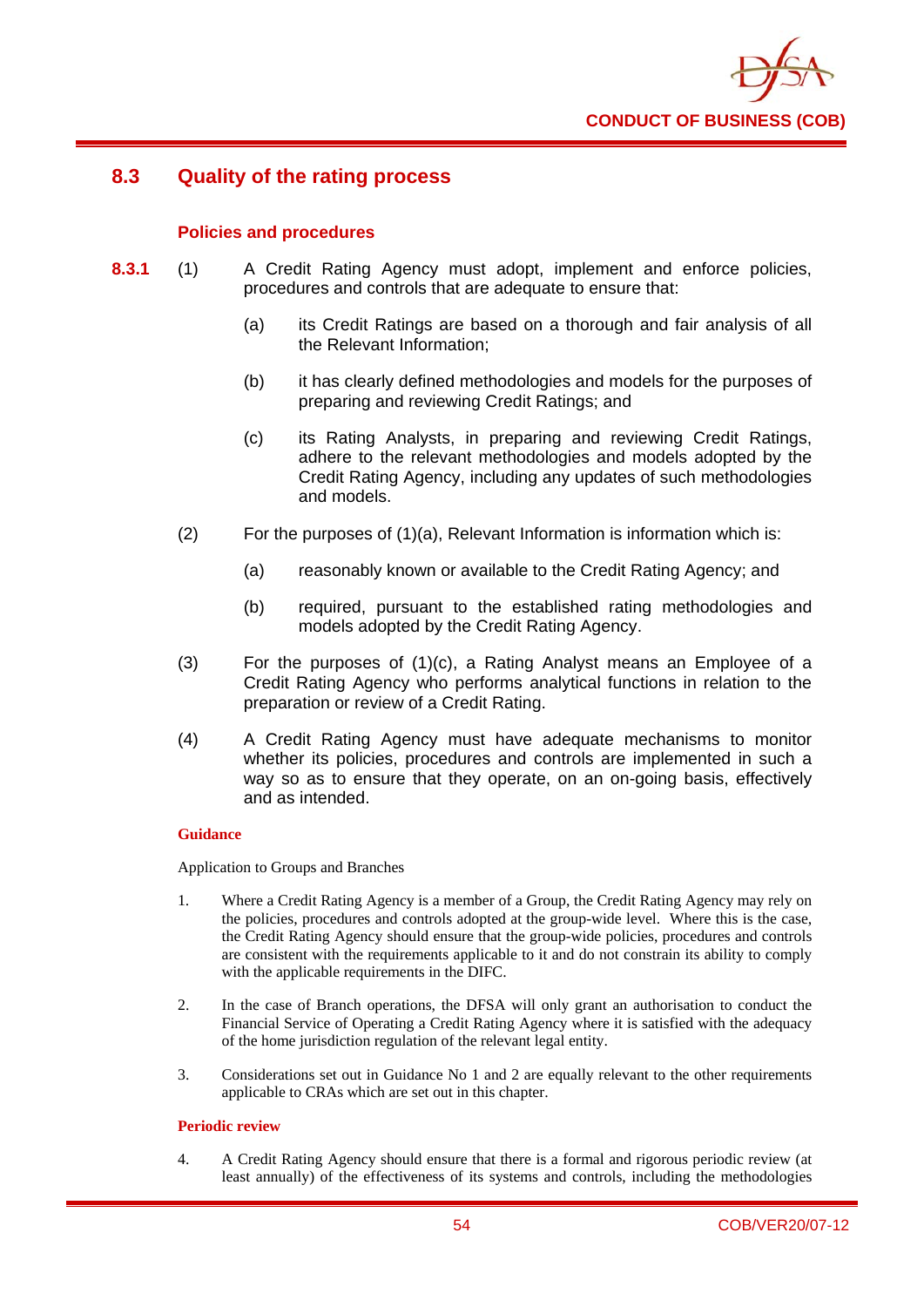## 8.3 Quality of the rating process

### Policies and procedures

**8.3.1** (1) A Credit Rating Agency must adopt, implement and enforce policies, procedures and controls that are adequate to ensure that:

(a) its Credit Ratings are based on a thorough and fair analysis of all the Relevant Information;

(b) it has clearly defined methodologies and models for the purposes of preparing and reviewing Credit Ratings; and

(c) its Rating Analysts, in preparing and reviewing Credit Ratings, adhere to the relevant methodologies and models adopted by the Credit Rating Agency, including any updates of such methodologies and models.

(2) For the purposes of (1)(a), Relevant Information is information which is:

(a) reasonably known or available to the Credit Rating Agency; and

(b) required, pursuant to the established rating methodologies and models adopted by the Credit Rating Agency.

(3) For the purposes of (1)(c), a Rating Analyst means an Employee of a Credit Rating Agency who performs analytical functions in relation to the preparation or review of a Credit Rating.

(4) A Credit Rating Agency must have adequate mechanisms to monitor whether its policies, procedures and controls are implemented in such a way so as to ensure that they operate, on an on-going basis, effectively and as intended.

**Guidance**

Application to Groups and Branches

1. Where a Credit Rating Agency is a member of a Group, the Credit Rating Agency may rely on the policies, procedures and controls adopted at the group-wide level. Where this is the case, the Credit Rating Agency should ensure that the group-wide policies, procedures and controls are consistent with the requirements applicable to it and do not constrain its ability to comply with the applicable requirements in the DIFC.

2. In the case of Branch operations, the DFSA will only grant an authorisation to conduct the Financial Service of Operating a Credit Rating Agency where it is satisfied with the adequacy of the home jurisdiction regulation of the relevant legal entity.

3. Considerations set out in Guidance No 1 and 2 are equally relevant to the other requirements applicable to CRAs which are set out in this chapter.

**Periodic review**

4. A Credit Rating Agency should ensure that there is a formal and rigorous periodic review (at least annually) of the effectiveness of its systems and controls, including the methodologies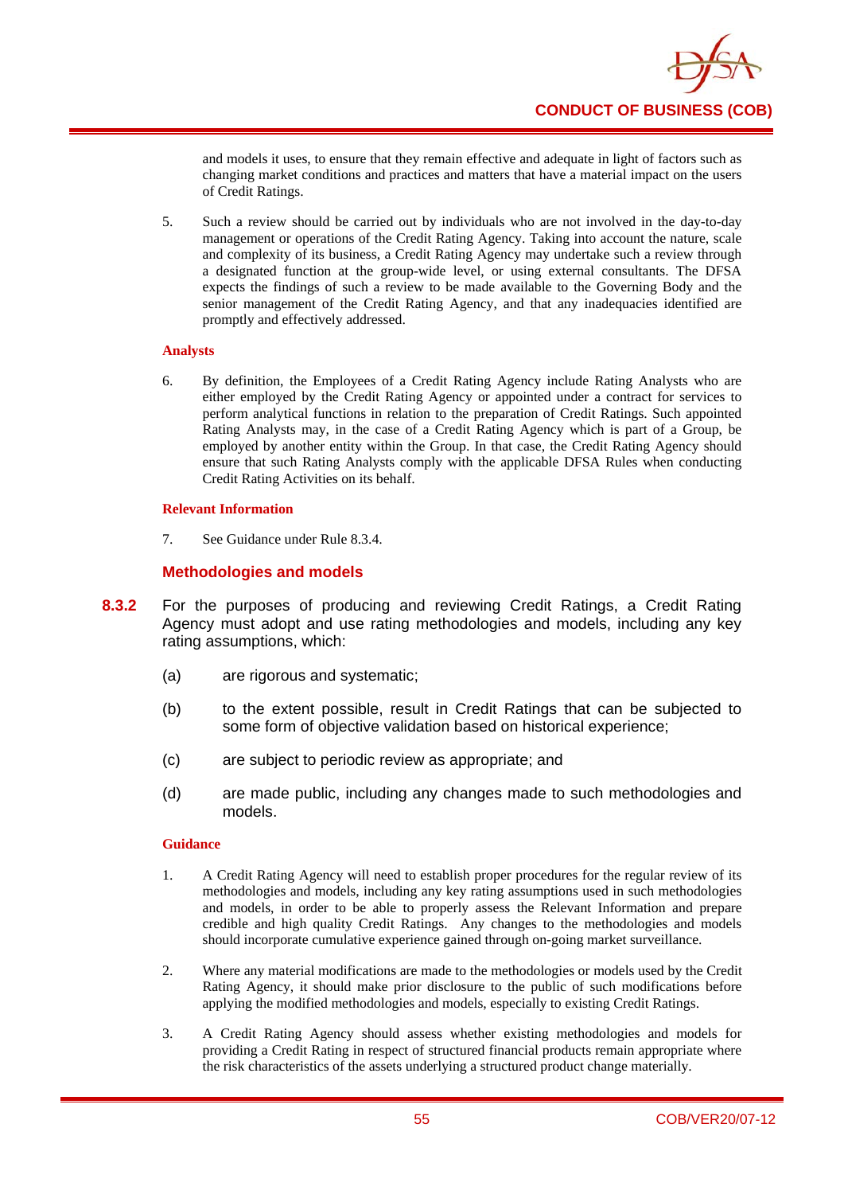and models it uses, to ensure that they remain effective and adequate in light of factors such as changing market conditions and practices and matters that have a material impact on the users of Credit Ratings.

5. Such a review should be carried out by individuals who are not involved in the day-to-day management or operations of the Credit Rating Agency. Taking into account the nature, scale and complexity of its business, a Credit Rating Agency may undertake such a review through a designated function at the group-wide level, or using external consultants. The DFSA expects the findings of such a review to be made available to the Governing Body and the senior management of the Credit Rating Agency, and that any inadequacies identified are promptly and effectively addressed.

**Analysts**

6. By definition, the Employees of a Credit Rating Agency include Rating Analysts who are either employed by the Credit Rating Agency or appointed under a contract for services to perform analytical functions in relation to the preparation of Credit Ratings. Such appointed Rating Analysts may, in the case of a Credit Rating Agency which is part of a Group, be employed by another entity within the Group. In that case, the Credit Rating Agency should ensure that such Rating Analysts comply with the applicable DFSA Rules when conducting Credit Rating Activities on its behalf.

**Relevant Information**

7. See Guidance under Rule 8.3.4.

### Methodologies and models

**8.3.2** For the purposes of producing and reviewing Credit Ratings, a Credit Rating Agency must adopt and use rating methodologies and models, including any key rating assumptions, which:

(a) are rigorous and systematic;

(b) to the extent possible, result in Credit Ratings that can be subjected to some form of objective validation based on historical experience;

(c) are subject to periodic review as appropriate; and

(d) are made public, including any changes made to such methodologies and models.

**Guidance**

1. A Credit Rating Agency will need to establish proper procedures for the regular review of its methodologies and models, including any key rating assumptions used in such methodologies and models, in order to be able to properly assess the Relevant Information and prepare credible and high quality Credit Ratings. Any changes to the methodologies and models should incorporate cumulative experience gained through on-going market surveillance.

2. Where any material modifications are made to the methodologies or models used by the Credit Rating Agency, it should make prior disclosure to the public of such modifications before applying the modified methodologies and models, especially to existing Credit Ratings.

3. A Credit Rating Agency should assess whether existing methodologies and models for providing a Credit Rating in respect of structured financial products remain appropriate where the risk characteristics of the assets underlying a structured product change materially.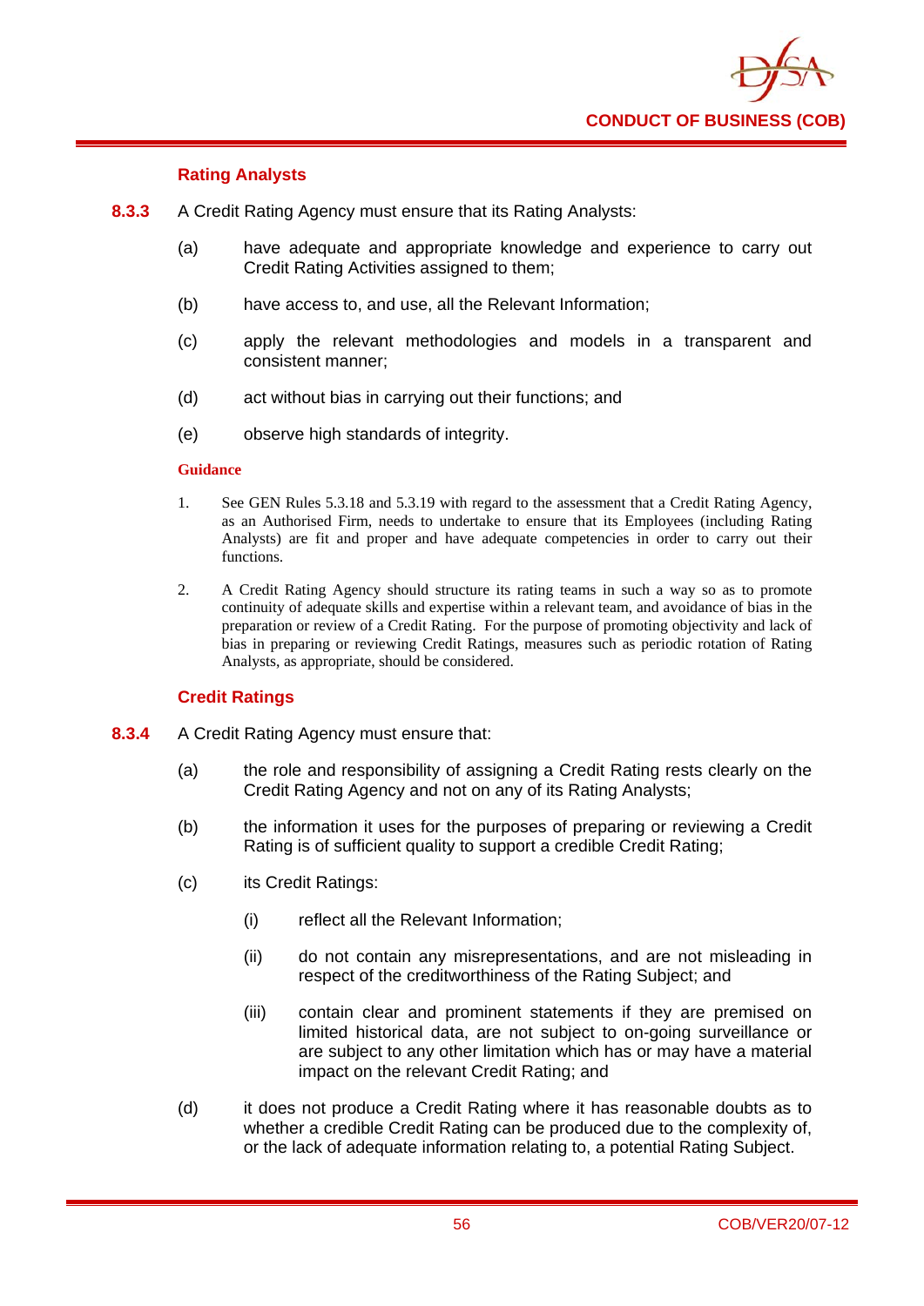#### Rating Analysts

**8.3.3** A Credit Rating Agency must ensure that its Rating Analysts:

(a) have adequate and appropriate knowledge and experience to carry out Credit Rating Activities assigned to them;

(b) have access to, and use, all the Relevant Information;

(c) apply the relevant methodologies and models in a transparent and consistent manner;

(d) act without bias in carrying out their functions; and

(e) observe high standards of integrity.

**Guidance**

1. See GEN Rules 5.3.18 and 5.3.19 with regard to the assessment that a Credit Rating Agency, as an Authorised Firm, needs to undertake to ensure that its Employees (including Rating Analysts) are fit and proper and have adequate competencies in order to carry out their functions.

2. A Credit Rating Agency should structure its rating teams in such a way so as to promote continuity of adequate skills and expertise within a relevant team, and avoidance of bias in the preparation or review of a Credit Rating. For the purpose of promoting objectivity and lack of bias in preparing or reviewing Credit Ratings, measures such as periodic rotation of Rating Analysts, as appropriate, should be considered.

#### Credit Ratings

**8.3.4** A Credit Rating Agency must ensure that:

(a) the role and responsibility of assigning a Credit Rating rests clearly on the Credit Rating Agency and not on any of its Rating Analysts;

(b) the information it uses for the purposes of preparing or reviewing a Credit Rating is of sufficient quality to support a credible Credit Rating;

(c) its Credit Ratings:

  (i) reflect all the Relevant Information;

  (ii) do not contain any misrepresentations, and are not misleading in respect of the creditworthiness of the Rating Subject; and

  (iii) contain clear and prominent statements if they are premised on limited historical data, are not subject to on-going surveillance or are subject to any other limitation which has or may have a material impact on the relevant Credit Rating; and

(d) it does not produce a Credit Rating where it has reasonable doubts as to whether a credible Credit Rating can be produced due to the complexity of, or the lack of adequate information relating to, a potential Rating Subject.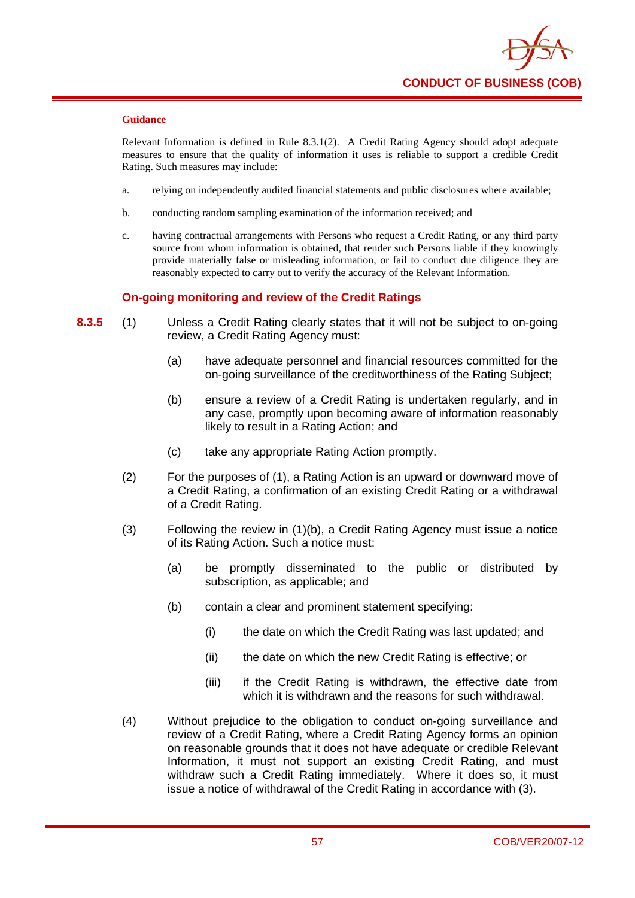#### Guidance

Relevant Information is defined in Rule 8.3.1(2). A Credit Rating Agency should adopt adequate measures to ensure that the quality of information it uses is reliable to support a credible Credit Rating. Such measures may include:

a. relying on independently audited financial statements and public disclosures where available;

b. conducting random sampling examination of the information received; and

c. having contractual arrangements with Persons who request a Credit Rating, or any third party source from whom information is obtained, that render such Persons liable if they knowingly provide materially false or misleading information, or fail to conduct due diligence they are reasonably expected to carry out to verify the accuracy of the Relevant Information.

### On-going monitoring and review of the Credit Ratings

**8.3.5** (1) Unless a Credit Rating clearly states that it will not be subject to on-going review, a Credit Rating Agency must:

   (a) have adequate personnel and financial resources committed for the on-going surveillance of the creditworthiness of the Rating Subject;

   (b) ensure a review of a Credit Rating is undertaken regularly, and in any case, promptly upon becoming aware of information reasonably likely to result in a Rating Action; and

   (c) take any appropriate Rating Action promptly.

(2) For the purposes of (1), a Rating Action is an upward or downward move of a Credit Rating, a confirmation of an existing Credit Rating or a withdrawal of a Credit Rating.

(3) Following the review in (1)(b), a Credit Rating Agency must issue a notice of its Rating Action. Such a notice must:

   (a) be promptly disseminated to the public or distributed by subscription, as applicable; and

   (b) contain a clear and prominent statement specifying:

      (i) the date on which the Credit Rating was last updated; and

      (ii) the date on which the new Credit Rating is effective; or

      (iii) if the Credit Rating is withdrawn, the effective date from which it is withdrawn and the reasons for such withdrawal.

(4) Without prejudice to the obligation to conduct on-going surveillance and review of a Credit Rating, where a Credit Rating Agency forms an opinion on reasonable grounds that it does not have adequate or credible Relevant Information, it must not support an existing Credit Rating, and must withdraw such a Credit Rating immediately. Where it does so, it must issue a notice of withdrawal of the Credit Rating in accordance with (3).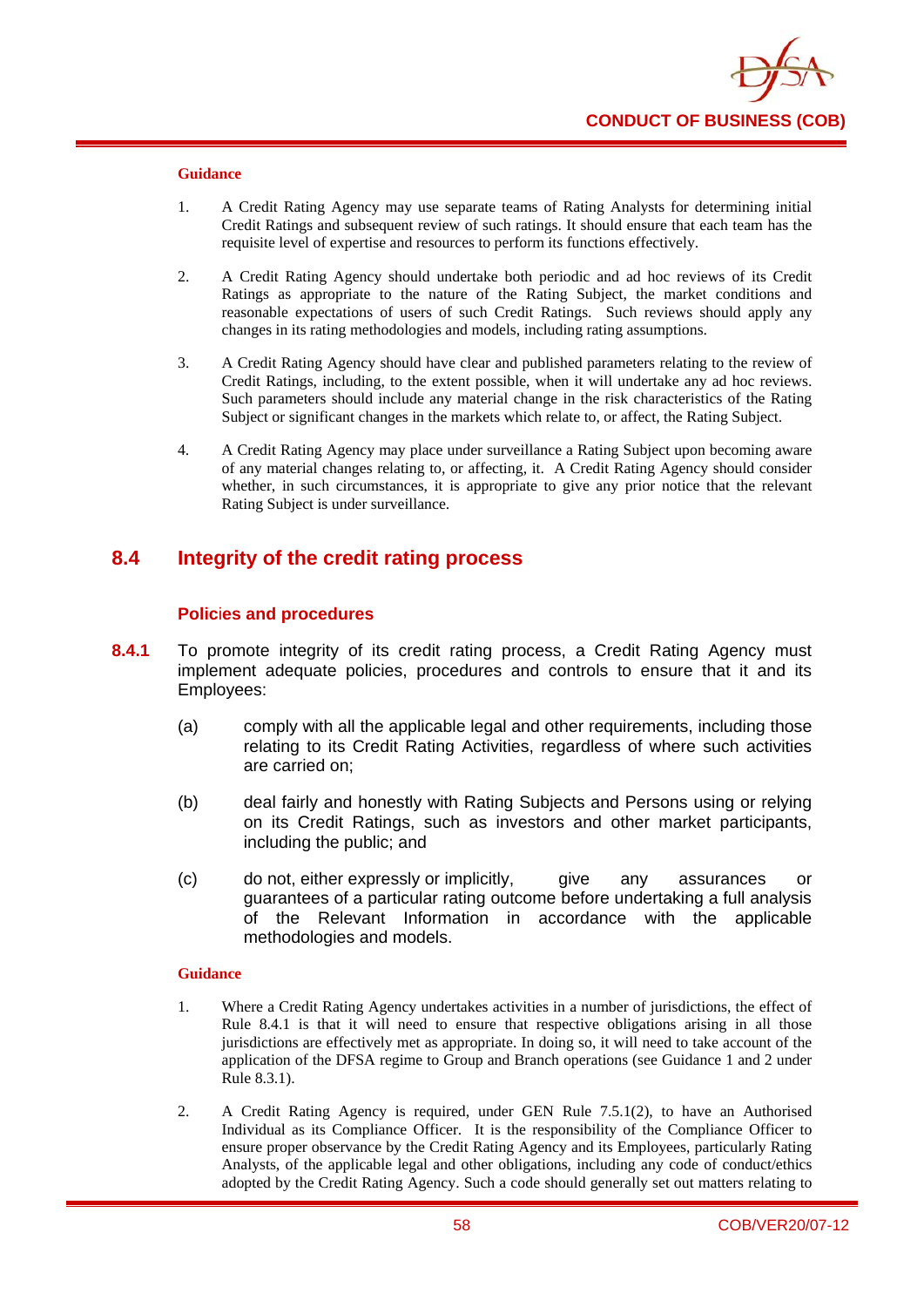**Guidance**

1. A Credit Rating Agency may use separate teams of Rating Analysts for determining initial Credit Ratings and subsequent review of such ratings. It should ensure that each team has the requisite level of expertise and resources to perform its functions effectively.

2. A Credit Rating Agency should undertake both periodic and ad hoc reviews of its Credit Ratings as appropriate to the nature of the Rating Subject, the market conditions and reasonable expectations of users of such Credit Ratings. Such reviews should apply any changes in its rating methodologies and models, including rating assumptions.

3. A Credit Rating Agency should have clear and published parameters relating to the review of Credit Ratings, including, to the extent possible, when it will undertake any ad hoc reviews. Such parameters should include any material change in the risk characteristics of the Rating Subject or significant changes in the markets which relate to, or affect, the Rating Subject.

4. A Credit Rating Agency may place under surveillance a Rating Subject upon becoming aware of any material changes relating to, or affecting, it. A Credit Rating Agency should consider whether, in such circumstances, it is appropriate to give any prior notice that the relevant Rating Subject is under surveillance.

## 8.4 Integrity of the credit rating process

### Policies and procedures

**8.4.1** To promote integrity of its credit rating process, a Credit Rating Agency must implement adequate policies, procedures and controls to ensure that it and its Employees:

(a) comply with all the applicable legal and other requirements, including those relating to its Credit Rating Activities, regardless of where such activities are carried on;

(b) deal fairly and honestly with Rating Subjects and Persons using or relying on its Credit Ratings, such as investors and other market participants, including the public; and

(c) do not, either expressly or implicitly, give any assurances or guarantees of a particular rating outcome before undertaking a full analysis of the Relevant Information in accordance with the applicable methodologies and models.

**Guidance**

1. Where a Credit Rating Agency undertakes activities in a number of jurisdictions, the effect of Rule 8.4.1 is that it will need to ensure that respective obligations arising in all those jurisdictions are effectively met as appropriate. In doing so, it will need to take account of the application of the DFSA regime to Group and Branch operations (see Guidance 1 and 2 under Rule 8.3.1).

2. A Credit Rating Agency is required, under GEN Rule 7.5.1(2), to have an Authorised Individual as its Compliance Officer. It is the responsibility of the Compliance Officer to ensure proper observance by the Credit Rating Agency and its Employees, particularly Rating Analysts, of the applicable legal and other obligations, including any code of conduct/ethics adopted by the Credit Rating Agency. Such a code should generally set out matters relating to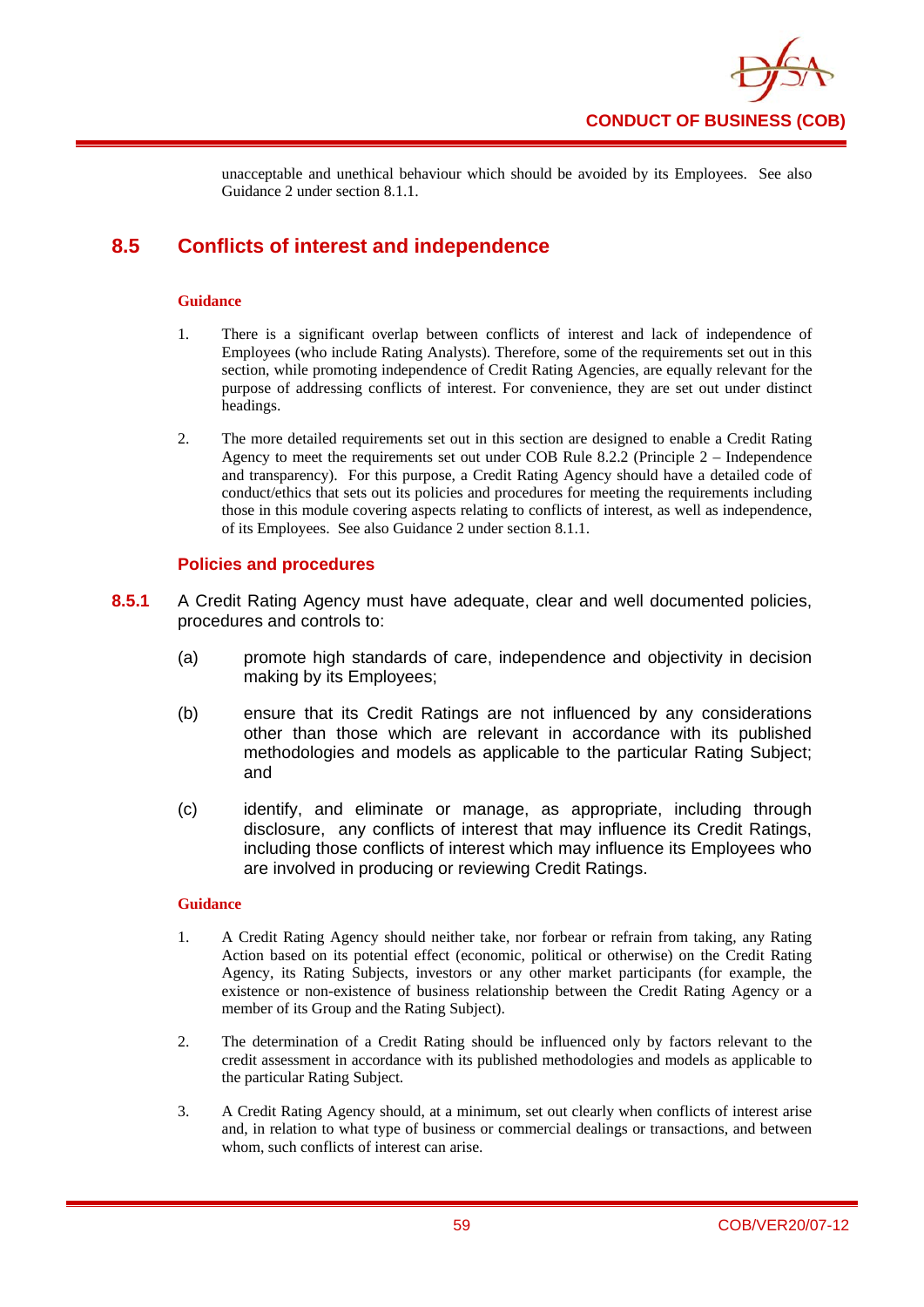unacceptable and unethical behaviour which should be avoided by its Employees. See also Guidance 2 under section 8.1.1.

## 8.5 Conflicts of interest and independence

**Guidance**

1. There is a significant overlap between conflicts of interest and lack of independence of Employees (who include Rating Analysts). Therefore, some of the requirements set out in this section, while promoting independence of Credit Rating Agencies, are equally relevant for the purpose of addressing conflicts of interest. For convenience, they are set out under distinct headings.

2. The more detailed requirements set out in this section are designed to enable a Credit Rating Agency to meet the requirements set out under COB Rule 8.2.2 (Principle 2 – Independence and transparency). For this purpose, a Credit Rating Agency should have a detailed code of conduct/ethics that sets out its policies and procedures for meeting the requirements including those in this module covering aspects relating to conflicts of interest, as well as independence, of its Employees. See also Guidance 2 under section 8.1.1.

### Policies and procedures

**8.5.1** A Credit Rating Agency must have adequate, clear and well documented policies, procedures and controls to:

(a) promote high standards of care, independence and objectivity in decision making by its Employees;

(b) ensure that its Credit Ratings are not influenced by any considerations other than those which are relevant in accordance with its published methodologies and models as applicable to the particular Rating Subject; and

(c) identify, and eliminate or manage, as appropriate, including through disclosure, any conflicts of interest that may influence its Credit Ratings, including those conflicts of interest which may influence its Employees who are involved in producing or reviewing Credit Ratings.

**Guidance**

1. A Credit Rating Agency should neither take, nor forbear or refrain from taking, any Rating Action based on its potential effect (economic, political or otherwise) on the Credit Rating Agency, its Rating Subjects, investors or any other market participants (for example, the existence or non-existence of business relationship between the Credit Rating Agency or a member of its Group and the Rating Subject).

2. The determination of a Credit Rating should be influenced only by factors relevant to the credit assessment in accordance with its published methodologies and models as applicable to the particular Rating Subject.

3. A Credit Rating Agency should, at a minimum, set out clearly when conflicts of interest arise and, in relation to what type of business or commercial dealings or transactions, and between whom, such conflicts of interest can arise.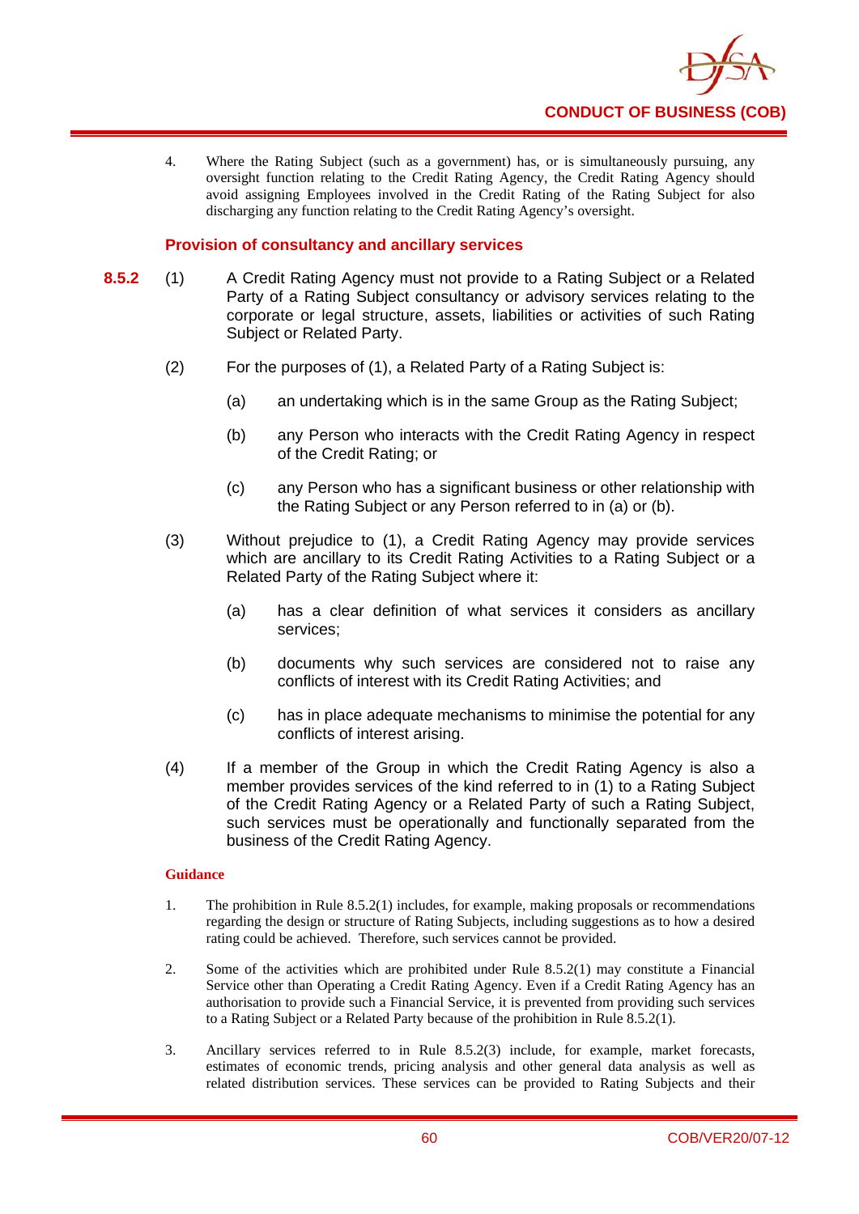4. Where the Rating Subject (such as a government) has, or is simultaneously pursuing, any oversight function relating to the Credit Rating Agency, the Credit Rating Agency should avoid assigning Employees involved in the Credit Rating of the Rating Subject for also discharging any function relating to the Credit Rating Agency's oversight.

### Provision of consultancy and ancillary services

**8.5.2** (1) A Credit Rating Agency must not provide to a Rating Subject or a Related Party of a Rating Subject consultancy or advisory services relating to the corporate or legal structure, assets, liabilities or activities of such Rating Subject or Related Party.

(2) For the purposes of (1), a Related Party of a Rating Subject is:

(a) an undertaking which is in the same Group as the Rating Subject;

(b) any Person who interacts with the Credit Rating Agency in respect of the Credit Rating; or

(c) any Person who has a significant business or other relationship with the Rating Subject or any Person referred to in (a) or (b).

(3) Without prejudice to (1), a Credit Rating Agency may provide services which are ancillary to its Credit Rating Activities to a Rating Subject or a Related Party of the Rating Subject where it:

(a) has a clear definition of what services it considers as ancillary services;

(b) documents why such services are considered not to raise any conflicts of interest with its Credit Rating Activities; and

(c) has in place adequate mechanisms to minimise the potential for any conflicts of interest arising.

(4) If a member of the Group in which the Credit Rating Agency is also a member provides services of the kind referred to in (1) to a Rating Subject of the Credit Rating Agency or a Related Party of such a Rating Subject, such services must be operationally and functionally separated from the business of the Credit Rating Agency.

**Guidance**

1. The prohibition in Rule 8.5.2(1) includes, for example, making proposals or recommendations regarding the design or structure of Rating Subjects, including suggestions as to how a desired rating could be achieved. Therefore, such services cannot be provided.

2. Some of the activities which are prohibited under Rule 8.5.2(1) may constitute a Financial Service other than Operating a Credit Rating Agency. Even if a Credit Rating Agency has an authorisation to provide such a Financial Service, it is prevented from providing such services to a Rating Subject or a Related Party because of the prohibition in Rule 8.5.2(1).

3. Ancillary services referred to in Rule 8.5.2(3) include, for example, market forecasts, estimates of economic trends, pricing analysis and other general data analysis as well as related distribution services. These services can be provided to Rating Subjects and their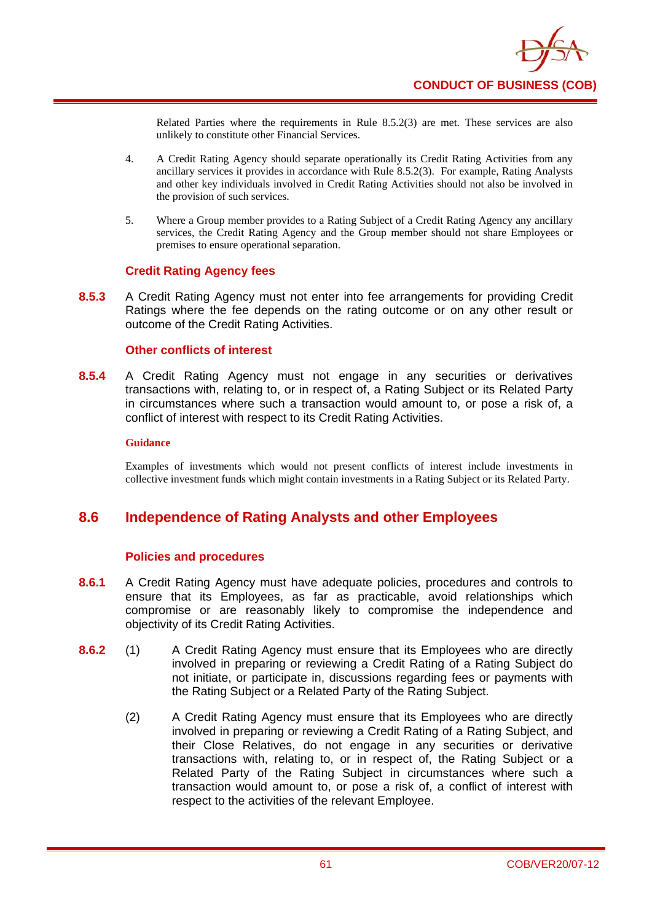Related Parties where the requirements in Rule 8.5.2(3) are met. These services are also unlikely to constitute other Financial Services.

4. A Credit Rating Agency should separate operationally its Credit Rating Activities from any ancillary services it provides in accordance with Rule 8.5.2(3). For example, Rating Analysts and other key individuals involved in Credit Rating Activities should not also be involved in the provision of such services.

5. Where a Group member provides to a Rating Subject of a Credit Rating Agency any ancillary services, the Credit Rating Agency and the Group member should not share Employees or premises to ensure operational separation.

### Credit Rating Agency fees

**8.5.3** A Credit Rating Agency must not enter into fee arrangements for providing Credit Ratings where the fee depends on the rating outcome or on any other result or outcome of the Credit Rating Activities.

### Other conflicts of interest

**8.5.4** A Credit Rating Agency must not engage in any securities or derivatives transactions with, relating to, or in respect of, a Rating Subject or its Related Party in circumstances where such a transaction would amount to, or pose a risk of, a conflict of interest with respect to its Credit Rating Activities.

**Guidance**

Examples of investments which would not present conflicts of interest include investments in collective investment funds which might contain investments in a Rating Subject or its Related Party.

## 8.6 Independence of Rating Analysts and other Employees

### Policies and procedures

**8.6.1** A Credit Rating Agency must have adequate policies, procedures and controls to ensure that its Employees, as far as practicable, avoid relationships which compromise or are reasonably likely to compromise the independence and objectivity of its Credit Rating Activities.

**8.6.2** (1) A Credit Rating Agency must ensure that its Employees who are directly involved in preparing or reviewing a Credit Rating of a Rating Subject do not initiate, or participate in, discussions regarding fees or payments with the Rating Subject or a Related Party of the Rating Subject.

(2) A Credit Rating Agency must ensure that its Employees who are directly involved in preparing or reviewing a Credit Rating of a Rating Subject, and their Close Relatives, do not engage in any securities or derivative transactions with, relating to, or in respect of, the Rating Subject or a Related Party of the Rating Subject in circumstances where such a transaction would amount to, or pose a risk of, a conflict of interest with respect to the activities of the relevant Employee.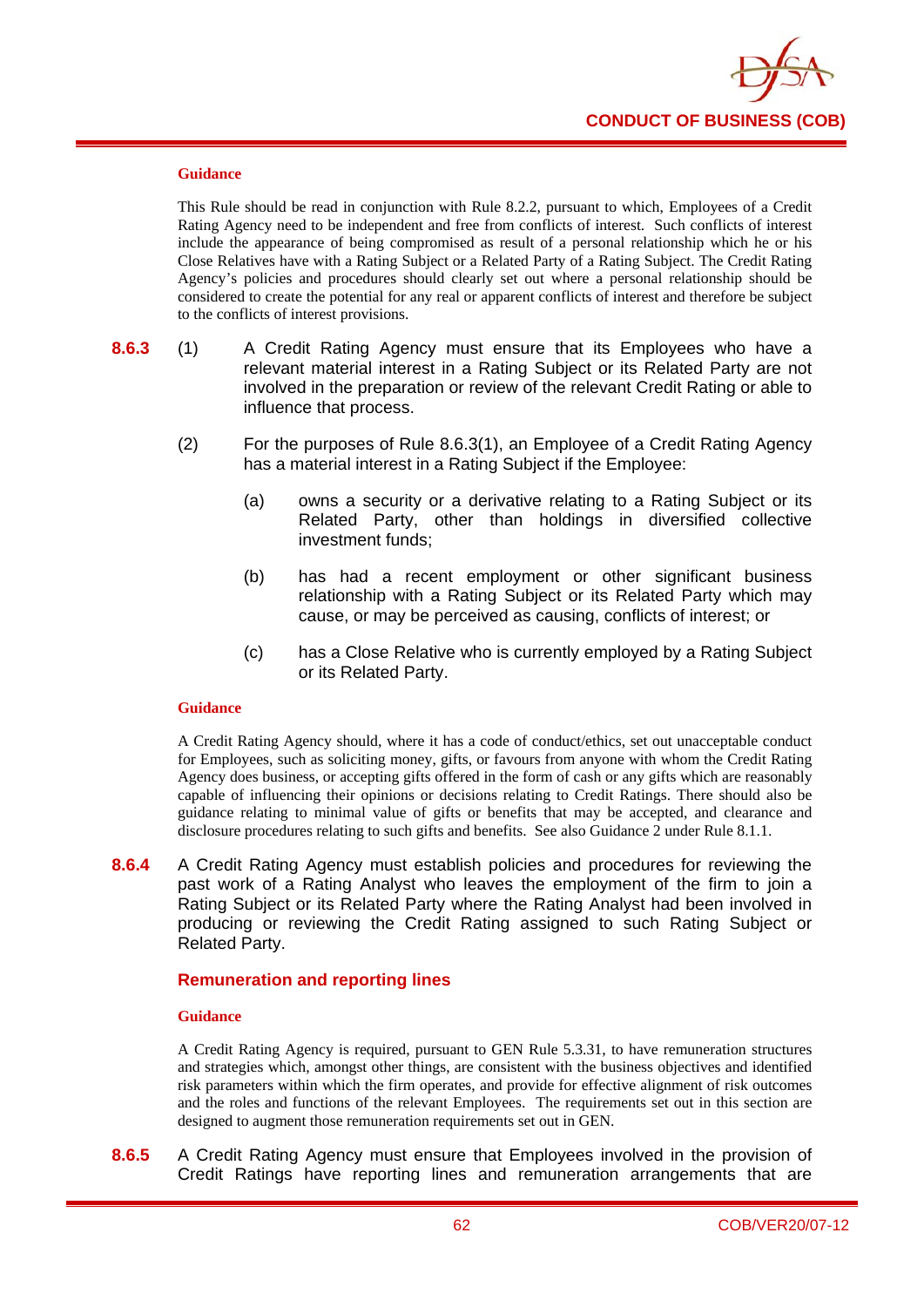#### Guidance

This Rule should be read in conjunction with Rule 8.2.2, pursuant to which, Employees of a Credit Rating Agency need to be independent and free from conflicts of interest. Such conflicts of interest include the appearance of being compromised as result of a personal relationship which he or his Close Relatives have with a Rating Subject or a Related Party of a Rating Subject. The Credit Rating Agency's policies and procedures should clearly set out where a personal relationship should be considered to create the potential for any real or apparent conflicts of interest and therefore be subject to the conflicts of interest provisions.

**8.6.3** (1) A Credit Rating Agency must ensure that its Employees who have a relevant material interest in a Rating Subject or its Related Party are not involved in the preparation or review of the relevant Credit Rating or able to influence that process.

(2) For the purposes of Rule 8.6.3(1), an Employee of a Credit Rating Agency has a material interest in a Rating Subject if the Employee:

(a) owns a security or a derivative relating to a Rating Subject or its Related Party, other than holdings in diversified collective investment funds;

(b) has had a recent employment or other significant business relationship with a Rating Subject or its Related Party which may cause, or may be perceived as causing, conflicts of interest; or

(c) has a Close Relative who is currently employed by a Rating Subject or its Related Party.

#### Guidance

A Credit Rating Agency should, where it has a code of conduct/ethics, set out unacceptable conduct for Employees, such as soliciting money, gifts, or favours from anyone with whom the Credit Rating Agency does business, or accepting gifts offered in the form of cash or any gifts which are reasonably capable of influencing their opinions or decisions relating to Credit Ratings. There should also be guidance relating to minimal value of gifts or benefits that may be accepted, and clearance and disclosure procedures relating to such gifts and benefits. See also Guidance 2 under Rule 8.1.1.

**8.6.4** A Credit Rating Agency must establish policies and procedures for reviewing the past work of a Rating Analyst who leaves the employment of the firm to join a Rating Subject or its Related Party where the Rating Analyst had been involved in producing or reviewing the Credit Rating assigned to such Rating Subject or Related Party.

### Remuneration and reporting lines

#### Guidance

A Credit Rating Agency is required, pursuant to GEN Rule 5.3.31, to have remuneration structures and strategies which, amongst other things, are consistent with the business objectives and identified risk parameters within which the firm operates, and provide for effective alignment of risk outcomes and the roles and functions of the relevant Employees. The requirements set out in this section are designed to augment those remuneration requirements set out in GEN.

**8.6.5** A Credit Rating Agency must ensure that Employees involved in the provision of Credit Ratings have reporting lines and remuneration arrangements that are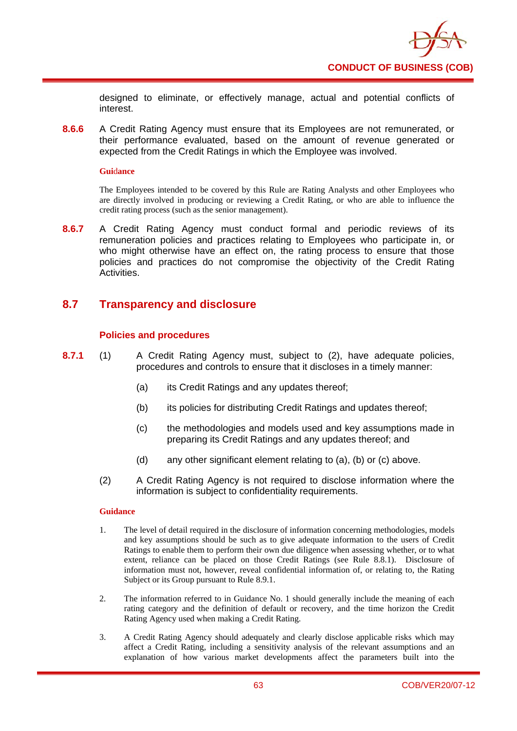designed to eliminate, or effectively manage, actual and potential conflicts of interest.

**8.6.6** A Credit Rating Agency must ensure that its Employees are not remunerated, or their performance evaluated, based on the amount of revenue generated or expected from the Credit Ratings in which the Employee was involved.

**Guidance**

The Employees intended to be covered by this Rule are Rating Analysts and other Employees who are directly involved in producing or reviewing a Credit Rating, or who are able to influence the credit rating process (such as the senior management).

**8.6.7** A Credit Rating Agency must conduct formal and periodic reviews of its remuneration policies and practices relating to Employees who participate in, or who might otherwise have an effect on, the rating process to ensure that those policies and practices do not compromise the objectivity of the Credit Rating Activities.

## 8.7 Transparency and disclosure

### Policies and procedures

**8.7.1** (1) A Credit Rating Agency must, subject to (2), have adequate policies, procedures and controls to ensure that it discloses in a timely manner:

(a) its Credit Ratings and any updates thereof;

(b) its policies for distributing Credit Ratings and updates thereof;

(c) the methodologies and models used and key assumptions made in preparing its Credit Ratings and any updates thereof; and

(d) any other significant element relating to (a), (b) or (c) above.

(2) A Credit Rating Agency is not required to disclose information where the information is subject to confidentiality requirements.

**Guidance**

1. The level of detail required in the disclosure of information concerning methodologies, models and key assumptions should be such as to give adequate information to the users of Credit Ratings to enable them to perform their own due diligence when assessing whether, or to what extent, reliance can be placed on those Credit Ratings (see Rule 8.8.1). Disclosure of information must not, however, reveal confidential information of, or relating to, the Rating Subject or its Group pursuant to Rule 8.9.1.

2. The information referred to in Guidance No. 1 should generally include the meaning of each rating category and the definition of default or recovery, and the time horizon the Credit Rating Agency used when making a Credit Rating.

3. A Credit Rating Agency should adequately and clearly disclose applicable risks which may affect a Credit Rating, including a sensitivity analysis of the relevant assumptions and an explanation of how various market developments affect the parameters built into the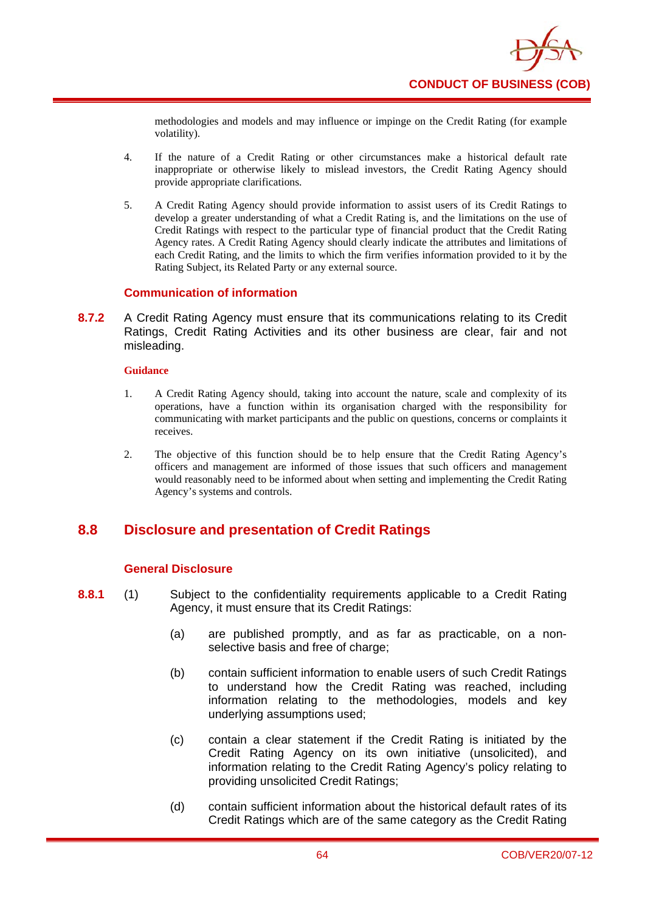methodologies and models and may influence or impinge on the Credit Rating (for example volatility).

4. If the nature of a Credit Rating or other circumstances make a historical default rate inappropriate or otherwise likely to mislead investors, the Credit Rating Agency should provide appropriate clarifications.

5. A Credit Rating Agency should provide information to assist users of its Credit Ratings to develop a greater understanding of what a Credit Rating is, and the limitations on the use of Credit Ratings with respect to the particular type of financial product that the Credit Rating Agency rates. A Credit Rating Agency should clearly indicate the attributes and limitations of each Credit Rating, and the limits to which the firm verifies information provided to it by the Rating Subject, its Related Party or any external source.

### Communication of information

**8.7.2** A Credit Rating Agency must ensure that its communications relating to its Credit Ratings, Credit Rating Activities and its other business are clear, fair and not misleading.

**Guidance**

1. A Credit Rating Agency should, taking into account the nature, scale and complexity of its operations, have a function within its organisation charged with the responsibility for communicating with market participants and the public on questions, concerns or complaints it receives.

2. The objective of this function should be to help ensure that the Credit Rating Agency's officers and management are informed of those issues that such officers and management would reasonably need to be informed about when setting and implementing the Credit Rating Agency's systems and controls.

## 8.8 Disclosure and presentation of Credit Ratings

### General Disclosure

**8.8.1** (1) Subject to the confidentiality requirements applicable to a Credit Rating Agency, it must ensure that its Credit Ratings:

(a) are published promptly, and as far as practicable, on a non-selective basis and free of charge;

(b) contain sufficient information to enable users of such Credit Ratings to understand how the Credit Rating was reached, including information relating to the methodologies, models and key underlying assumptions used;

(c) contain a clear statement if the Credit Rating is initiated by the Credit Rating Agency on its own initiative (unsolicited), and information relating to the Credit Rating Agency's policy relating to providing unsolicited Credit Ratings;

(d) contain sufficient information about the historical default rates of its Credit Ratings which are of the same category as the Credit Rating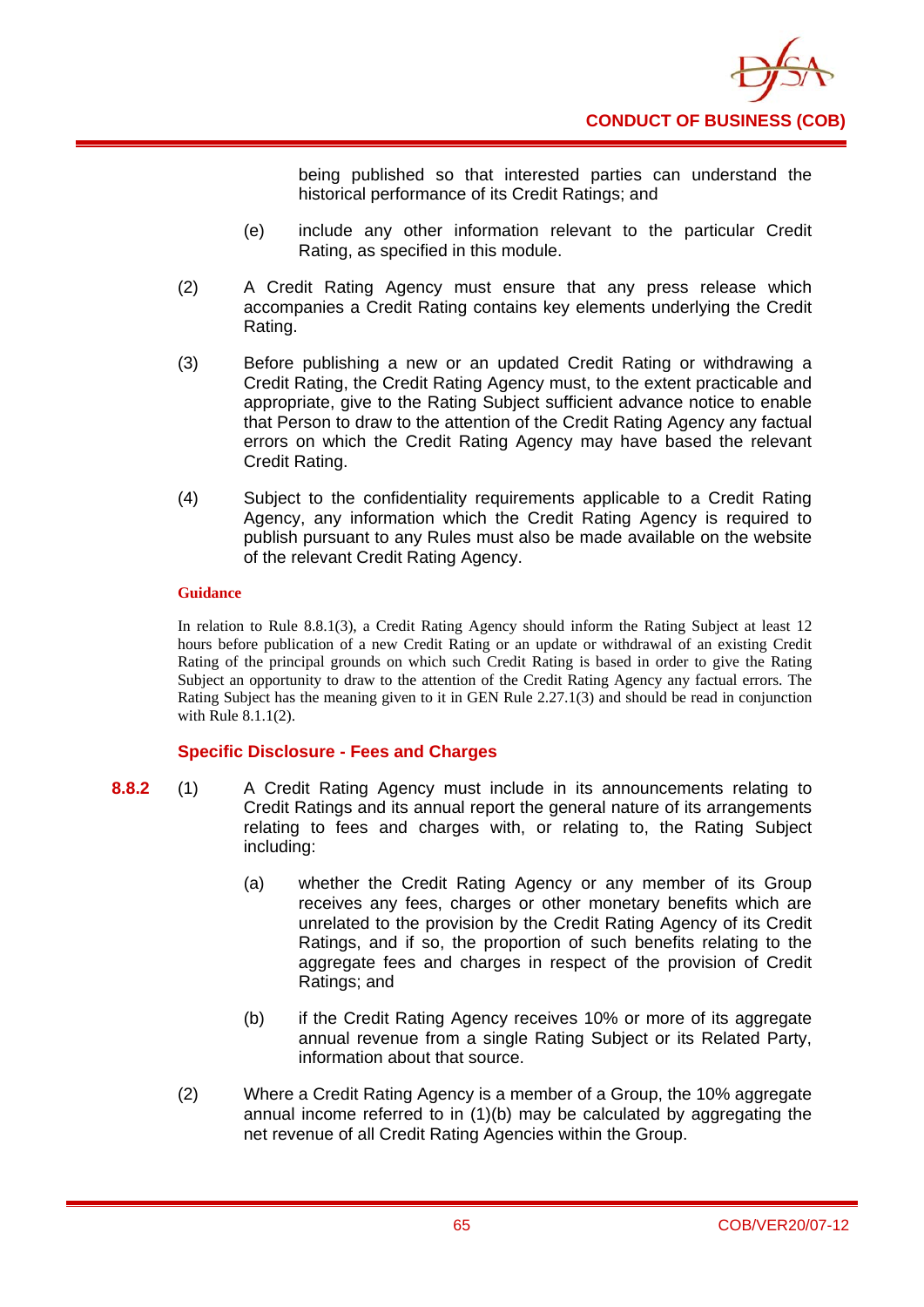being published so that interested parties can understand the historical performance of its Credit Ratings; and

(e) include any other information relevant to the particular Credit Rating, as specified in this module.

(2) A Credit Rating Agency must ensure that any press release which accompanies a Credit Rating contains key elements underlying the Credit Rating.

(3) Before publishing a new or an updated Credit Rating or withdrawing a Credit Rating, the Credit Rating Agency must, to the extent practicable and appropriate, give to the Rating Subject sufficient advance notice to enable that Person to draw to the attention of the Credit Rating Agency any factual errors on which the Credit Rating Agency may have based the relevant Credit Rating.

(4) Subject to the confidentiality requirements applicable to a Credit Rating Agency, any information which the Credit Rating Agency is required to publish pursuant to any Rules must also be made available on the website of the relevant Credit Rating Agency.

**Guidance**

In relation to Rule 8.8.1(3), a Credit Rating Agency should inform the Rating Subject at least 12 hours before publication of a new Credit Rating or an update or withdrawal of an existing Credit Rating of the principal grounds on which such Credit Rating is based in order to give the Rating Subject an opportunity to draw to the attention of the Credit Rating Agency any factual errors. The Rating Subject has the meaning given to it in GEN Rule 2.27.1(3) and should be read in conjunction with Rule 8.1.1(2).

### Specific Disclosure - Fees and Charges

**8.8.2** (1) A Credit Rating Agency must include in its announcements relating to Credit Ratings and its annual report the general nature of its arrangements relating to fees and charges with, or relating to, the Rating Subject including:

(a) whether the Credit Rating Agency or any member of its Group receives any fees, charges or other monetary benefits which are unrelated to the provision by the Credit Rating Agency of its Credit Ratings, and if so, the proportion of such benefits relating to the aggregate fees and charges in respect of the provision of Credit Ratings; and

(b) if the Credit Rating Agency receives 10% or more of its aggregate annual revenue from a single Rating Subject or its Related Party, information about that source.

(2) Where a Credit Rating Agency is a member of a Group, the 10% aggregate annual income referred to in (1)(b) may be calculated by aggregating the net revenue of all Credit Rating Agencies within the Group.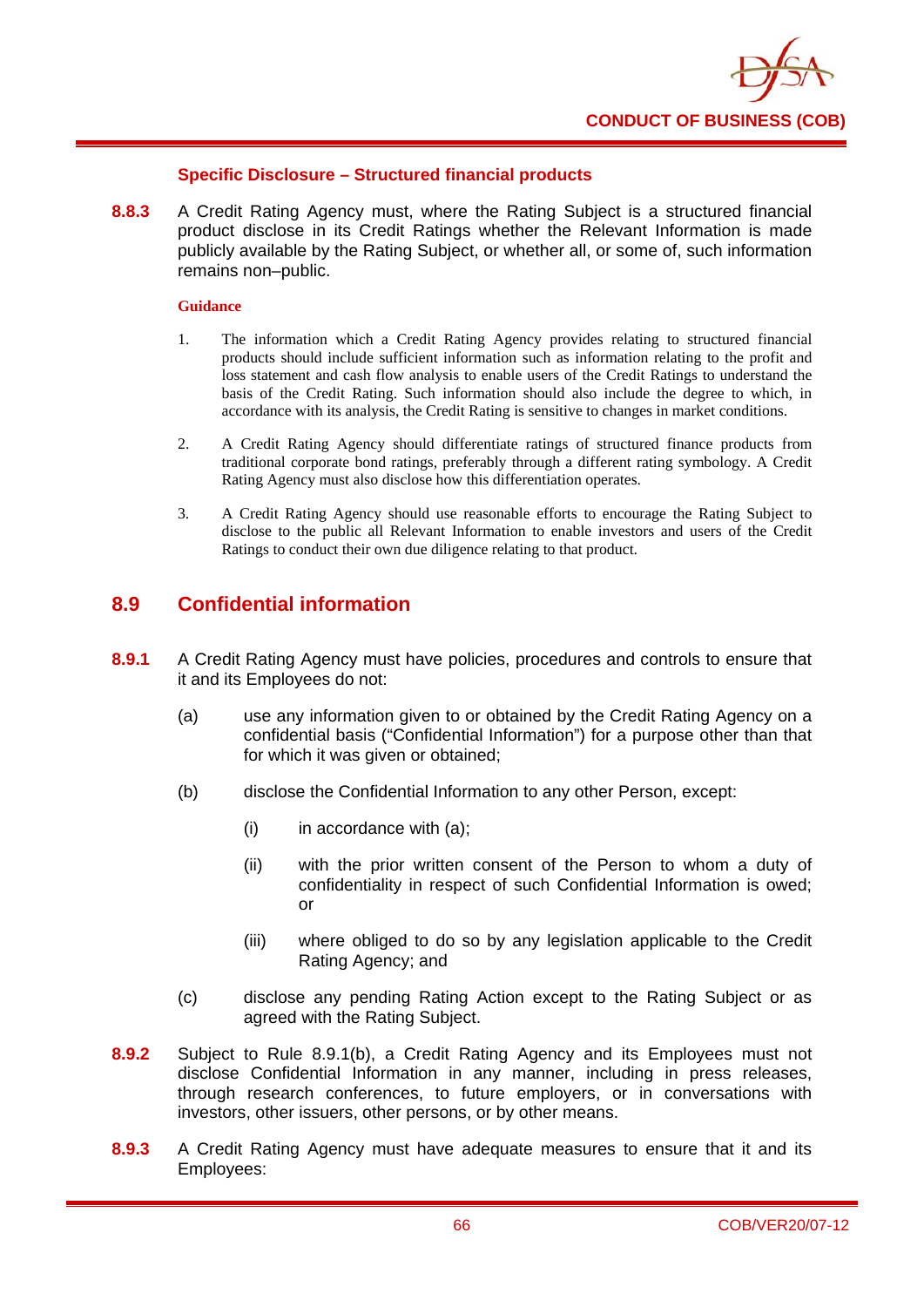### Specific Disclosure – Structured financial products

**8.8.3** A Credit Rating Agency must, where the Rating Subject is a structured financial product disclose in its Credit Ratings whether the Relevant Information is made publicly available by the Rating Subject, or whether all, or some of, such information remains non–public.

**Guidance**

1. The information which a Credit Rating Agency provides relating to structured financial products should include sufficient information such as information relating to the profit and loss statement and cash flow analysis to enable users of the Credit Ratings to understand the basis of the Credit Rating. Such information should also include the degree to which, in accordance with its analysis, the Credit Rating is sensitive to changes in market conditions.

2. A Credit Rating Agency should differentiate ratings of structured finance products from traditional corporate bond ratings, preferably through a different rating symbology. A Credit Rating Agency must also disclose how this differentiation operates.

3. A Credit Rating Agency should use reasonable efforts to encourage the Rating Subject to disclose to the public all Relevant Information to enable investors and users of the Credit Ratings to conduct their own due diligence relating to that product.

## 8.9 Confidential information

**8.9.1** A Credit Rating Agency must have policies, procedures and controls to ensure that it and its Employees do not:

(a) use any information given to or obtained by the Credit Rating Agency on a confidential basis ("Confidential Information") for a purpose other than that for which it was given or obtained;

(b) disclose the Confidential Information to any other Person, except:

  (i) in accordance with (a);

  (ii) with the prior written consent of the Person to whom a duty of confidentiality in respect of such Confidential Information is owed; or

  (iii) where obliged to do so by any legislation applicable to the Credit Rating Agency; and

(c) disclose any pending Rating Action except to the Rating Subject or as agreed with the Rating Subject.

**8.9.2** Subject to Rule 8.9.1(b), a Credit Rating Agency and its Employees must not disclose Confidential Information in any manner, including in press releases, through research conferences, to future employers, or in conversations with investors, other issuers, other persons, or by other means.

**8.9.3** A Credit Rating Agency must have adequate measures to ensure that it and its Employees: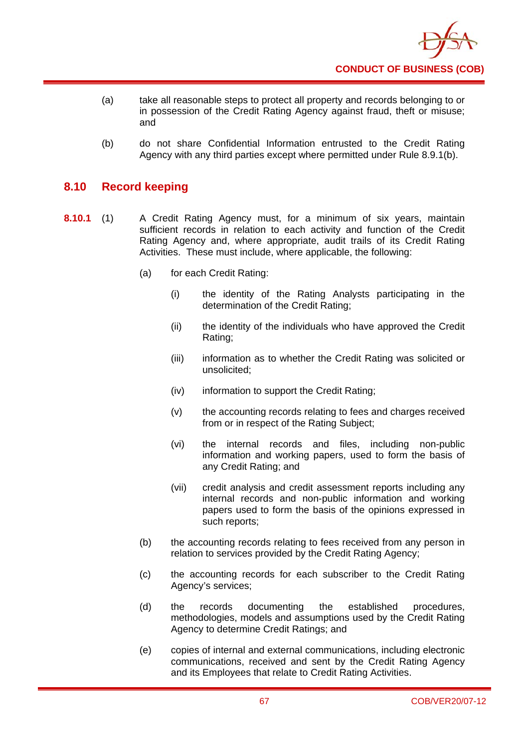(a) take all reasonable steps to protect all property and records belonging to or in possession of the Credit Rating Agency against fraud, theft or misuse; and

(b) do not share Confidential Information entrusted to the Credit Rating Agency with any third parties except where permitted under Rule 8.9.1(b).

## 8.10 Record keeping

**8.10.1** (1) A Credit Rating Agency must, for a minimum of six years, maintain sufficient records in relation to each activity and function of the Credit Rating Agency and, where appropriate, audit trails of its Credit Rating Activities. These must include, where applicable, the following:

(a) for each Credit Rating:

(i) the identity of the Rating Analysts participating in the determination of the Credit Rating;

(ii) the identity of the individuals who have approved the Credit Rating;

(iii) information as to whether the Credit Rating was solicited or unsolicited;

(iv) information to support the Credit Rating;

(v) the accounting records relating to fees and charges received from or in respect of the Rating Subject;

(vi) the internal records and files, including non-public information and working papers, used to form the basis of any Credit Rating; and

(vii) credit analysis and credit assessment reports including any internal records and non-public information and working papers used to form the basis of the opinions expressed in such reports;

(b) the accounting records relating to fees received from any person in relation to services provided by the Credit Rating Agency;

(c) the accounting records for each subscriber to the Credit Rating Agency's services;

(d) the records documenting the established procedures, methodologies, models and assumptions used by the Credit Rating Agency to determine Credit Ratings; and

(e) copies of internal and external communications, including electronic communications, received and sent by the Credit Rating Agency and its Employees that relate to Credit Rating Activities.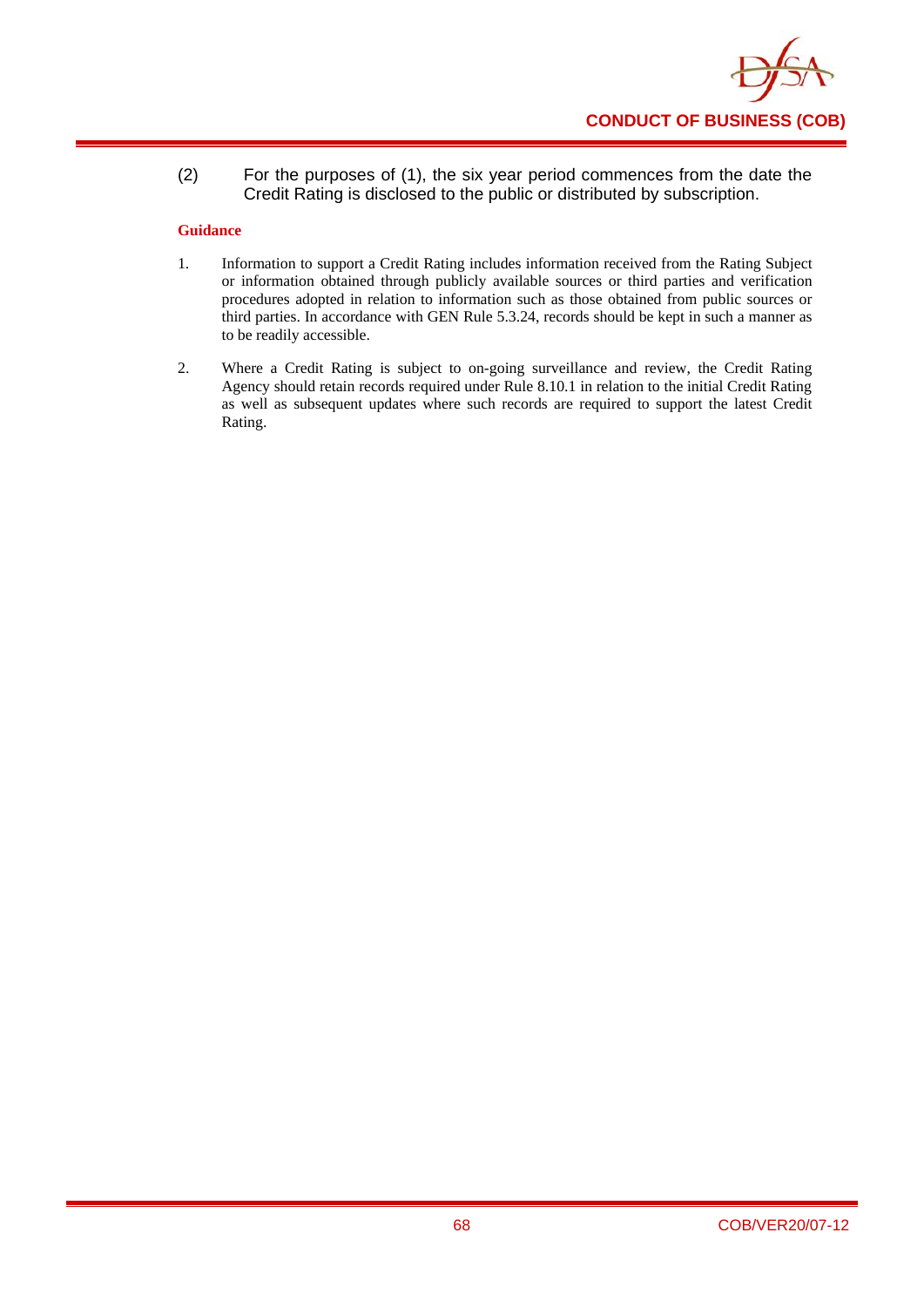(2) For the purposes of (1), the six year period commences from the date the Credit Rating is disclosed to the public or distributed by subscription.

**Guidance**

1. Information to support a Credit Rating includes information received from the Rating Subject or information obtained through publicly available sources or third parties and verification procedures adopted in relation to information such as those obtained from public sources or third parties. In accordance with GEN Rule 5.3.24, records should be kept in such a manner as to be readily accessible.

2. Where a Credit Rating is subject to on-going surveillance and review, the Credit Rating Agency should retain records required under Rule 8.10.1 in relation to the initial Credit Rating as well as subsequent updates where such records are required to support the latest Credit Rating.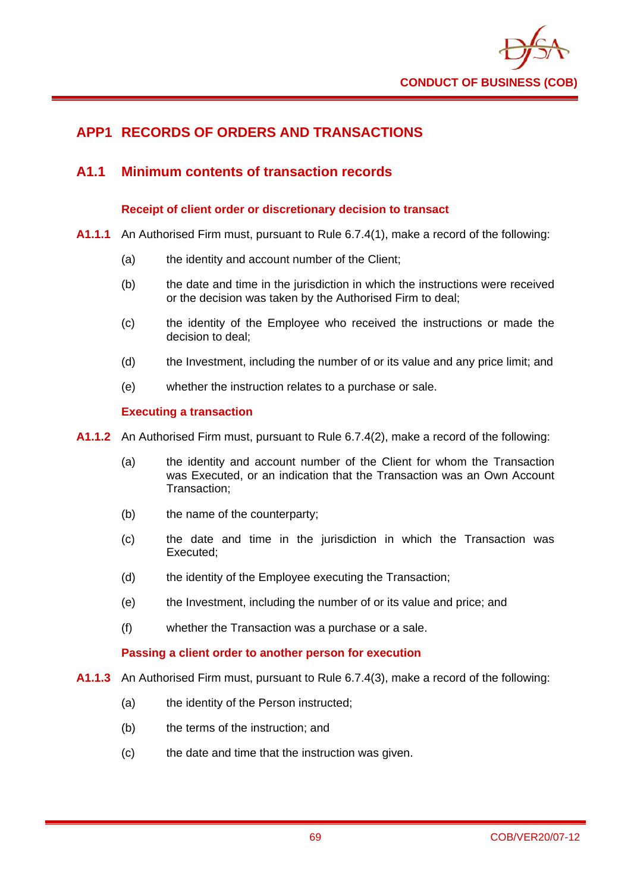## APP1 RECORDS OF ORDERS AND TRANSACTIONS

### A1.1 Minimum contents of transaction records

#### Receipt of client order or discretionary decision to transact

**A1.1.1** An Authorised Firm must, pursuant to Rule 6.7.4(1), make a record of the following:

(a) the identity and account number of the Client;

(b) the date and time in the jurisdiction in which the instructions were received or the decision was taken by the Authorised Firm to deal;

(c) the identity of the Employee who received the instructions or made the decision to deal;

(d) the Investment, including the number of or its value and any price limit; and

(e) whether the instruction relates to a purchase or sale.

#### Executing a transaction

**A1.1.2** An Authorised Firm must, pursuant to Rule 6.7.4(2), make a record of the following:

(a) the identity and account number of the Client for whom the Transaction was Executed, or an indication that the Transaction was an Own Account Transaction;

(b) the name of the counterparty;

(c) the date and time in the jurisdiction in which the Transaction was Executed;

(d) the identity of the Employee executing the Transaction;

(e) the Investment, including the number of or its value and price; and

(f) whether the Transaction was a purchase or a sale.

#### Passing a client order to another person for execution

**A1.1.3** An Authorised Firm must, pursuant to Rule 6.7.4(3), make a record of the following:

(a) the identity of the Person instructed;

(b) the terms of the instruction; and

(c) the date and time that the instruction was given.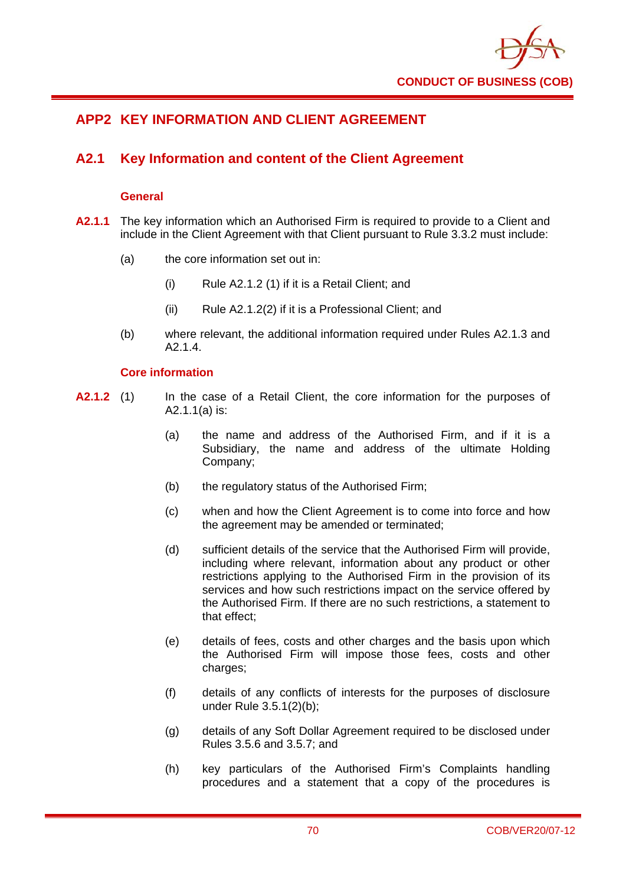# APP2 KEY INFORMATION AND CLIENT AGREEMENT

## A2.1 Key Information and content of the Client Agreement

### General

**A2.1.1** The key information which an Authorised Firm is required to provide to a Client and include in the Client Agreement with that Client pursuant to Rule 3.3.2 must include:

(a) the core information set out in:

(i) Rule A2.1.2 (1) if it is a Retail Client; and

(ii) Rule A2.1.2(2) if it is a Professional Client; and

(b) where relevant, the additional information required under Rules A2.1.3 and A2.1.4.

### Core information

**A2.1.2** (1) In the case of a Retail Client, the core information for the purposes of A2.1.1(a) is:

(a) the name and address of the Authorised Firm, and if it is a Subsidiary, the name and address of the ultimate Holding Company;

(b) the regulatory status of the Authorised Firm;

(c) when and how the Client Agreement is to come into force and how the agreement may be amended or terminated;

(d) sufficient details of the service that the Authorised Firm will provide, including where relevant, information about any product or other restrictions applying to the Authorised Firm in the provision of its services and how such restrictions impact on the service offered by the Authorised Firm. If there are no such restrictions, a statement to that effect;

(e) details of fees, costs and other charges and the basis upon which the Authorised Firm will impose those fees, costs and other charges;

(f) details of any conflicts of interests for the purposes of disclosure under Rule 3.5.1(2)(b);

(g) details of any Soft Dollar Agreement required to be disclosed under Rules 3.5.6 and 3.5.7; and

(h) key particulars of the Authorised Firm's Complaints handling procedures and a statement that a copy of the procedures is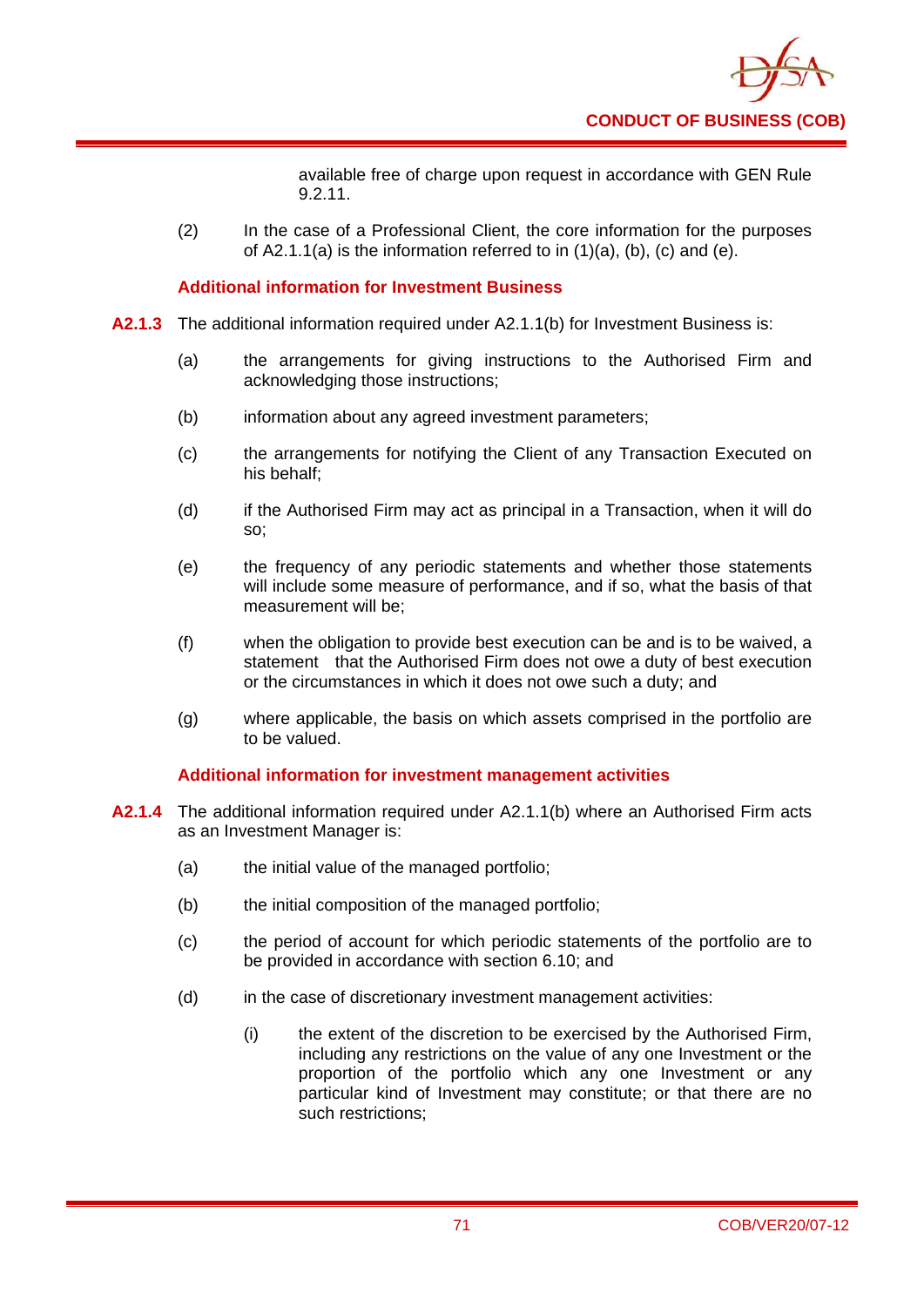available free of charge upon request in accordance with GEN Rule 9.2.11.

(2) In the case of a Professional Client, the core information for the purposes of A2.1.1(a) is the information referred to in (1)(a), (b), (c) and (e).

### Additional information for Investment Business

**A2.1.3** The additional information required under A2.1.1(b) for Investment Business is:

(a) the arrangements for giving instructions to the Authorised Firm and acknowledging those instructions;

(b) information about any agreed investment parameters;

(c) the arrangements for notifying the Client of any Transaction Executed on his behalf;

(d) if the Authorised Firm may act as principal in a Transaction, when it will do so;

(e) the frequency of any periodic statements and whether those statements will include some measure of performance, and if so, what the basis of that measurement will be;

(f) when the obligation to provide best execution can be and is to be waived, a statement that the Authorised Firm does not owe a duty of best execution or the circumstances in which it does not owe such a duty; and

(g) where applicable, the basis on which assets comprised in the portfolio are to be valued.

### Additional information for investment management activities

**A2.1.4** The additional information required under A2.1.1(b) where an Authorised Firm acts as an Investment Manager is:

(a) the initial value of the managed portfolio;

(b) the initial composition of the managed portfolio;

(c) the period of account for which periodic statements of the portfolio are to be provided in accordance with section 6.10; and

(d) in the case of discretionary investment management activities:

(i) the extent of the discretion to be exercised by the Authorised Firm, including any restrictions on the value of any one Investment or the proportion of the portfolio which any one Investment or any particular kind of Investment may constitute; or that there are no such restrictions;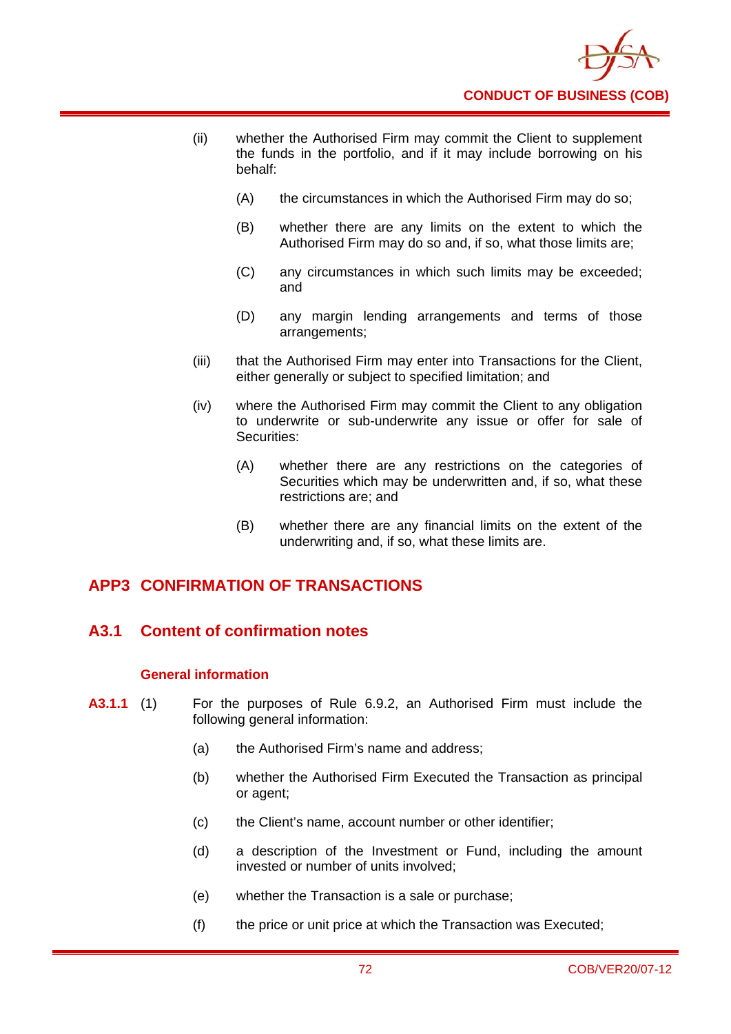(ii) whether the Authorised Firm may commit the Client to supplement the funds in the portfolio, and if it may include borrowing on his behalf:

  (A) the circumstances in which the Authorised Firm may do so;

  (B) whether there are any limits on the extent to which the Authorised Firm may do so and, if so, what those limits are;

  (C) any circumstances in which such limits may be exceeded; and

  (D) any margin lending arrangements and terms of those arrangements;

(iii) that the Authorised Firm may enter into Transactions for the Client, either generally or subject to specified limitation; and

(iv) where the Authorised Firm may commit the Client to any obligation to underwrite or sub-underwrite any issue or offer for sale of Securities:

  (A) whether there are any restrictions on the categories of Securities which may be underwritten and, if so, what these restrictions are; and

  (B) whether there are any financial limits on the extent of the underwriting and, if so, what these limits are.

# APP3 CONFIRMATION OF TRANSACTIONS

## A3.1 Content of confirmation notes

### General information

**A3.1.1** (1) For the purposes of Rule 6.9.2, an Authorised Firm must include the following general information:

  (a) the Authorised Firm's name and address;

  (b) whether the Authorised Firm Executed the Transaction as principal or agent;

  (c) the Client's name, account number or other identifier;

  (d) a description of the Investment or Fund, including the amount invested or number of units involved;

  (e) whether the Transaction is a sale or purchase;

  (f) the price or unit price at which the Transaction was Executed;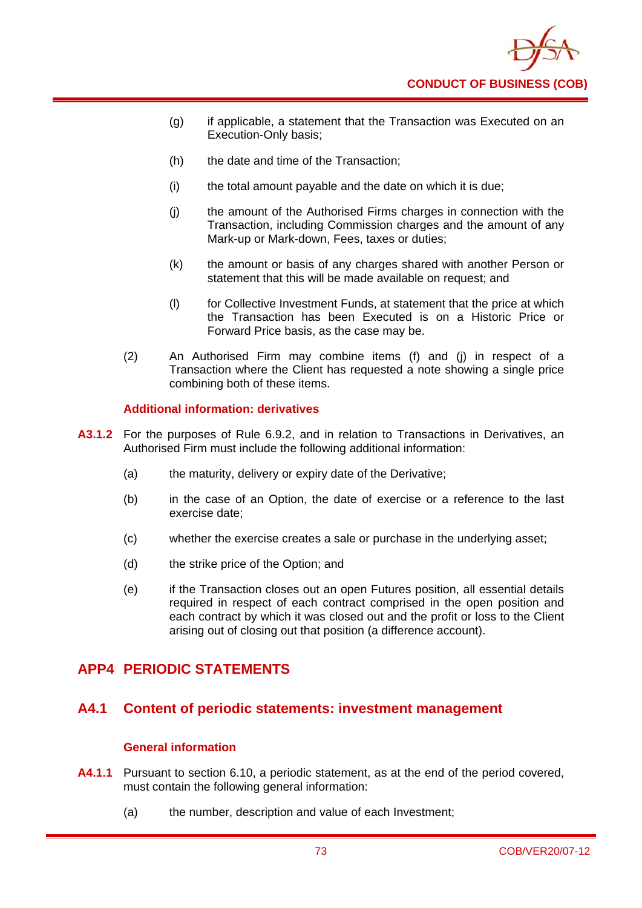(g) if applicable, a statement that the Transaction was Executed on an Execution-Only basis;

(h) the date and time of the Transaction;

(i) the total amount payable and the date on which it is due;

(j) the amount of the Authorised Firms charges in connection with the Transaction, including Commission charges and the amount of any Mark-up or Mark-down, Fees, taxes or duties;

(k) the amount or basis of any charges shared with another Person or statement that this will be made available on request; and

(l) for Collective Investment Funds, at statement that the price at which the Transaction has been Executed is on a Historic Price or Forward Price basis, as the case may be.

(2) An Authorised Firm may combine items (f) and (j) in respect of a Transaction where the Client has requested a note showing a single price combining both of these items.

**Additional information: derivatives**

**A3.1.2** For the purposes of Rule 6.9.2, and in relation to Transactions in Derivatives, an Authorised Firm must include the following additional information:

(a) the maturity, delivery or expiry date of the Derivative;

(b) in the case of an Option, the date of exercise or a reference to the last exercise date;

(c) whether the exercise creates a sale or purchase in the underlying asset;

(d) the strike price of the Option; and

(e) if the Transaction closes out an open Futures position, all essential details required in respect of each contract comprised in the open position and each contract by which it was closed out and the profit or loss to the Client arising out of closing out that position (a difference account).

## APP4 PERIODIC STATEMENTS

### A4.1 Content of periodic statements: investment management

**General information**

**A4.1.1** Pursuant to section 6.10, a periodic statement, as at the end of the period covered, must contain the following general information:

(a) the number, description and value of each Investment;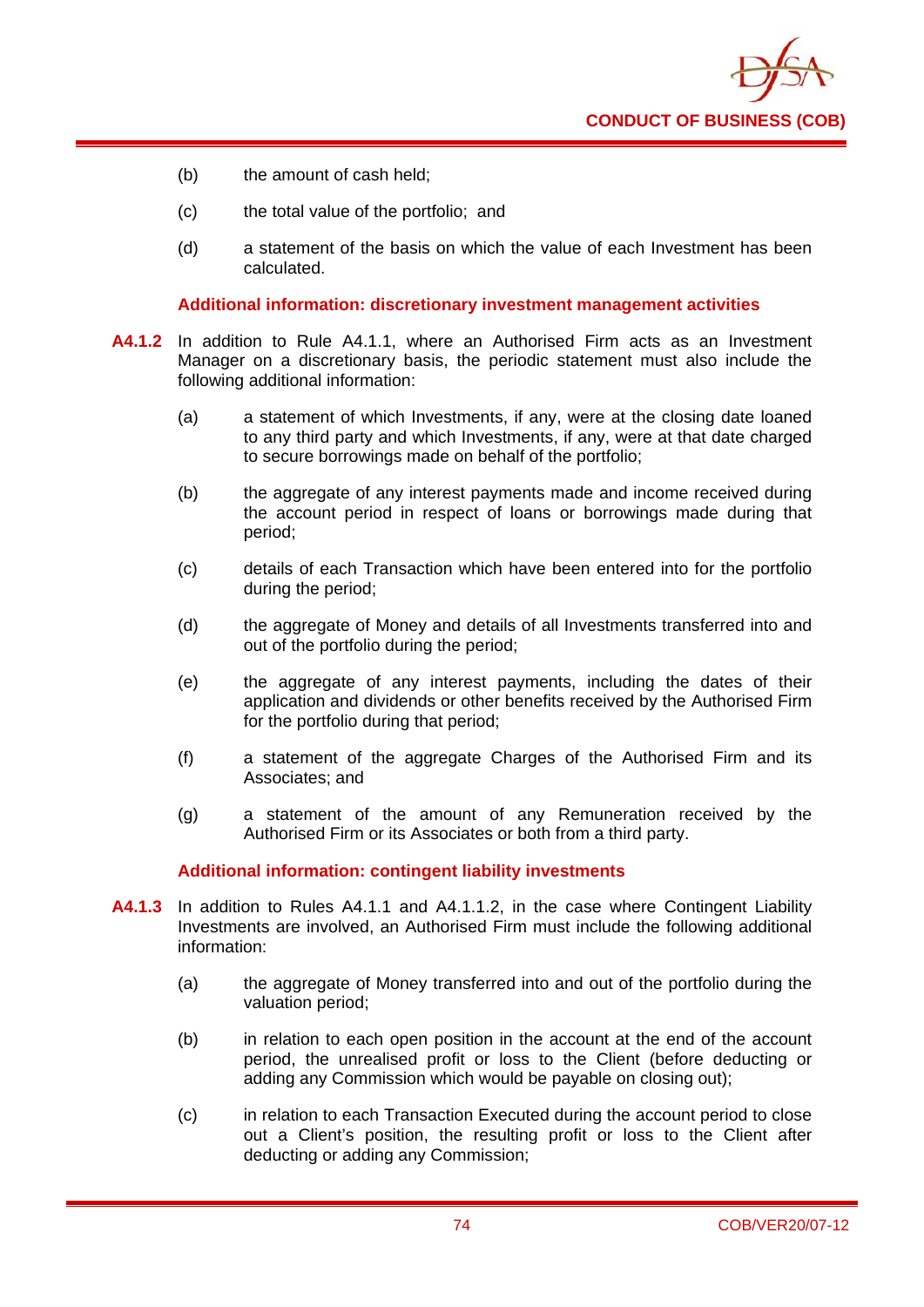(b) the amount of cash held;

(c) the total value of the portfolio; and

(d) a statement of the basis on which the value of each Investment has been calculated.

### Additional information: discretionary investment management activities

**A4.1.2** In addition to Rule A4.1.1, where an Authorised Firm acts as an Investment Manager on a discretionary basis, the periodic statement must also include the following additional information:

(a) a statement of which Investments, if any, were at the closing date loaned to any third party and which Investments, if any, were at that date charged to secure borrowings made on behalf of the portfolio;

(b) the aggregate of any interest payments made and income received during the account period in respect of loans or borrowings made during that period;

(c) details of each Transaction which have been entered into for the portfolio during the period;

(d) the aggregate of Money and details of all Investments transferred into and out of the portfolio during the period;

(e) the aggregate of any interest payments, including the dates of their application and dividends or other benefits received by the Authorised Firm for the portfolio during that period;

(f) a statement of the aggregate Charges of the Authorised Firm and its Associates; and

(g) a statement of the amount of any Remuneration received by the Authorised Firm or its Associates or both from a third party.

### Additional information: contingent liability investments

**A4.1.3** In addition to Rules A4.1.1 and A4.1.1.2, in the case where Contingent Liability Investments are involved, an Authorised Firm must include the following additional information:

(a) the aggregate of Money transferred into and out of the portfolio during the valuation period;

(b) in relation to each open position in the account at the end of the account period, the unrealised profit or loss to the Client (before deducting or adding any Commission which would be payable on closing out);

(c) in relation to each Transaction Executed during the account period to close out a Client's position, the resulting profit or loss to the Client after deducting or adding any Commission;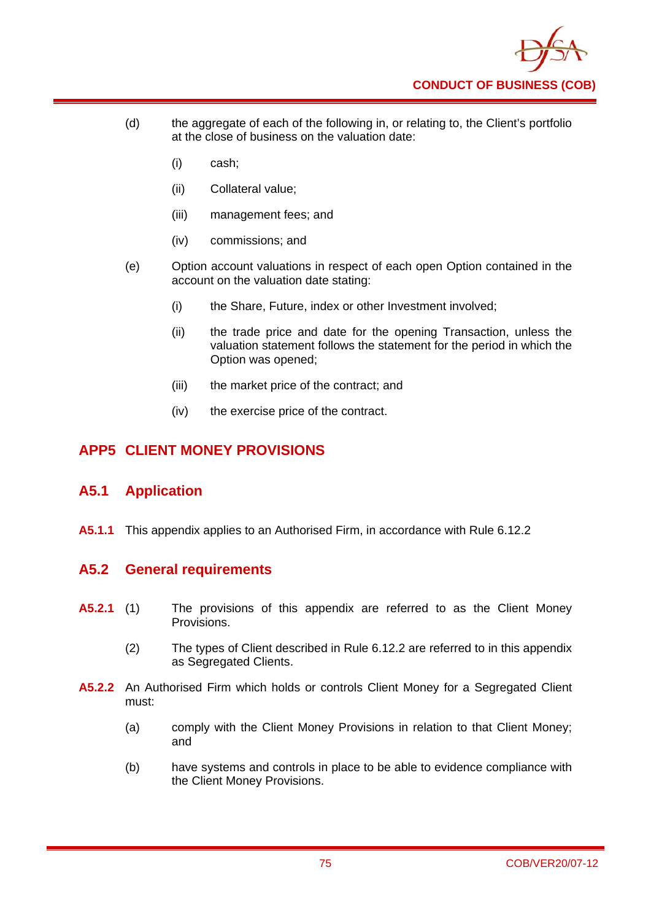(d) the aggregate of each of the following in, or relating to, the Client's portfolio at the close of business on the valuation date:

   (i) cash;

   (ii) Collateral value;

   (iii) management fees; and

   (iv) commissions; and

(e) Option account valuations in respect of each open Option contained in the account on the valuation date stating:

   (i) the Share, Future, index or other Investment involved;

   (ii) the trade price and date for the opening Transaction, unless the valuation statement follows the statement for the period in which the Option was opened;

   (iii) the market price of the contract; and

   (iv) the exercise price of the contract.

# APP5 CLIENT MONEY PROVISIONS

## A5.1 Application

**A5.1.1** This appendix applies to an Authorised Firm, in accordance with Rule 6.12.2

## A5.2 General requirements

**A5.2.1** (1) The provisions of this appendix are referred to as the Client Money Provisions.

(2) The types of Client described in Rule 6.12.2 are referred to in this appendix as Segregated Clients.

**A5.2.2** An Authorised Firm which holds or controls Client Money for a Segregated Client must:

(a) comply with the Client Money Provisions in relation to that Client Money; and

(b) have systems and controls in place to be able to evidence compliance with the Client Money Provisions.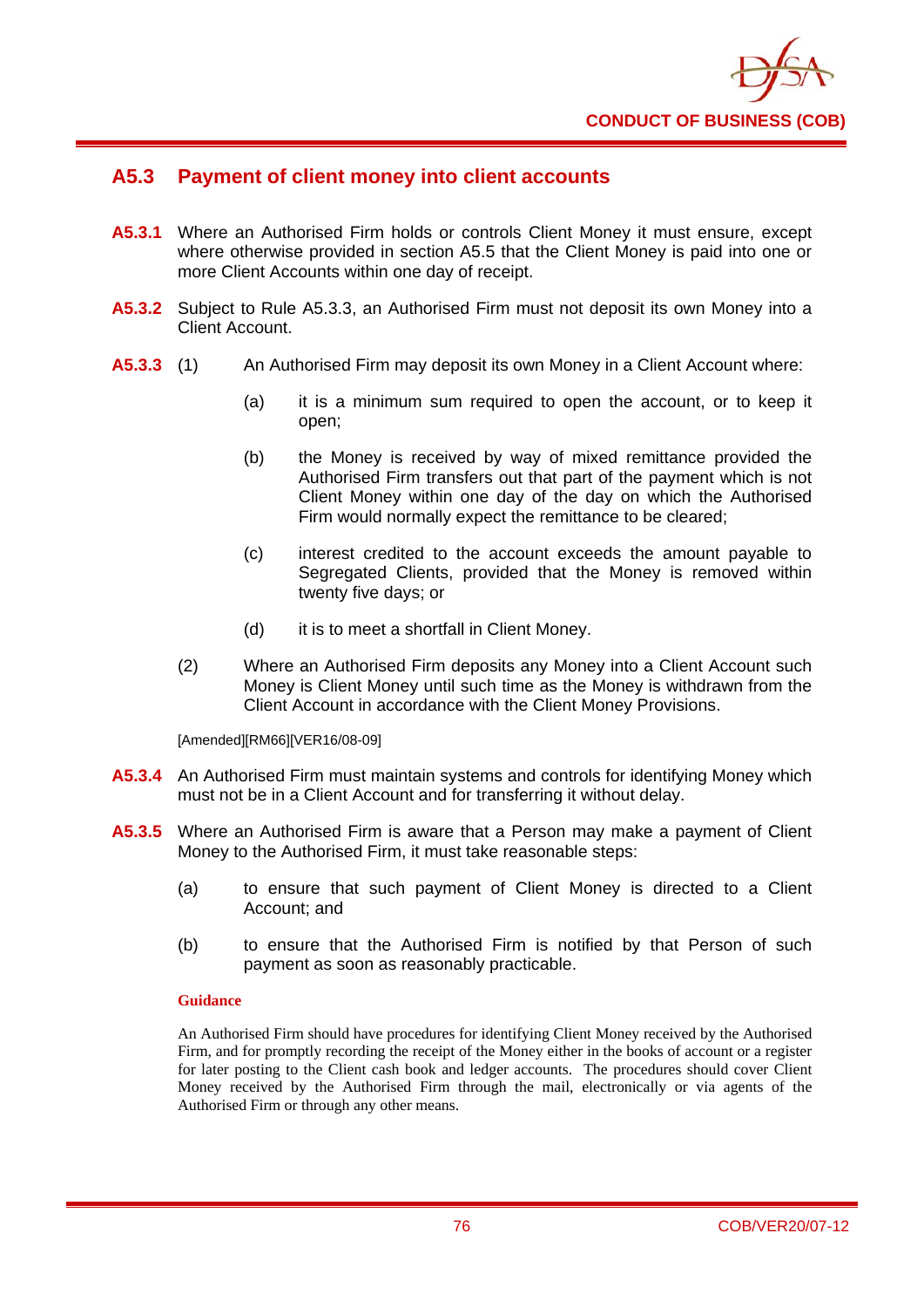## A5.3 Payment of client money into client accounts

**A5.3.1** Where an Authorised Firm holds or controls Client Money it must ensure, except where otherwise provided in section A5.5 that the Client Money is paid into one or more Client Accounts within one day of receipt.

**A5.3.2** Subject to Rule A5.3.3, an Authorised Firm must not deposit its own Money into a Client Account.

**A5.3.3** (1) An Authorised Firm may deposit its own Money in a Client Account where:

(a) it is a minimum sum required to open the account, or to keep it open;

(b) the Money is received by way of mixed remittance provided the Authorised Firm transfers out that part of the payment which is not Client Money within one day of the day on which the Authorised Firm would normally expect the remittance to be cleared;

(c) interest credited to the account exceeds the amount payable to Segregated Clients, provided that the Money is removed within twenty five days; or

(d) it is to meet a shortfall in Client Money.

(2) Where an Authorised Firm deposits any Money into a Client Account such Money is Client Money until such time as the Money is withdrawn from the Client Account in accordance with the Client Money Provisions.

[Amended][RM66][VER16/08-09]

**A5.3.4** An Authorised Firm must maintain systems and controls for identifying Money which must not be in a Client Account and for transferring it without delay.

**A5.3.5** Where an Authorised Firm is aware that a Person may make a payment of Client Money to the Authorised Firm, it must take reasonable steps:

(a) to ensure that such payment of Client Money is directed to a Client Account; and

(b) to ensure that the Authorised Firm is notified by that Person of such payment as soon as reasonably practicable.

**Guidance**

An Authorised Firm should have procedures for identifying Client Money received by the Authorised Firm, and for promptly recording the receipt of the Money either in the books of account or a register for later posting to the Client cash book and ledger accounts. The procedures should cover Client Money received by the Authorised Firm through the mail, electronically or via agents of the Authorised Firm or through any other means.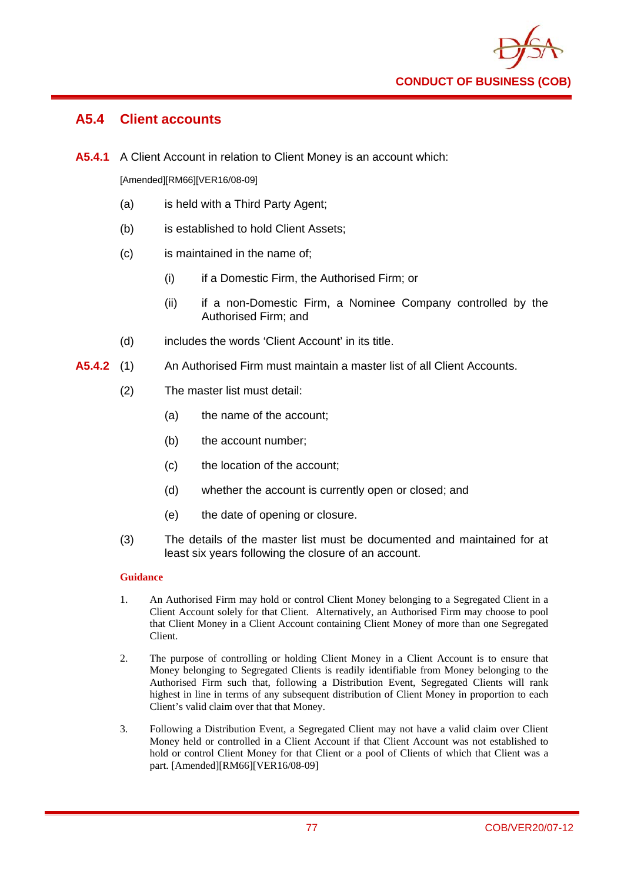## A5.4 Client accounts

**A5.4.1** A Client Account in relation to Client Money is an account which:

[Amended][RM66][VER16/08-09]

(a) is held with a Third Party Agent;

(b) is established to hold Client Assets;

(c) is maintained in the name of;

(i) if a Domestic Firm, the Authorised Firm; or

(ii) if a non-Domestic Firm, a Nominee Company controlled by the Authorised Firm; and

(d) includes the words 'Client Account' in its title.

**A5.4.2** (1) An Authorised Firm must maintain a master list of all Client Accounts.

(2) The master list must detail:

(a) the name of the account;

(b) the account number;

(c) the location of the account;

(d) whether the account is currently open or closed; and

(e) the date of opening or closure.

(3) The details of the master list must be documented and maintained for at least six years following the closure of an account.

**Guidance**

1. An Authorised Firm may hold or control Client Money belonging to a Segregated Client in a Client Account solely for that Client. Alternatively, an Authorised Firm may choose to pool that Client Money in a Client Account containing Client Money of more than one Segregated Client.

2. The purpose of controlling or holding Client Money in a Client Account is to ensure that Money belonging to Segregated Clients is readily identifiable from Money belonging to the Authorised Firm such that, following a Distribution Event, Segregated Clients will rank highest in line in terms of any subsequent distribution of Client Money in proportion to each Client's valid claim over that that Money.

3. Following a Distribution Event, a Segregated Client may not have a valid claim over Client Money held or controlled in a Client Account if that Client Account was not established to hold or control Client Money for that Client or a pool of Clients of which that Client was a part. [Amended][RM66][VER16/08-09]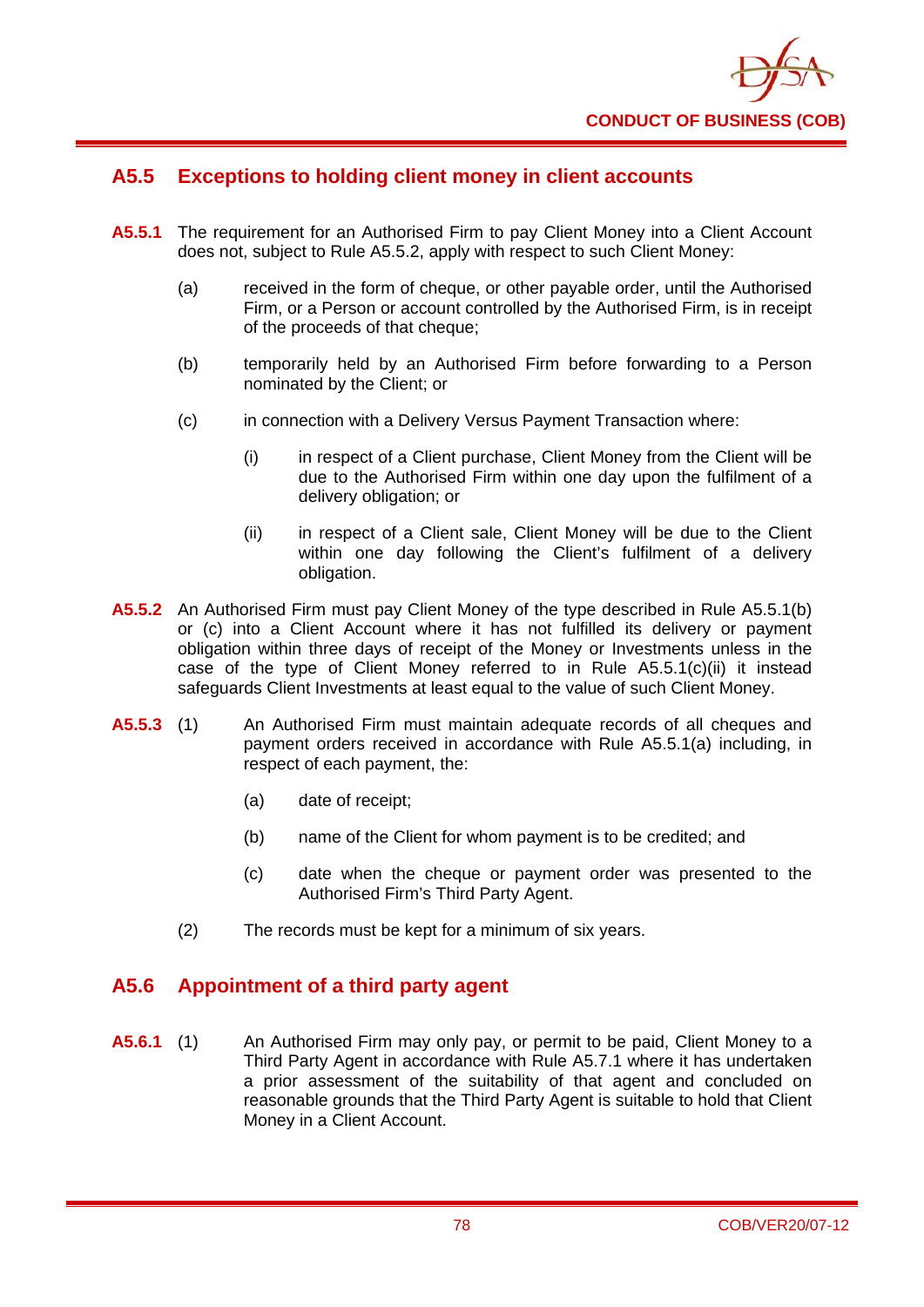## A5.5 Exceptions to holding client money in client accounts

**A5.5.1** The requirement for an Authorised Firm to pay Client Money into a Client Account does not, subject to Rule A5.5.2, apply with respect to such Client Money:

(a) received in the form of cheque, or other payable order, until the Authorised Firm, or a Person or account controlled by the Authorised Firm, is in receipt of the proceeds of that cheque;

(b) temporarily held by an Authorised Firm before forwarding to a Person nominated by the Client; or

(c) in connection with a Delivery Versus Payment Transaction where:

(i) in respect of a Client purchase, Client Money from the Client will be due to the Authorised Firm within one day upon the fulfilment of a delivery obligation; or

(ii) in respect of a Client sale, Client Money will be due to the Client within one day following the Client's fulfilment of a delivery obligation.

**A5.5.2** An Authorised Firm must pay Client Money of the type described in Rule A5.5.1(b) or (c) into a Client Account where it has not fulfilled its delivery or payment obligation within three days of receipt of the Money or Investments unless in the case of the type of Client Money referred to in Rule A5.5.1(c)(ii) it instead safeguards Client Investments at least equal to the value of such Client Money.

**A5.5.3** (1) An Authorised Firm must maintain adequate records of all cheques and payment orders received in accordance with Rule A5.5.1(a) including, in respect of each payment, the:

(a) date of receipt;

(b) name of the Client for whom payment is to be credited; and

(c) date when the cheque or payment order was presented to the Authorised Firm's Third Party Agent.

(2) The records must be kept for a minimum of six years.

## A5.6 Appointment of a third party agent

**A5.6.1** (1) An Authorised Firm may only pay, or permit to be paid, Client Money to a Third Party Agent in accordance with Rule A5.7.1 where it has undertaken a prior assessment of the suitability of that agent and concluded on reasonable grounds that the Third Party Agent is suitable to hold that Client Money in a Client Account.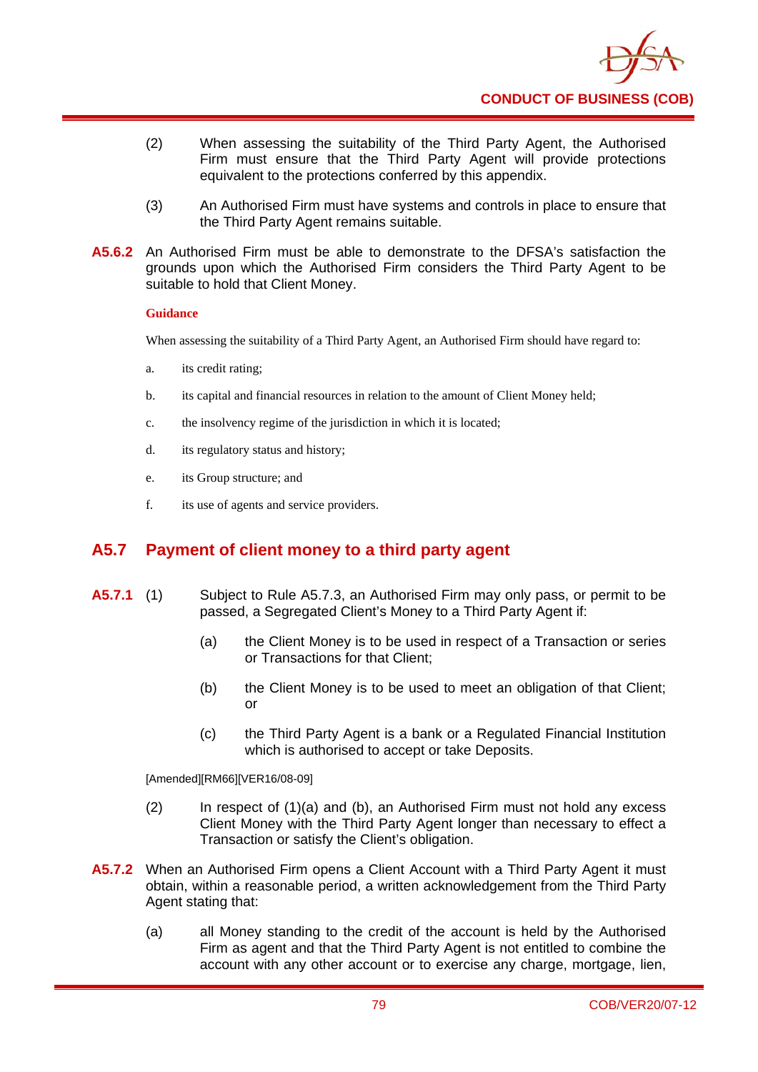(2) When assessing the suitability of the Third Party Agent, the Authorised Firm must ensure that the Third Party Agent will provide protections equivalent to the protections conferred by this appendix.

(3) An Authorised Firm must have systems and controls in place to ensure that the Third Party Agent remains suitable.

**A5.6.2** An Authorised Firm must be able to demonstrate to the DFSA's satisfaction the grounds upon which the Authorised Firm considers the Third Party Agent to be suitable to hold that Client Money.

**Guidance**

When assessing the suitability of a Third Party Agent, an Authorised Firm should have regard to:

a. its credit rating;

b. its capital and financial resources in relation to the amount of Client Money held;

c. the insolvency regime of the jurisdiction in which it is located;

d. its regulatory status and history;

e. its Group structure; and

f. its use of agents and service providers.

## A5.7 Payment of client money to a third party agent

**A5.7.1** (1) Subject to Rule A5.7.3, an Authorised Firm may only pass, or permit to be passed, a Segregated Client's Money to a Third Party Agent if:

(a) the Client Money is to be used in respect of a Transaction or series or Transactions for that Client;

(b) the Client Money is to be used to meet an obligation of that Client; or

(c) the Third Party Agent is a bank or a Regulated Financial Institution which is authorised to accept or take Deposits.

[Amended][RM66][VER16/08-09]

(2) In respect of (1)(a) and (b), an Authorised Firm must not hold any excess Client Money with the Third Party Agent longer than necessary to effect a Transaction or satisfy the Client's obligation.

**A5.7.2** When an Authorised Firm opens a Client Account with a Third Party Agent it must obtain, within a reasonable period, a written acknowledgement from the Third Party Agent stating that:

(a) all Money standing to the credit of the account is held by the Authorised Firm as agent and that the Third Party Agent is not entitled to combine the account with any other account or to exercise any charge, mortgage, lien,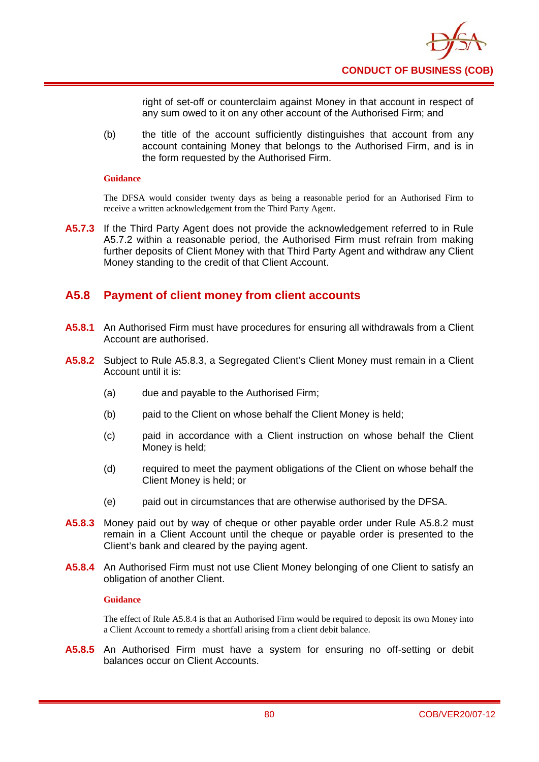right of set-off or counterclaim against Money in that account in respect of any sum owed to it on any other account of the Authorised Firm; and

(b) the title of the account sufficiently distinguishes that account from any account containing Money that belongs to the Authorised Firm, and is in the form requested by the Authorised Firm.

**Guidance**

The DFSA would consider twenty days as being a reasonable period for an Authorised Firm to receive a written acknowledgement from the Third Party Agent.

**A5.7.3** If the Third Party Agent does not provide the acknowledgement referred to in Rule A5.7.2 within a reasonable period, the Authorised Firm must refrain from making further deposits of Client Money with that Third Party Agent and withdraw any Client Money standing to the credit of that Client Account.

## A5.8 Payment of client money from client accounts

**A5.8.1** An Authorised Firm must have procedures for ensuring all withdrawals from a Client Account are authorised.

**A5.8.2** Subject to Rule A5.8.3, a Segregated Client's Client Money must remain in a Client Account until it is:

(a) due and payable to the Authorised Firm;

(b) paid to the Client on whose behalf the Client Money is held;

(c) paid in accordance with a Client instruction on whose behalf the Client Money is held;

(d) required to meet the payment obligations of the Client on whose behalf the Client Money is held; or

(e) paid out in circumstances that are otherwise authorised by the DFSA.

**A5.8.3** Money paid out by way of cheque or other payable order under Rule A5.8.2 must remain in a Client Account until the cheque or payable order is presented to the Client's bank and cleared by the paying agent.

**A5.8.4** An Authorised Firm must not use Client Money belonging of one Client to satisfy an obligation of another Client.

**Guidance**

The effect of Rule A5.8.4 is that an Authorised Firm would be required to deposit its own Money into a Client Account to remedy a shortfall arising from a client debit balance.

**A5.8.5** An Authorised Firm must have a system for ensuring no off-setting or debit balances occur on Client Accounts.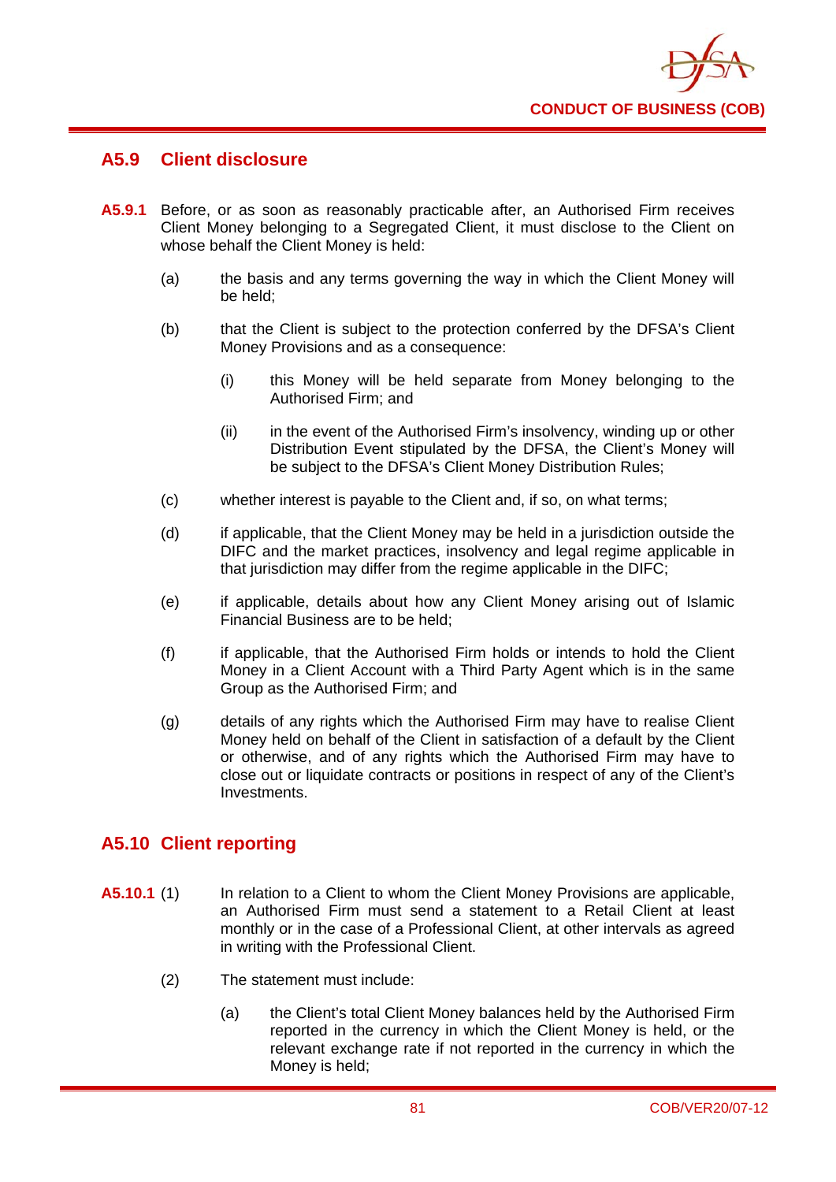## A5.9 Client disclosure

**A5.9.1** Before, or as soon as reasonably practicable after, an Authorised Firm receives Client Money belonging to a Segregated Client, it must disclose to the Client on whose behalf the Client Money is held:

(a) the basis and any terms governing the way in which the Client Money will be held;

(b) that the Client is subject to the protection conferred by the DFSA's Client Money Provisions and as a consequence:

(i) this Money will be held separate from Money belonging to the Authorised Firm; and

(ii) in the event of the Authorised Firm's insolvency, winding up or other Distribution Event stipulated by the DFSA, the Client's Money will be subject to the DFSA's Client Money Distribution Rules;

(c) whether interest is payable to the Client and, if so, on what terms;

(d) if applicable, that the Client Money may be held in a jurisdiction outside the DIFC and the market practices, insolvency and legal regime applicable in that jurisdiction may differ from the regime applicable in the DIFC;

(e) if applicable, details about how any Client Money arising out of Islamic Financial Business are to be held;

(f) if applicable, that the Authorised Firm holds or intends to hold the Client Money in a Client Account with a Third Party Agent which is in the same Group as the Authorised Firm; and

(g) details of any rights which the Authorised Firm may have to realise Client Money held on behalf of the Client in satisfaction of a default by the Client or otherwise, and of any rights which the Authorised Firm may have to close out or liquidate contracts or positions in respect of any of the Client's Investments.

## A5.10 Client reporting

**A5.10.1** (1) In relation to a Client to whom the Client Money Provisions are applicable, an Authorised Firm must send a statement to a Retail Client at least monthly or in the case of a Professional Client, at other intervals as agreed in writing with the Professional Client.

(2) The statement must include:

(a) the Client's total Client Money balances held by the Authorised Firm reported in the currency in which the Client Money is held, or the relevant exchange rate if not reported in the currency in which the Money is held;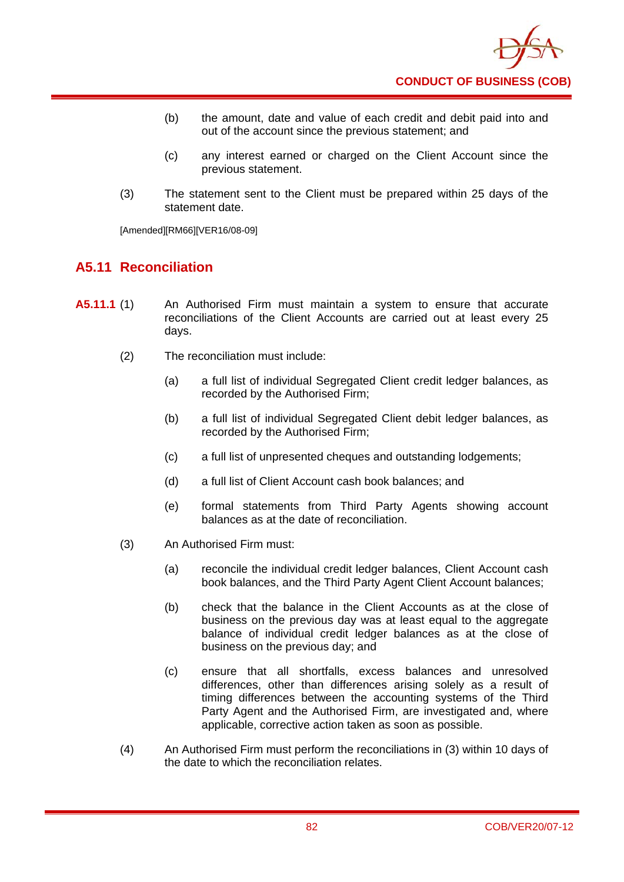(b) the amount, date and value of each credit and debit paid into and out of the account since the previous statement; and

(c) any interest earned or charged on the Client Account since the previous statement.

(3) The statement sent to the Client must be prepared within 25 days of the statement date.

[Amended][RM66][VER16/08-09]

## A5.11 Reconciliation

**A5.11.1** (1) An Authorised Firm must maintain a system to ensure that accurate reconciliations of the Client Accounts are carried out at least every 25 days.

(2) The reconciliation must include:

(a) a full list of individual Segregated Client credit ledger balances, as recorded by the Authorised Firm;

(b) a full list of individual Segregated Client debit ledger balances, as recorded by the Authorised Firm;

(c) a full list of unpresented cheques and outstanding lodgements;

(d) a full list of Client Account cash book balances; and

(e) formal statements from Third Party Agents showing account balances as at the date of reconciliation.

(3) An Authorised Firm must:

(a) reconcile the individual credit ledger balances, Client Account cash book balances, and the Third Party Agent Client Account balances;

(b) check that the balance in the Client Accounts as at the close of business on the previous day was at least equal to the aggregate balance of individual credit ledger balances as at the close of business on the previous day; and

(c) ensure that all shortfalls, excess balances and unresolved differences, other than differences arising solely as a result of timing differences between the accounting systems of the Third Party Agent and the Authorised Firm, are investigated and, where applicable, corrective action taken as soon as possible.

(4) An Authorised Firm must perform the reconciliations in (3) within 10 days of the date to which the reconciliation relates.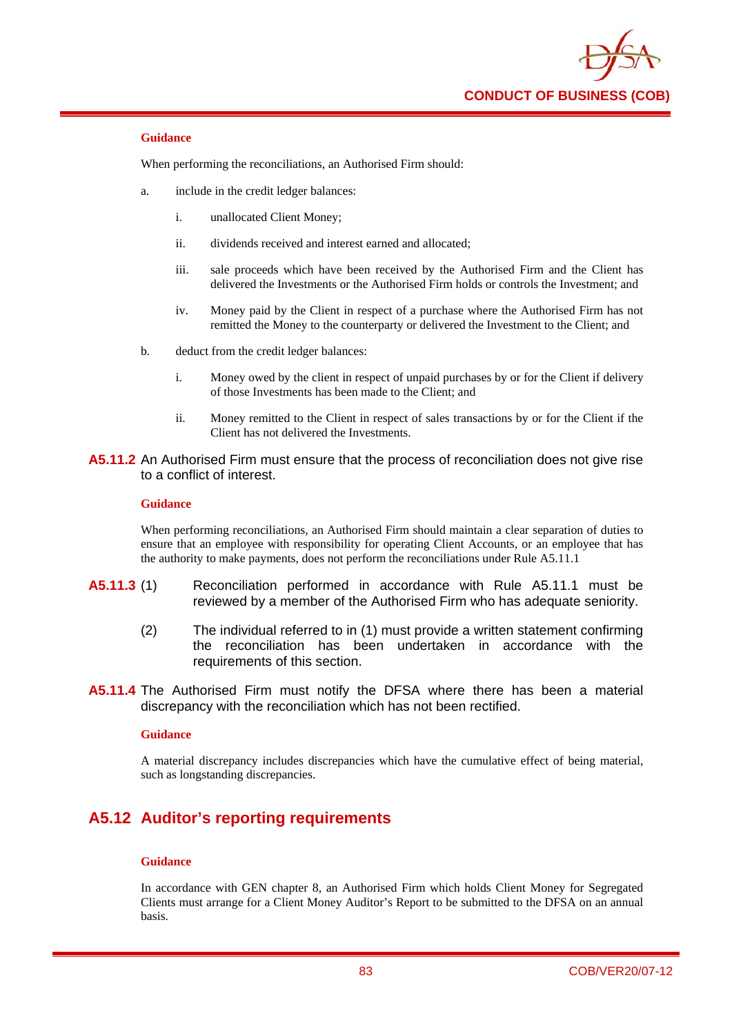**Guidance**

When performing the reconciliations, an Authorised Firm should:

a. include in the credit ledger balances:

   i. unallocated Client Money;

   ii. dividends received and interest earned and allocated;

   iii. sale proceeds which have been received by the Authorised Firm and the Client has delivered the Investments or the Authorised Firm holds or controls the Investment; and

   iv. Money paid by the Client in respect of a purchase where the Authorised Firm has not remitted the Money to the counterparty or delivered the Investment to the Client; and

b. deduct from the credit ledger balances:

   i. Money owed by the client in respect of unpaid purchases by or for the Client if delivery of those Investments has been made to the Client; and

   ii. Money remitted to the Client in respect of sales transactions by or for the Client if the Client has not delivered the Investments.

**A5.11.2** An Authorised Firm must ensure that the process of reconciliation does not give rise to a conflict of interest.

**Guidance**

When performing reconciliations, an Authorised Firm should maintain a clear separation of duties to ensure that an employee with responsibility for operating Client Accounts, or an employee that has the authority to make payments, does not perform the reconciliations under Rule A5.11.1

**A5.11.3** (1) Reconciliation performed in accordance with Rule A5.11.1 must be reviewed by a member of the Authorised Firm who has adequate seniority.

(2) The individual referred to in (1) must provide a written statement confirming the reconciliation has been undertaken in accordance with the requirements of this section.

**A5.11.4** The Authorised Firm must notify the DFSA where there has been a material discrepancy with the reconciliation which has not been rectified.

**Guidance**

A material discrepancy includes discrepancies which have the cumulative effect of being material, such as longstanding discrepancies.

## A5.12 Auditor's reporting requirements

**Guidance**

In accordance with GEN chapter 8, an Authorised Firm which holds Client Money for Segregated Clients must arrange for a Client Money Auditor's Report to be submitted to the DFSA on an annual basis.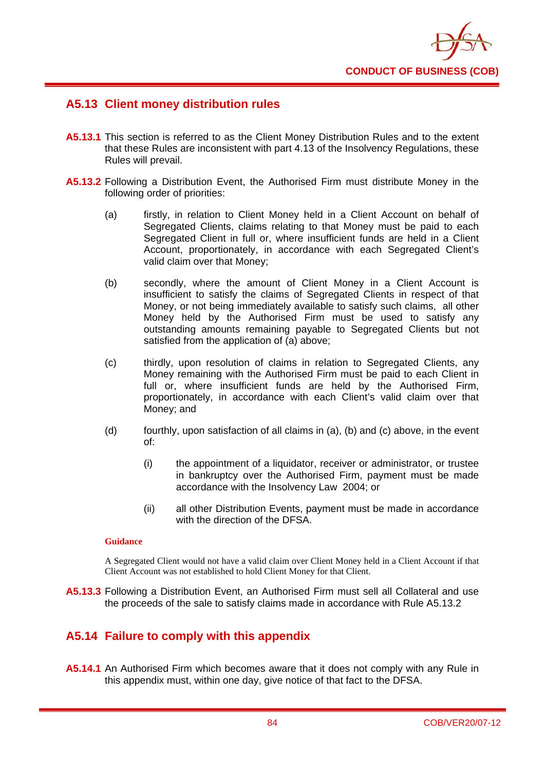## A5.13 Client money distribution rules

**A5.13.1** This section is referred to as the Client Money Distribution Rules and to the extent that these Rules are inconsistent with part 4.13 of the Insolvency Regulations, these Rules will prevail.

**A5.13.2** Following a Distribution Event, the Authorised Firm must distribute Money in the following order of priorities:

(a) firstly, in relation to Client Money held in a Client Account on behalf of Segregated Clients, claims relating to that Money must be paid to each Segregated Client in full or, where insufficient funds are held in a Client Account, proportionately, in accordance with each Segregated Client's valid claim over that Money;

(b) secondly, where the amount of Client Money in a Client Account is insufficient to satisfy the claims of Segregated Clients in respect of that Money, or not being immediately available to satisfy such claims, all other Money held by the Authorised Firm must be used to satisfy any outstanding amounts remaining payable to Segregated Clients but not satisfied from the application of (a) above;

(c) thirdly, upon resolution of claims in relation to Segregated Clients, any Money remaining with the Authorised Firm must be paid to each Client in full or, where insufficient funds are held by the Authorised Firm, proportionately, in accordance with each Client's valid claim over that Money; and

(d) fourthly, upon satisfaction of all claims in (a), (b) and (c) above, in the event of:

  (i) the appointment of a liquidator, receiver or administrator, or trustee in bankruptcy over the Authorised Firm, payment must be made accordance with the Insolvency Law 2004; or

  (ii) all other Distribution Events, payment must be made in accordance with the direction of the DFSA.

**Guidance**

A Segregated Client would not have a valid claim over Client Money held in a Client Account if that Client Account was not established to hold Client Money for that Client.

**A5.13.3** Following a Distribution Event, an Authorised Firm must sell all Collateral and use the proceeds of the sale to satisfy claims made in accordance with Rule A5.13.2

## A5.14 Failure to comply with this appendix

**A5.14.1** An Authorised Firm which becomes aware that it does not comply with any Rule in this appendix must, within one day, give notice of that fact to the DFSA.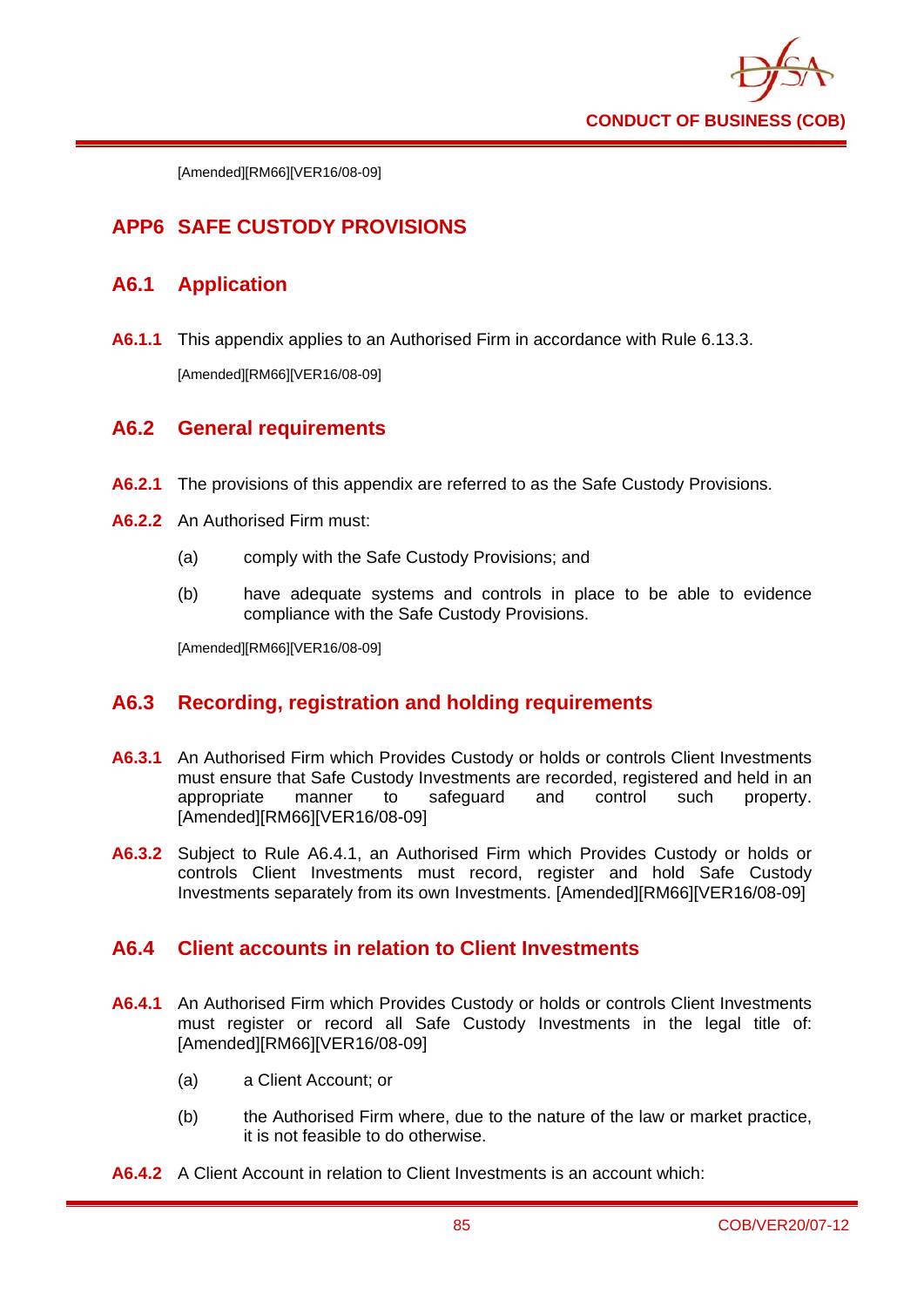[Amended][RM66][VER16/08-09]

## APP6 SAFE CUSTODY PROVISIONS

### A6.1 Application

**A6.1.1** This appendix applies to an Authorised Firm in accordance with Rule 6.13.3.

[Amended][RM66][VER16/08-09]

### A6.2 General requirements

**A6.2.1** The provisions of this appendix are referred to as the Safe Custody Provisions.

**A6.2.2** An Authorised Firm must:

(a) comply with the Safe Custody Provisions; and

(b) have adequate systems and controls in place to be able to evidence compliance with the Safe Custody Provisions.

[Amended][RM66][VER16/08-09]

### A6.3 Recording, registration and holding requirements

**A6.3.1** An Authorised Firm which Provides Custody or holds or controls Client Investments must ensure that Safe Custody Investments are recorded, registered and held in an appropriate manner to safeguard and control such property. [Amended][RM66][VER16/08-09]

**A6.3.2** Subject to Rule A6.4.1, an Authorised Firm which Provides Custody or holds or controls Client Investments must record, register and hold Safe Custody Investments separately from its own Investments. [Amended][RM66][VER16/08-09]

### A6.4 Client accounts in relation to Client Investments

**A6.4.1** An Authorised Firm which Provides Custody or holds or controls Client Investments must register or record all Safe Custody Investments in the legal title of: [Amended][RM66][VER16/08-09]

(a) a Client Account; or

(b) the Authorised Firm where, due to the nature of the law or market practice, it is not feasible to do otherwise.

**A6.4.2** A Client Account in relation to Client Investments is an account which: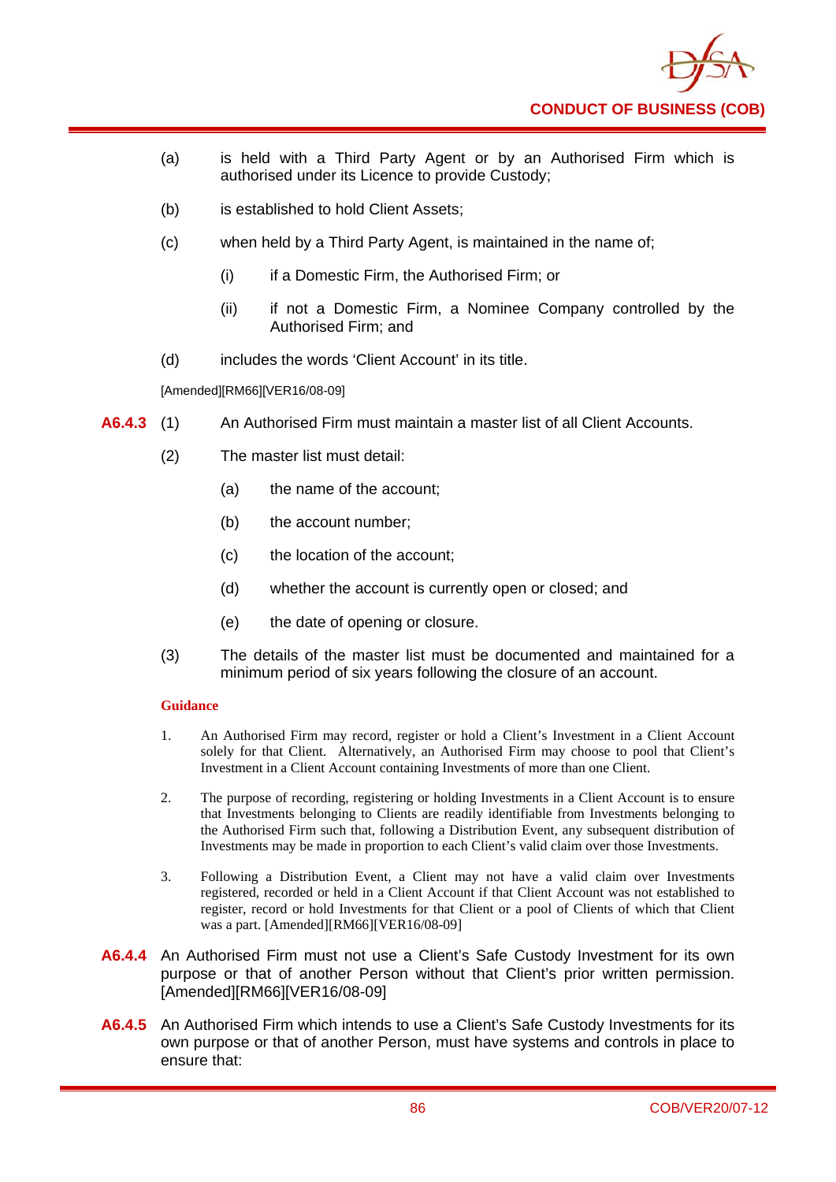(a) is held with a Third Party Agent or by an Authorised Firm which is authorised under its Licence to provide Custody;

(b) is established to hold Client Assets;

(c) when held by a Third Party Agent, is maintained in the name of;

  (i) if a Domestic Firm, the Authorised Firm; or

  (ii) if not a Domestic Firm, a Nominee Company controlled by the Authorised Firm; and

(d) includes the words 'Client Account' in its title.

[Amended][RM66][VER16/08-09]

**A6.4.3** (1) An Authorised Firm must maintain a master list of all Client Accounts.

(2) The master list must detail:

  (a) the name of the account;

  (b) the account number;

  (c) the location of the account;

  (d) whether the account is currently open or closed; and

  (e) the date of opening or closure.

(3) The details of the master list must be documented and maintained for a minimum period of six years following the closure of an account.

**Guidance**

1. An Authorised Firm may record, register or hold a Client's Investment in a Client Account solely for that Client. Alternatively, an Authorised Firm may choose to pool that Client's Investment in a Client Account containing Investments of more than one Client.

2. The purpose of recording, registering or holding Investments in a Client Account is to ensure that Investments belonging to Clients are readily identifiable from Investments belonging to the Authorised Firm such that, following a Distribution Event, any subsequent distribution of Investments may be made in proportion to each Client's valid claim over those Investments.

3. Following a Distribution Event, a Client may not have a valid claim over Investments registered, recorded or held in a Client Account if that Client Account was not established to register, record or hold Investments for that Client or a pool of Clients of which that Client was a part. [Amended][RM66][VER16/08-09]

**A6.4.4** An Authorised Firm must not use a Client's Safe Custody Investment for its own purpose or that of another Person without that Client's prior written permission. [Amended][RM66][VER16/08-09]

**A6.4.5** An Authorised Firm which intends to use a Client's Safe Custody Investments for its own purpose or that of another Person, must have systems and controls in place to ensure that: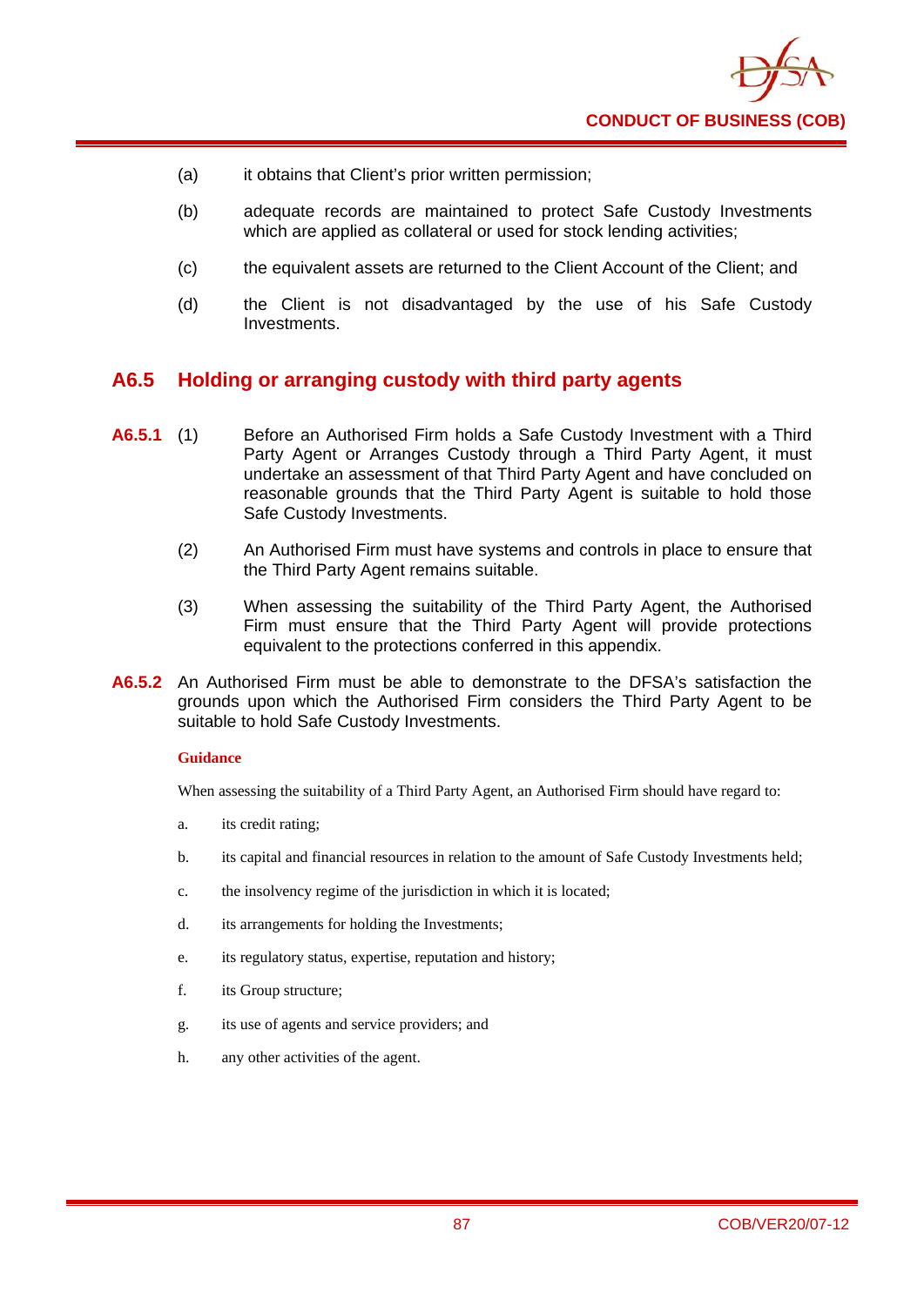(a) it obtains that Client's prior written permission;

(b) adequate records are maintained to protect Safe Custody Investments which are applied as collateral or used for stock lending activities;

(c) the equivalent assets are returned to the Client Account of the Client; and

(d) the Client is not disadvantaged by the use of his Safe Custody Investments.

## A6.5 Holding or arranging custody with third party agents

**A6.5.1** (1) Before an Authorised Firm holds a Safe Custody Investment with a Third Party Agent or Arranges Custody through a Third Party Agent, it must undertake an assessment of that Third Party Agent and have concluded on reasonable grounds that the Third Party Agent is suitable to hold those Safe Custody Investments.

(2) An Authorised Firm must have systems and controls in place to ensure that the Third Party Agent remains suitable.

(3) When assessing the suitability of the Third Party Agent, the Authorised Firm must ensure that the Third Party Agent will provide protections equivalent to the protections conferred in this appendix.

**A6.5.2** An Authorised Firm must be able to demonstrate to the DFSA's satisfaction the grounds upon which the Authorised Firm considers the Third Party Agent to be suitable to hold Safe Custody Investments.

**Guidance**

When assessing the suitability of a Third Party Agent, an Authorised Firm should have regard to:

a. its credit rating;

b. its capital and financial resources in relation to the amount of Safe Custody Investments held;

c. the insolvency regime of the jurisdiction in which it is located;

d. its arrangements for holding the Investments;

e. its regulatory status, expertise, reputation and history;

f. its Group structure;

g. its use of agents and service providers; and

h. any other activities of the agent.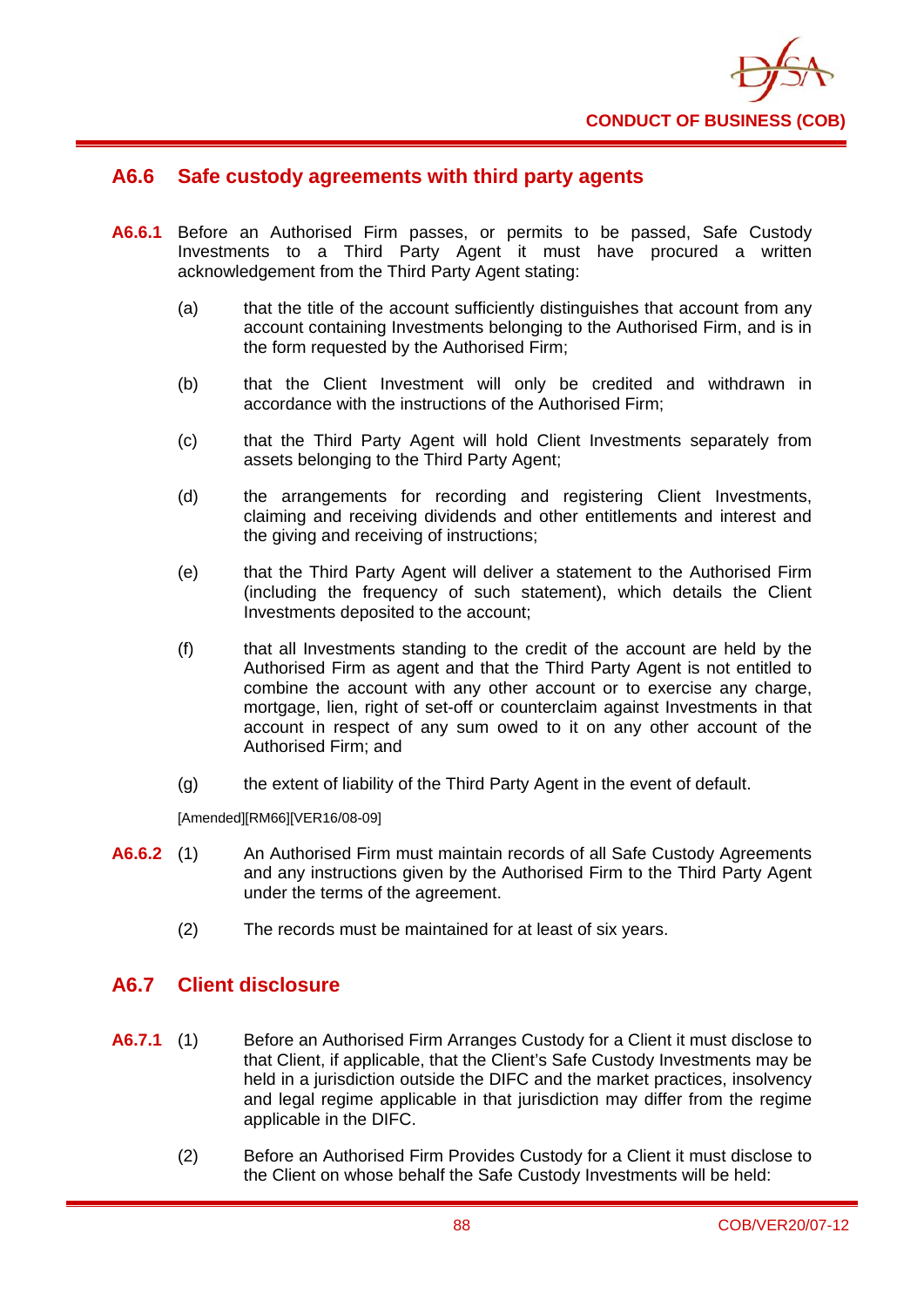## A6.6 Safe custody agreements with third party agents

**A6.6.1** Before an Authorised Firm passes, or permits to be passed, Safe Custody Investments to a Third Party Agent it must have procured a written acknowledgement from the Third Party Agent stating:

(a) that the title of the account sufficiently distinguishes that account from any account containing Investments belonging to the Authorised Firm, and is in the form requested by the Authorised Firm;

(b) that the Client Investment will only be credited and withdrawn in accordance with the instructions of the Authorised Firm;

(c) that the Third Party Agent will hold Client Investments separately from assets belonging to the Third Party Agent;

(d) the arrangements for recording and registering Client Investments, claiming and receiving dividends and other entitlements and interest and the giving and receiving of instructions;

(e) that the Third Party Agent will deliver a statement to the Authorised Firm (including the frequency of such statement), which details the Client Investments deposited to the account;

(f) that all Investments standing to the credit of the account are held by the Authorised Firm as agent and that the Third Party Agent is not entitled to combine the account with any other account or to exercise any charge, mortgage, lien, right of set-off or counterclaim against Investments in that account in respect of any sum owed to it on any other account of the Authorised Firm; and

(g) the extent of liability of the Third Party Agent in the event of default.

[Amended][RM66][VER16/08-09]

**A6.6.2** (1) An Authorised Firm must maintain records of all Safe Custody Agreements and any instructions given by the Authorised Firm to the Third Party Agent under the terms of the agreement.

(2) The records must be maintained for at least of six years.

## A6.7 Client disclosure

**A6.7.1** (1) Before an Authorised Firm Arranges Custody for a Client it must disclose to that Client, if applicable, that the Client's Safe Custody Investments may be held in a jurisdiction outside the DIFC and the market practices, insolvency and legal regime applicable in that jurisdiction may differ from the regime applicable in the DIFC.

(2) Before an Authorised Firm Provides Custody for a Client it must disclose to the Client on whose behalf the Safe Custody Investments will be held: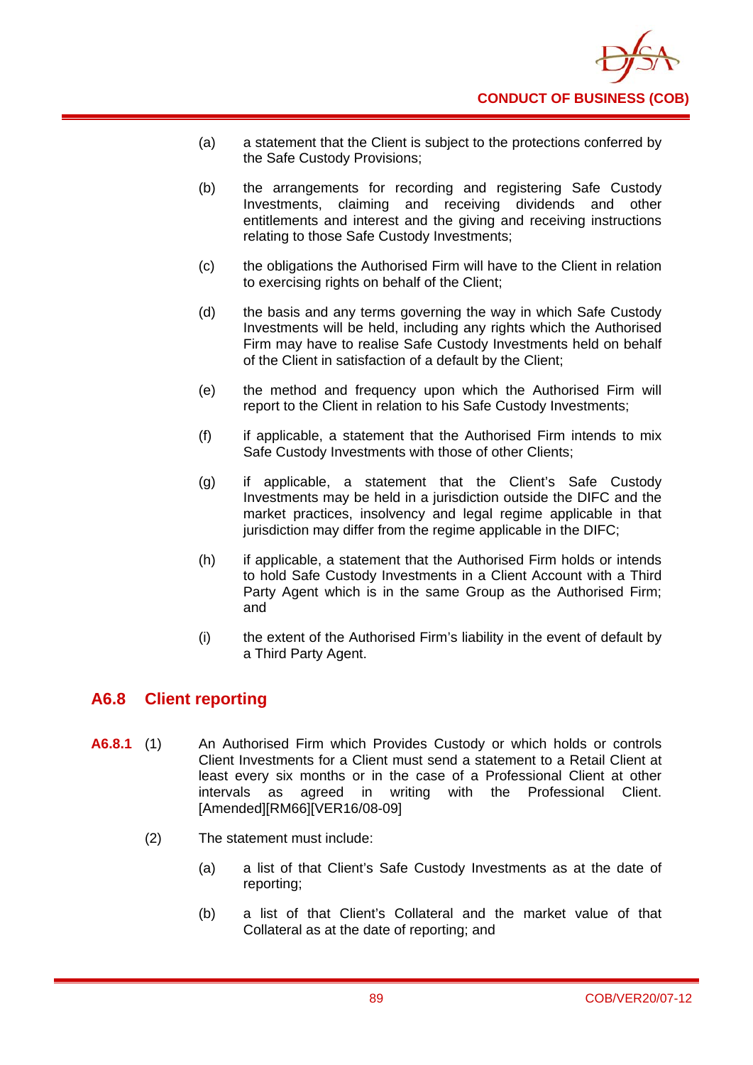(a) a statement that the Client is subject to the protections conferred by the Safe Custody Provisions;

(b) the arrangements for recording and registering Safe Custody Investments, claiming and receiving dividends and other entitlements and interest and the giving and receiving instructions relating to those Safe Custody Investments;

(c) the obligations the Authorised Firm will have to the Client in relation to exercising rights on behalf of the Client;

(d) the basis and any terms governing the way in which Safe Custody Investments will be held, including any rights which the Authorised Firm may have to realise Safe Custody Investments held on behalf of the Client in satisfaction of a default by the Client;

(e) the method and frequency upon which the Authorised Firm will report to the Client in relation to his Safe Custody Investments;

(f) if applicable, a statement that the Authorised Firm intends to mix Safe Custody Investments with those of other Clients;

(g) if applicable, a statement that the Client's Safe Custody Investments may be held in a jurisdiction outside the DIFC and the market practices, insolvency and legal regime applicable in that jurisdiction may differ from the regime applicable in the DIFC;

(h) if applicable, a statement that the Authorised Firm holds or intends to hold Safe Custody Investments in a Client Account with a Third Party Agent which is in the same Group as the Authorised Firm; and

(i) the extent of the Authorised Firm's liability in the event of default by a Third Party Agent.

## A6.8 Client reporting

**A6.8.1** (1) An Authorised Firm which Provides Custody or which holds or controls Client Investments for a Client must send a statement to a Retail Client at least every six months or in the case of a Professional Client at other intervals as agreed in writing with the Professional Client. [Amended][RM66][VER16/08-09]

(2) The statement must include:

(a) a list of that Client's Safe Custody Investments as at the date of reporting;

(b) a list of that Client's Collateral and the market value of that Collateral as at the date of reporting; and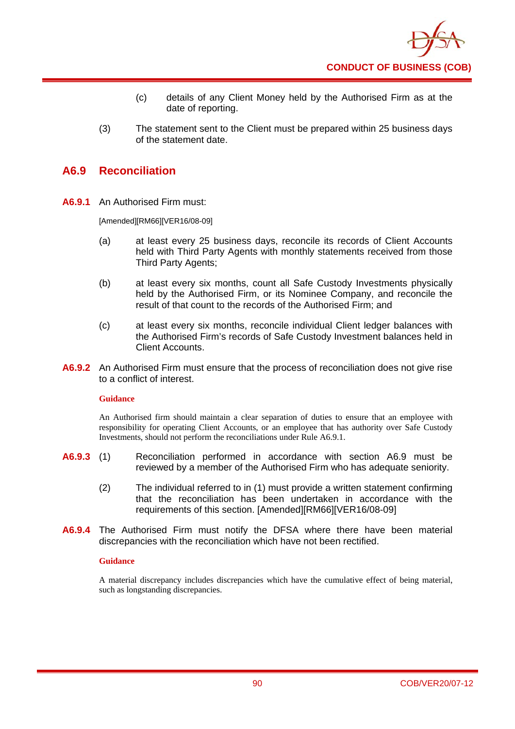(c) details of any Client Money held by the Authorised Firm as at the date of reporting.

(3) The statement sent to the Client must be prepared within 25 business days of the statement date.

## A6.9 Reconciliation

**A6.9.1** An Authorised Firm must:

[Amended][RM66][VER16/08-09]

(a) at least every 25 business days, reconcile its records of Client Accounts held with Third Party Agents with monthly statements received from those Third Party Agents;

(b) at least every six months, count all Safe Custody Investments physically held by the Authorised Firm, or its Nominee Company, and reconcile the result of that count to the records of the Authorised Firm; and

(c) at least every six months, reconcile individual Client ledger balances with the Authorised Firm's records of Safe Custody Investment balances held in Client Accounts.

**A6.9.2** An Authorised Firm must ensure that the process of reconciliation does not give rise to a conflict of interest.

**Guidance**

An Authorised firm should maintain a clear separation of duties to ensure that an employee with responsibility for operating Client Accounts, or an employee that has authority over Safe Custody Investments, should not perform the reconciliations under Rule A6.9.1.

**A6.9.3** (1) Reconciliation performed in accordance with section A6.9 must be reviewed by a member of the Authorised Firm who has adequate seniority.

(2) The individual referred to in (1) must provide a written statement confirming that the reconciliation has been undertaken in accordance with the requirements of this section. [Amended][RM66][VER16/08-09]

**A6.9.4** The Authorised Firm must notify the DFSA where there have been material discrepancies with the reconciliation which have not been rectified.

**Guidance**

A material discrepancy includes discrepancies which have the cumulative effect of being material, such as longstanding discrepancies.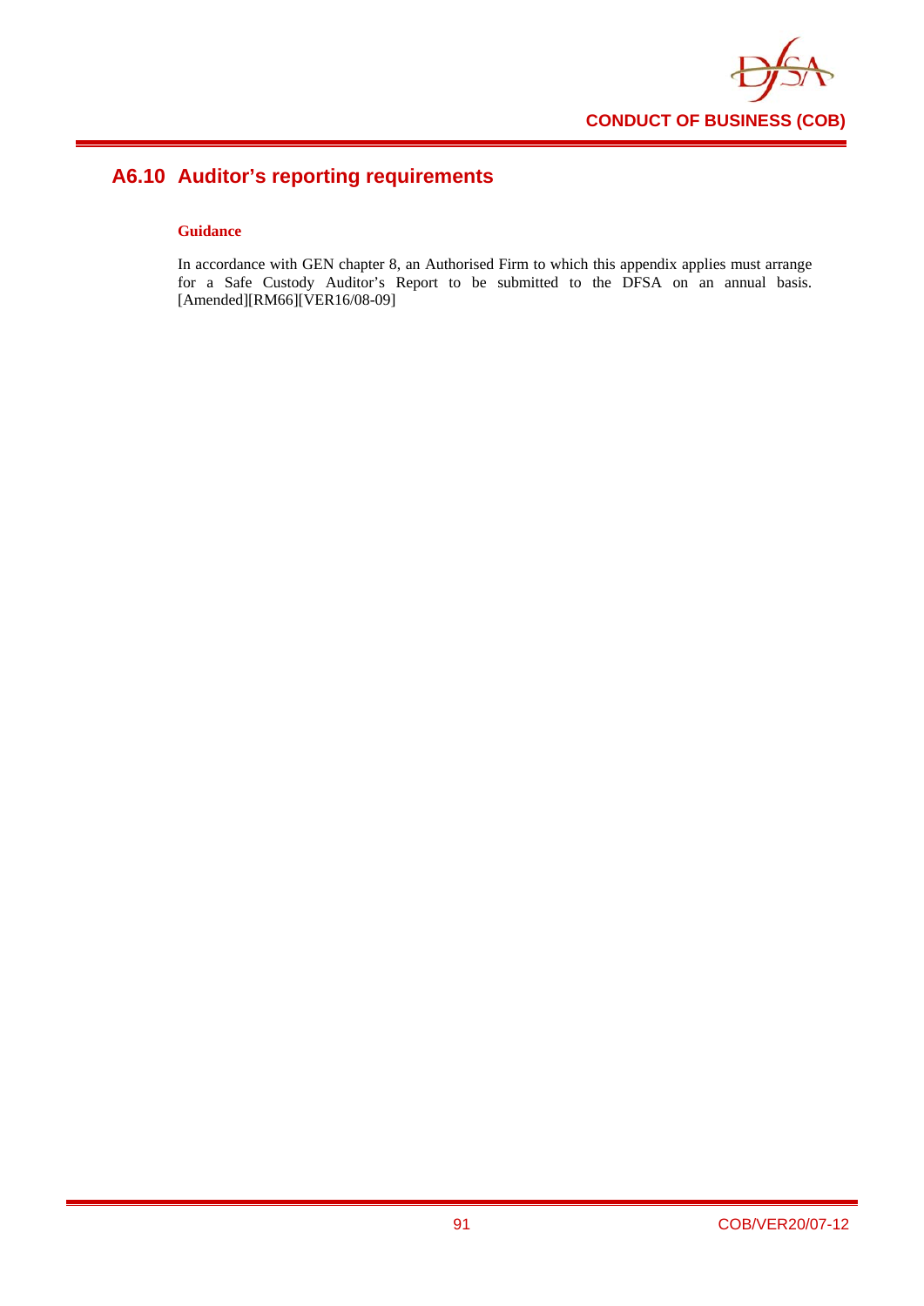## A6.10 Auditor's reporting requirements

**Guidance**

In accordance with GEN chapter 8, an Authorised Firm to which this appendix applies must arrange for a Safe Custody Auditor's Report to be submitted to the DFSA on an annual basis. [Amended][RM66][VER16/08-09]